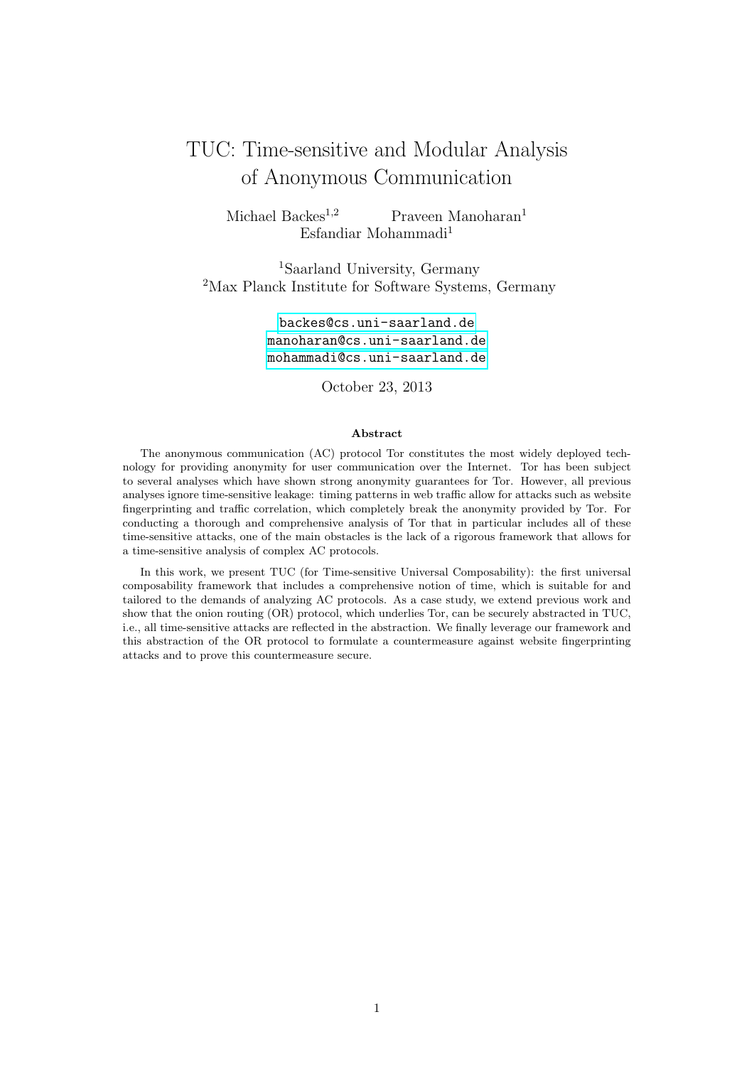# TUC: Time-sensitive and Modular Analysis of Anonymous Communication

Michael Backes[1,2] Praveen Manoharan[1] Esfandiar Mohammadi[1]

[1]Saarland University, Germany
[2]Max Planck Institute for Software Systems, Germany

backes@cs.uni-saarland.de
manoharan@cs.uni-saarland.de
mohammadi@cs.uni-saarland.de

October 23, 2013

### Abstract

The anonymous communication (AC) protocol Tor constitutes the most widely deployed technology for providing anonymity for user communication over the Internet. Tor has been subject to several analyses which have shown strong anonymity guarantees for Tor. However, all previous analyses ignore time-sensitive leakage: timing patterns in web traffic allow for attacks such as website fingerprinting and traffic correlation, which completely break the anonymity provided by Tor. For conducting a thorough and comprehensive analysis of Tor that in particular includes all of these time-sensitive attacks, one of the main obstacles is the lack of a rigorous framework that allows for a time-sensitive analysis of complex AC protocols.

In this work, we present TUC (for Time-sensitive Universal Composability): the first universal composability framework that includes a comprehensive notion of time, which is suitable for and tailored to the demands of analyzing AC protocols. As a case study, we extend previous work and show that the onion routing (OR) protocol, which underlies Tor, can be securely abstracted in TUC, i.e., all time-sensitive attacks are reflected in the abstraction. We finally leverage our framework and this abstraction of the OR protocol to formulate a countermeasure against website fingerprinting attacks and to prove this countermeasure secure.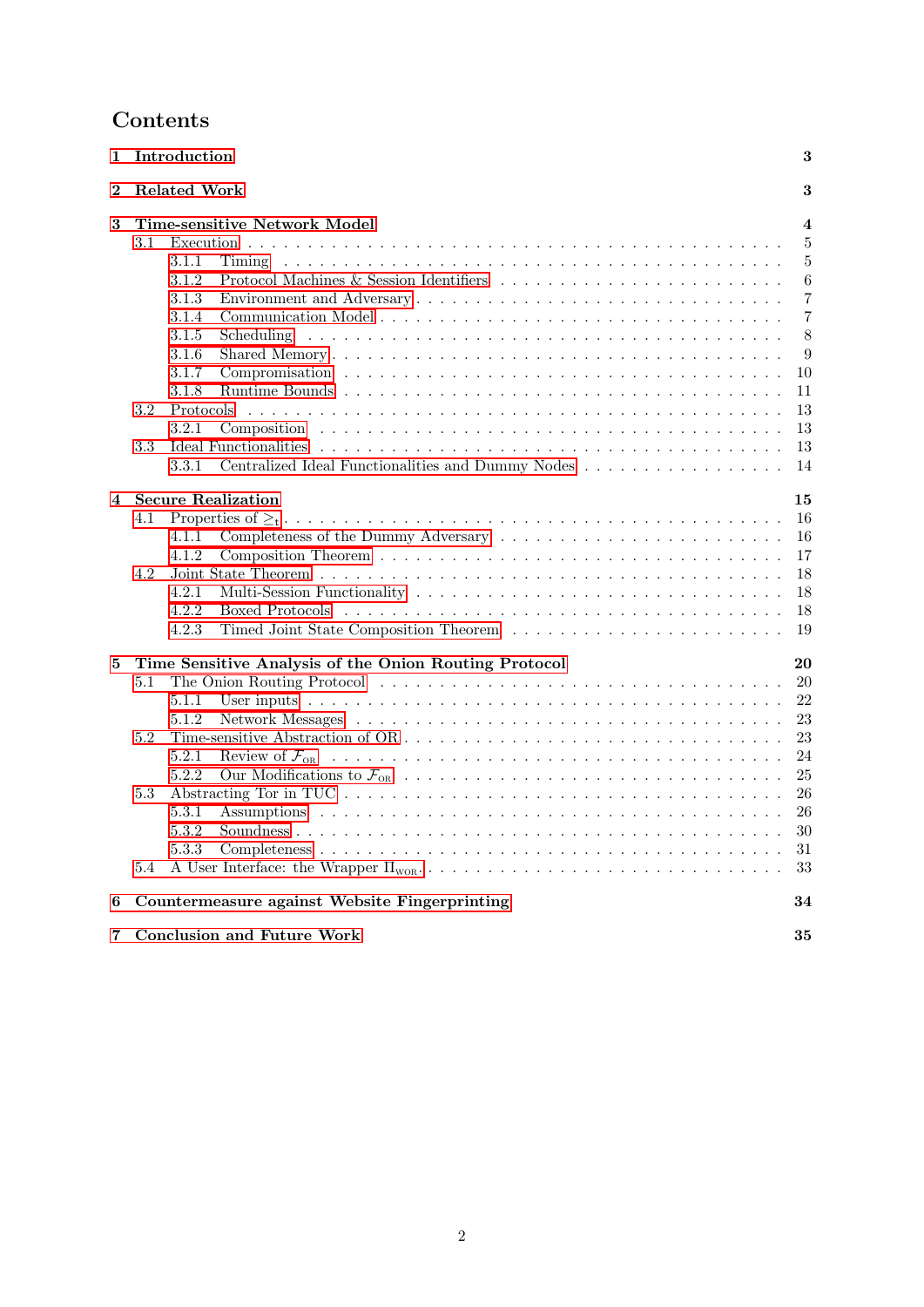# Contents

1 Introduction 3

2 Related Work 3

3 Time-sensitive Network Model 4
- 3.1 Execution 5
  - 3.1.1 Timing 5
  - 3.1.2 Protocol Machines & Session Identifiers 6
  - 3.1.3 Environment and Adversary 7
  - 3.1.4 Communication Model 7
  - 3.1.5 Scheduling 8
  - 3.1.6 Shared Memory 9
  - 3.1.7 Compromisation 10
  - 3.1.8 Runtime Bounds 11
- 3.2 Protocols 13
  - 3.2.1 Composition 13
- 3.3 Ideal Functionalities 13
  - 3.3.1 Centralized Ideal Functionalities and Dummy Nodes 14

4 Secure Realization 15
- 4.1 Properties of $\geq_t$ 16
  - 4.1.1 Completeness of the Dummy Adversary 16
  - 4.1.2 Composition Theorem 17
- 4.2 Joint State Theorem 18
  - 4.2.1 Multi-Session Functionality 18
  - 4.2.2 Boxed Protocols 18
  - 4.2.3 Timed Joint State Composition Theorem 19

5 Time Sensitive Analysis of the Onion Routing Protocol 20
- 5.1 The Onion Routing Protocol 20
  - 5.1.1 User inputs 22
  - 5.1.2 Network Messages 23
- 5.2 Time-sensitive Abstraction of OR 23
  - 5.2.1 Review of $\mathcal{F}_{\text{OR}}$ 24
  - 5.2.2 Our Modifications to $\mathcal{F}_{\text{OR}}$ 25
- 5.3 Abstracting Tor in TUC 26
  - 5.3.1 Assumptions 26
  - 5.3.2 Soundness 30
  - 5.3.3 Completeness 31
- 5.4 A User Interface: the Wrapper $\Pi_{\text{WOR}}$ 33

6 Countermeasure against Website Fingerprinting 34

7 Conclusion and Future Work 35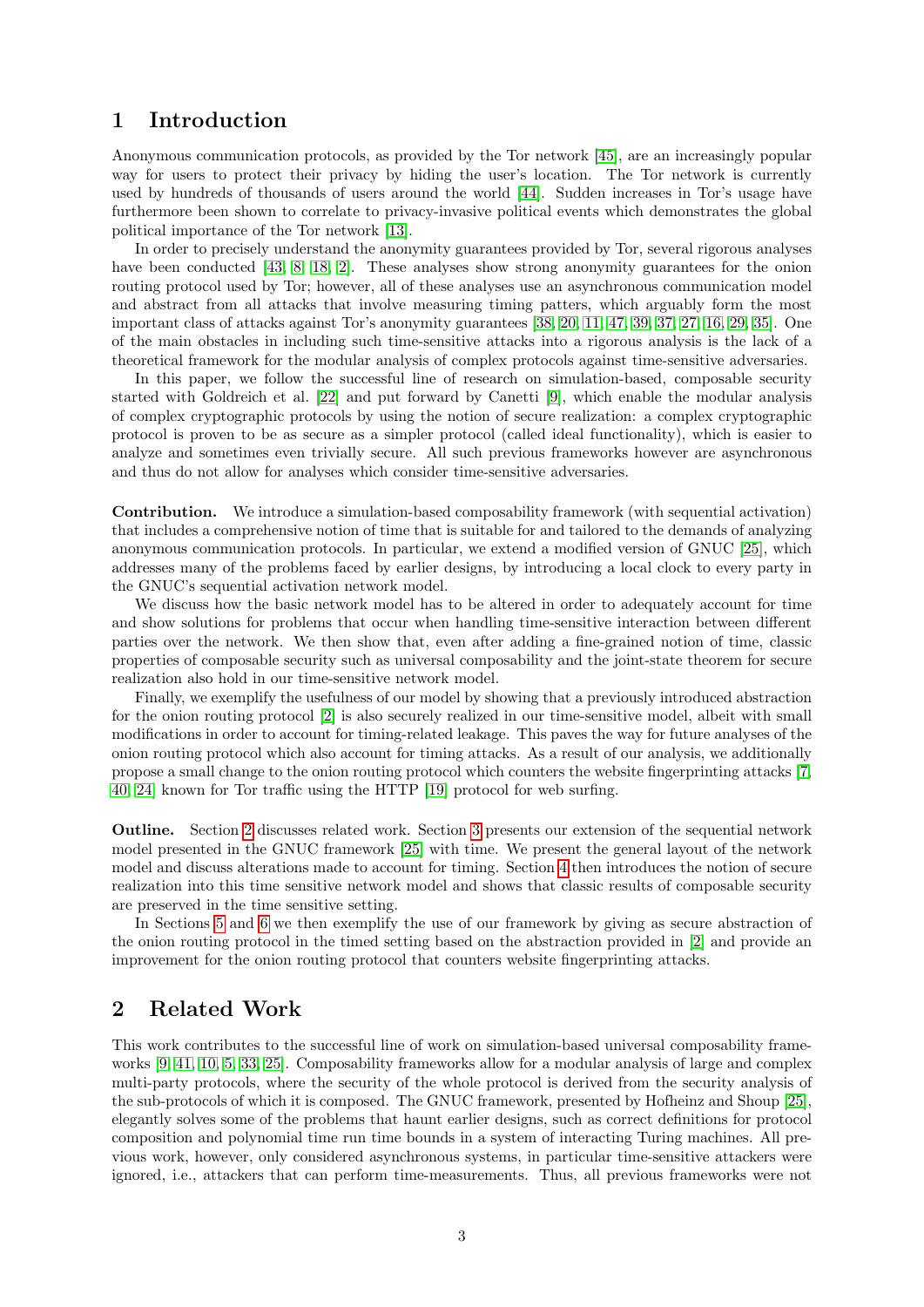# 1 Introduction

Anonymous communication protocols, as provided by the Tor network [45], are an increasingly popular way for users to protect their privacy by hiding the user's location. The Tor network is currently used by hundreds of thousands of users around the world [44]. Sudden increases in Tor's usage have furthermore been shown to correlate to privacy-invasive political events which demonstrates the global political importance of the Tor network [13].

In order to precisely understand the anonymity guarantees provided by Tor, several rigorous analyses have been conducted [43, 8, 18, 2]. These analyses show strong anonymity guarantees for the onion routing protocol used by Tor; however, all of these analyses use an asynchronous communication model and abstract from all attacks that involve measuring timing patters, which arguably form the most important class of attacks against Tor's anonymity guarantees [38, 20, 11, 47, 39, 37, 27, 16, 29, 35]. One of the main obstacles in including such time-sensitive attacks into a rigorous analysis is the lack of a theoretical framework for the modular analysis of complex protocols against time-sensitive adversaries.

In this paper, we follow the successful line of research on simulation-based, composable security started with Goldreich et al. [22] and put forward by Canetti [9], which enable the modular analysis of complex cryptographic protocols by using the notion of secure realization: a complex cryptographic protocol is proven to be as secure as a simpler protocol (called ideal functionality), which is easier to analyze and sometimes even trivially secure. All such previous frameworks however are asynchronous and thus do not allow for analyses which consider time-sensitive adversaries.

**Contribution.** We introduce a simulation-based composability framework (with sequential activation) that includes a comprehensive notion of time that is suitable for and tailored to the demands of analyzing anonymous communication protocols. In particular, we extend a modified version of GNUC [25], which addresses many of the problems faced by earlier designs, by introducing a local clock to every party in the GNUC's sequential activation network model.

We discuss how the basic network model has to be altered in order to adequately account for time and show solutions for problems that occur when handling time-sensitive interaction between different parties over the network. We then show that, even after adding a fine-grained notion of time, classic properties of composable security such as universal composability and the joint-state theorem for secure realization also hold in our time-sensitive network model.

Finally, we exemplify the usefulness of our model by showing that a previously introduced abstraction for the onion routing protocol [2] is also securely realized in our time-sensitive model, albeit with small modifications in order to account for timing-related leakage. This paves the way for future analyses of the onion routing protocol which also account for timing attacks. As a result of our analysis, we additionally propose a small change to the onion routing protocol which counters the website fingerprinting attacks [7, 40, 24] known for Tor traffic using the HTTP [19] protocol for web surfing.

**Outline.** Section 2 discusses related work. Section 3 presents our extension of the sequential network model presented in the GNUC framework [25] with time. We present the general layout of the network model and discuss alterations made to account for timing. Section 4 then introduces the notion of secure realization into this time sensitive network model and shows that classic results of composable security are preserved in the time sensitive setting.

In Sections 5 and 6 we then exemplify the use of our framework by giving as secure abstraction of the onion routing protocol in the timed setting based on the abstraction provided in [2] and provide an improvement for the onion routing protocol that counters website fingerprinting attacks.

# 2 Related Work

This work contributes to the successful line of work on simulation-based universal composability frameworks [9, 41, 10, 5, 33, 25]. Composability frameworks allow for a modular analysis of large and complex multi-party protocols, where the security of the whole protocol is derived from the security analysis of the sub-protocols of which it is composed. The GNUC framework, presented by Hofheinz and Shoup [25], elegantly solves some of the problems that haunt earlier designs, such as correct definitions for protocol composition and polynomial time run time bounds in a system of interacting Turing machines. All previous work, however, only considered asynchronous systems, in particular time-sensitive attackers were ignored, i.e., attackers that can perform time-measurements. Thus, all previous frameworks were not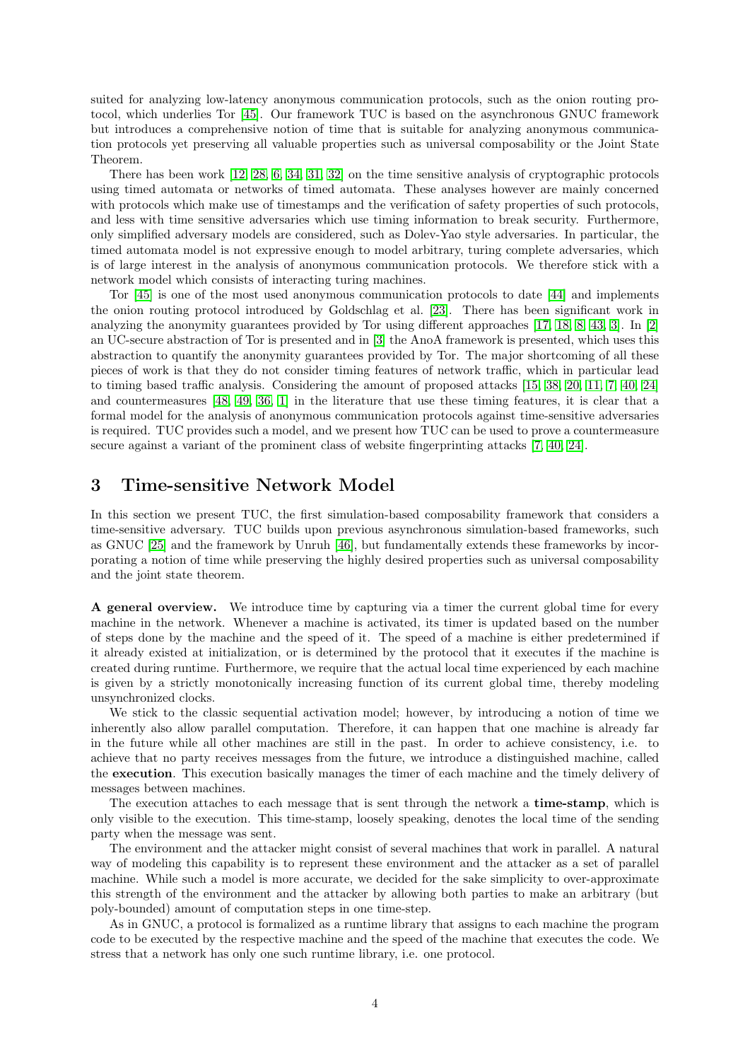suited for analyzing low-latency anonymous communication protocols, such as the onion routing protocol, which underlies Tor [45]. Our framework TUC is based on the asynchronous GNUC framework but introduces a comprehensive notion of time that is suitable for analyzing anonymous communication protocols yet preserving all valuable properties such as universal composability or the Joint State Theorem.

There has been work [12, 28, 6, 34, 31, 32] on the time sensitive analysis of cryptographic protocols using timed automata or networks of timed automata. These analyses however are mainly concerned with protocols which make use of timestamps and the verification of safety properties of such protocols, and less with time sensitive adversaries which use timing information to break security. Furthermore, only simplified adversary models are considered, such as Dolev-Yao style adversaries. In particular, the timed automata model is not expressive enough to model arbitrary, turing complete adversaries, which is of large interest in the analysis of anonymous communication protocols. We therefore stick with a network model which consists of interacting turing machines.

Tor [45] is one of the most used anonymous communication protocols to date [44] and implements the onion routing protocol introduced by Goldschlag et al. [23]. There has been significant work in analyzing the anonymity guarantees provided by Tor using different approaches [17, 18, 8, 43, 3]. In [2] an UC-secure abstraction of Tor is presented and in [3] the AnoA framework is presented, which uses this abstraction to quantify the anonymity guarantees provided by Tor. The major shortcoming of all these pieces of work is that they do not consider timing features of network traffic, which in particular lead to timing based traffic analysis. Considering the amount of proposed attacks [15, 38, 20, 11, 7, 40, 24] and countermeasures [48, 49, 36, 1] in the literature that use these timing features, it is clear that a formal model for the analysis of anonymous communication protocols against time-sensitive adversaries is required. TUC provides such a model, and we present how TUC can be used to prove a countermeasure secure against a variant of the prominent class of website fingerprinting attacks [7, 40, 24].

# 3 Time-sensitive Network Model

In this section we present TUC, the first simulation-based composability framework that considers a time-sensitive adversary. TUC builds upon previous asynchronous simulation-based frameworks, such as GNUC [25] and the framework by Unruh [46], but fundamentally extends these frameworks by incorporating a notion of time while preserving the highly desired properties such as universal composability and the joint state theorem.

**A general overview.** We introduce time by capturing via a timer the current global time for every machine in the network. Whenever a machine is activated, its timer is updated based on the number of steps done by the machine and the speed of it. The speed of a machine is either predetermined if it already existed at initialization, or is determined by the protocol that it executes if the machine is created during runtime. Furthermore, we require that the actual local time experienced by each machine is given by a strictly monotonically increasing function of its current global time, thereby modeling unsynchronized clocks.

We stick to the classic sequential activation model; however, by introducing a notion of time we inherently also allow parallel computation. Therefore, it can happen that one machine is already far in the future while all other machines are still in the past. In order to achieve consistency, i.e. to achieve that no party receives messages from the future, we introduce a distinguished machine, called the **execution**. This execution basically manages the timer of each machine and the timely delivery of messages between machines.

The execution attaches to each message that is sent through the network a **time-stamp**, which is only visible to the execution. This time-stamp, loosely speaking, denotes the local time of the sending party when the message was sent.

The environment and the attacker might consist of several machines that work in parallel. A natural way of modeling this capability is to represent these environment and the attacker as a set of parallel machine. While such a model is more accurate, we decided for the sake simplicity to over-approximate this strength of the environment and the attacker by allowing both parties to make an arbitrary (but poly-bounded) amount of computation steps in one time-step.

As in GNUC, a protocol is formalized as a runtime library that assigns to each machine the program code to be executed by the respective machine and the speed of the machine that executes the code. We stress that a network has only one such runtime library, i.e. one protocol.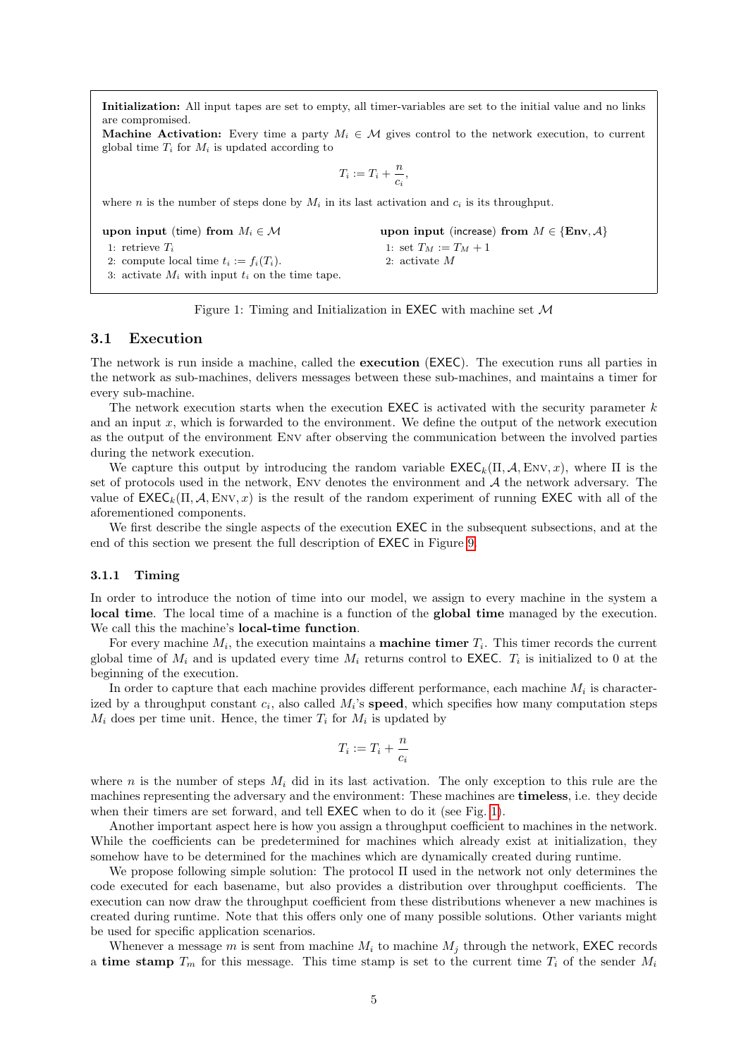**Initialization:** All input tapes are set to empty, all timer-variables are set to the initial value and no links are compromised.

**Machine Activation:** Every time a party $M_i \in \mathcal{M}$ gives control to the network execution, to current global time $T_i$ for $M_i$ is updated according to

$$T_i := T_i + \frac{n}{c_i},$$

where $n$ is the number of steps done by $M_i$ in its last activation and $c_i$ is its throughput.

**upon input** (time) **from** $M_i \in \mathcal{M}$

1: retrieve $T_i$
2: compute local time $t_i := f_i(T_i)$.
3: activate $M_i$ with input $t_i$ on the time tape.

**upon input** (increase) **from** $M \in \{\mathbf{Env}, \mathcal{A}\}$

1: set $T_M := T_M + 1$
2: activate $M$

Figure 1: Timing and Initialization in EXEC with machine set $\mathcal{M}$

## 3.1 Execution

The network is run inside a machine, called the **execution** (EXEC). The execution runs all parties in the network as sub-machines, delivers messages between these sub-machines, and maintains a timer for every sub-machine.

The network execution starts when the execution EXEC is activated with the security parameter $k$ and an input $x$, which is forwarded to the environment. We define the output of the network execution as the output of the environment ENV after observing the communication between the involved parties during the network execution.

We capture this output by introducing the random variable $\mathsf{EXEC}_k(\Pi, \mathcal{A}, \text{ENV}, x)$, where $\Pi$ is the set of protocols used in the network, ENV denotes the environment and $\mathcal{A}$ the network adversary. The value of $\mathsf{EXEC}_k(\Pi, \mathcal{A}, \text{ENV}, x)$ is the result of the random experiment of running EXEC with all of the aforementioned components.

We first describe the single aspects of the execution EXEC in the subsequent subsections, and at the end of this section we present the full description of EXEC in Figure 9.

### 3.1.1 Timing

In order to introduce the notion of time into our model, we assign to every machine in the system a **local time**. The local time of a machine is a function of the **global time** managed by the execution. We call this the machine's **local-time function**.

For every machine $M_i$, the execution maintains a **machine timer** $T_i$. This timer records the current global time of $M_i$ and is updated every time $M_i$ returns control to EXEC. $T_i$ is initialized to 0 at the beginning of the execution.

In order to capture that each machine provides different performance, each machine $M_i$ is characterized by a throughput constant $c_i$, also called $M_i$'s **speed**, which specifies how many computation steps $M_i$ does per time unit. Hence, the timer $T_i$ for $M_i$ is updated by

$$T_i := T_i + \frac{n}{c_i}$$

where $n$ is the number of steps $M_i$ did in its last activation. The only exception to this rule are the machines representing the adversary and the environment: These machines are **timeless**, i.e. they decide when their timers are set forward, and tell EXEC when to do it (see Fig. 1).

Another important aspect here is how you assign a throughput coefficient to machines in the network. While the coefficients can be predetermined for machines which already exist at initialization, they somehow have to be determined for the machines which are dynamically created during runtime.

We propose following simple solution: The protocol $\Pi$ used in the network not only determines the code executed for each basename, but also provides a distribution over throughput coefficients. The execution can now draw the throughput coefficient from these distributions whenever a new machines is created during runtime. Note that this offers only one of many possible solutions. Other variants might be used for specific application scenarios.

Whenever a message $m$ is sent from machine $M_i$ to machine $M_j$ through the network, EXEC records a **time stamp** $T_m$ for this message. This time stamp is set to the current time $T_i$ of the sender $M_i$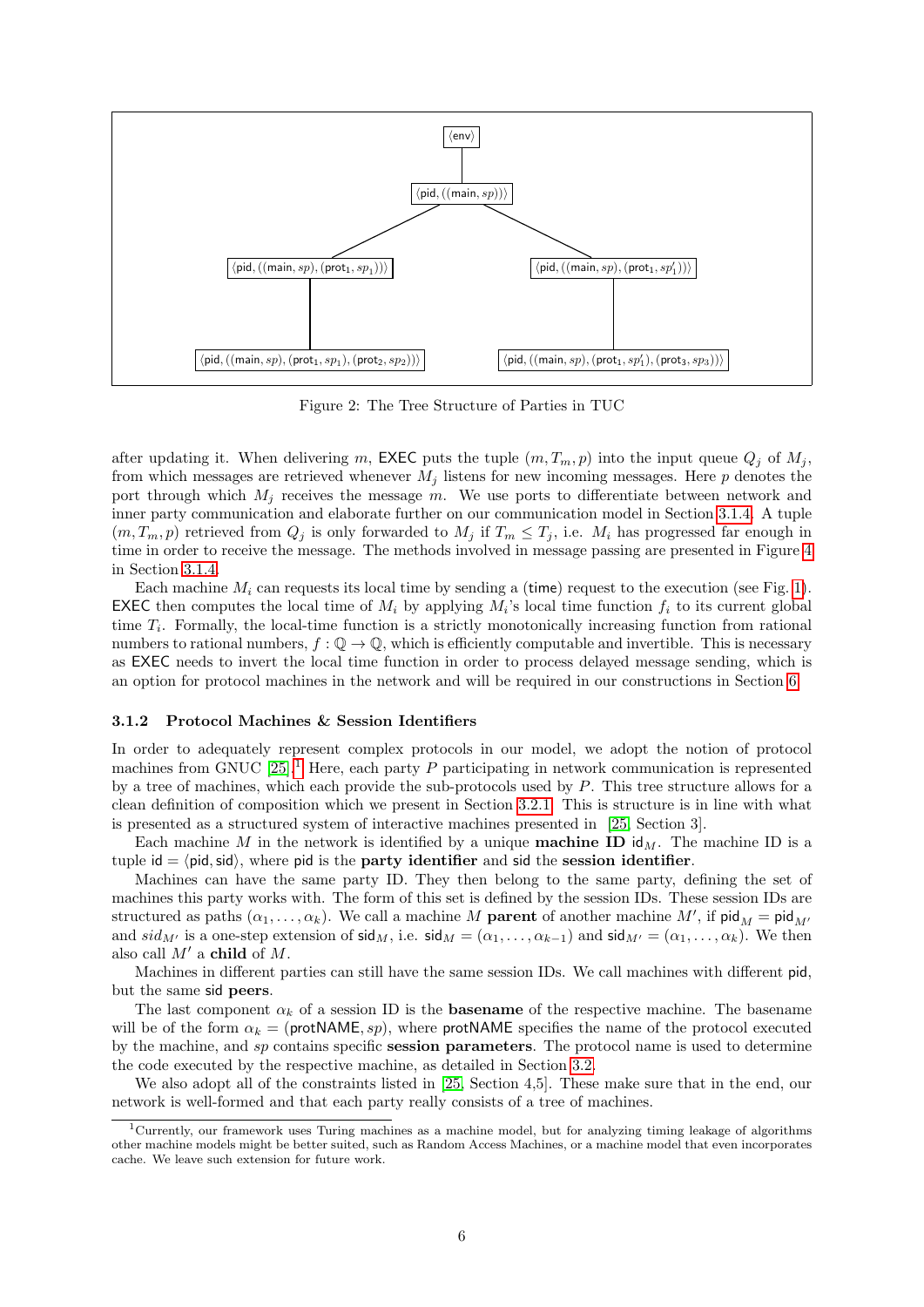Figure 2: The Tree Structure of Parties in TUC

after updating it. When delivering $m$, EXEC puts the tuple $(m, T_m, p)$ into the input queue $Q_j$ of $M_j$, from which messages are retrieved whenever $M_j$ listens for new incoming messages. Here $p$ denotes the port through which $M_j$ receives the message $m$. We use ports to differentiate between network and inner party communication and elaborate further on our communication model in Section 3.1.4. A tuple $(m, T_m, p)$ retrieved from $Q_j$ is only forwarded to $M_j$ if $T_m \leq T_j$, i.e. $M_i$ has progressed far enough in time in order to receive the message. The methods involved in message passing are presented in Figure 4 in Section 3.1.4.

Each machine $M_i$ can requests its local time by sending a (time) request to the execution (see Fig. 1). EXEC then computes the local time of $M_i$ by applying $M_i$'s local time function $f_i$ to its current global time $T_i$. Formally, the local-time function is a strictly monotonically increasing function from rational numbers to rational numbers, $f : \mathbb{Q} \to \mathbb{Q}$, which is efficiently computable and invertible. This is necessary as EXEC needs to invert the local time function in order to process delayed message sending, which is an option for protocol machines in the network and will be required in our constructions in Section 6.

### 3.1.2 Protocol Machines & Session Identifiers

In order to adequately represent complex protocols in our model, we adopt the notion of protocol machines from GNUC [25].[1] Here, each party $P$ participating in network communication is represented by a tree of machines, which each provide the sub-protocols used by $P$. This tree structure allows for a clean definition of composition which we present in Section 3.2.1. This is structure is in line with what is presented as a structured system of interactive machines presented in [25, Section 3].

Each machine $M$ in the network is identified by a unique **machine ID** $\mathsf{id}_M$. The machine ID is a tuple $\mathsf{id} = \langle \mathsf{pid}, \mathsf{sid} \rangle$, where $\mathsf{pid}$ is the **party identifier** and $\mathsf{sid}$ the **session identifier**.

Machines can have the same party ID. They then belong to the same party, defining the set of machines this party works with. The form of this set is defined by the session IDs. These session IDs are structured as paths $(\alpha_1, \ldots, \alpha_k)$. We call a machine $M$ **parent** of another machine $M'$, if $\mathsf{pid}_M = \mathsf{pid}_{M'}$ and $sid_{M'}$ is a one-step extension of $\mathsf{sid}_M$, i.e. $\mathsf{sid}_M = (\alpha_1, \ldots, \alpha_{k-1})$ and $\mathsf{sid}_{M'} = (\alpha_1, \ldots, \alpha_k)$. We then also call $M'$ a **child** of $M$.

Machines in different parties can still have the same session IDs. We call machines with different $\mathsf{pid}$, but the same $\mathsf{sid}$ **peers**.

The last component $\alpha_k$ of a session ID is the **basename** of the respective machine. The basename will be of the form $\alpha_k = (\mathsf{protNAME}, sp)$, where $\mathsf{protNAME}$ specifies the name of the protocol executed by the machine, and $sp$ contains specific **session parameters**. The protocol name is used to determine the code executed by the respective machine, as detailed in Section 3.2.

We also adopt all of the constraints listed in [25, Section 4,5]. These make sure that in the end, our network is well-formed and that each party really consists of a tree of machines.

[1] Currently, our framework uses Turing machines as a machine model, but for analyzing timing leakage of algorithms other machine models might be better suited, such as Random Access Machines, or a machine model that even incorporates cache. We leave such extension for future work.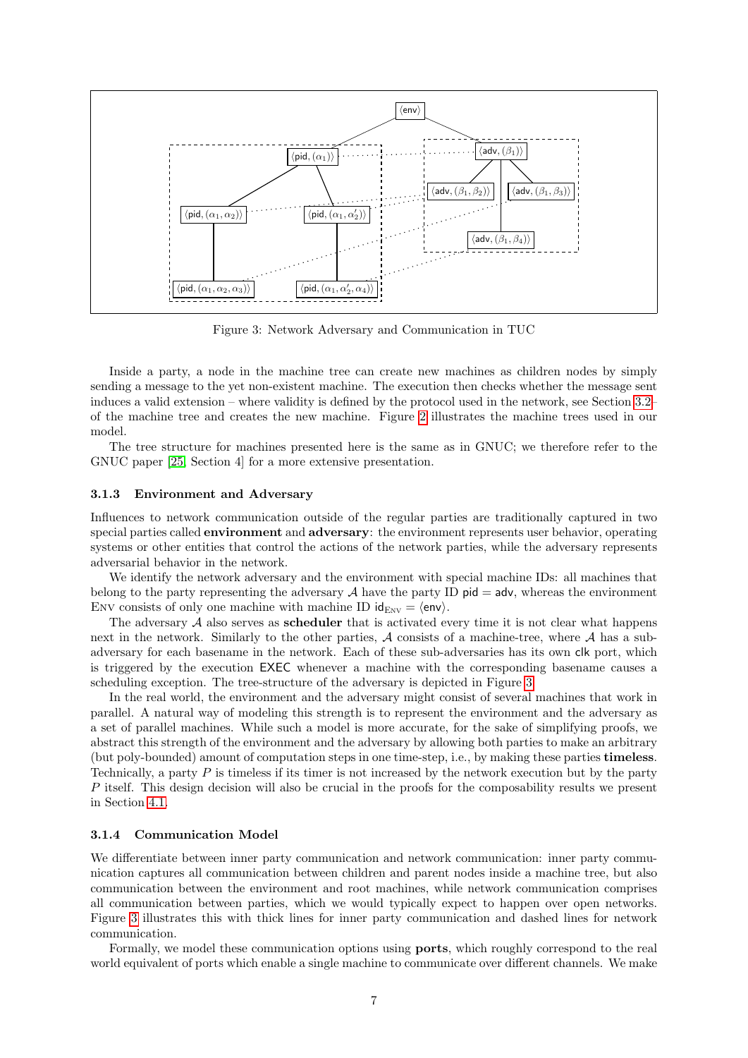Figure 3: Network Adversary and Communication in TUC

Inside a party, a node in the machine tree can create new machines as children nodes by simply sending a message to the yet non-existent machine. The execution then checks whether the message sent induces a valid extension – where validity is defined by the protocol used in the network, see Section 3.2– of the machine tree and creates the new machine. Figure 2 illustrates the machine trees used in our model.

The tree structure for machines presented here is the same as in GNUC; we therefore refer to the GNUC paper [25, Section 4] for a more extensive presentation.

### 3.1.3 Environment and Adversary

Influences to network communication outside of the regular parties are traditionally captured in two special parties called **environment** and **adversary**: the environment represents user behavior, operating systems or other entities that control the actions of the network parties, while the adversary represents adversarial behavior in the network.

We identify the network adversary and the environment with special machine IDs: all machines that belong to the party representing the adversary $\mathcal{A}$ have the party ID $\mathsf{pid} = \mathsf{adv}$, whereas the environment Env consists of only one machine with machine ID $\mathsf{id}_{\textsc{Env}} = \langle \mathsf{env} \rangle$.

The adversary $\mathcal{A}$ also serves as **scheduler** that is activated every time it is not clear what happens next in the network. Similarly to the other parties, $\mathcal{A}$ consists of a machine-tree, where $\mathcal{A}$ has a sub-adversary for each basename in the network. Each of these sub-adversaries has its own $\mathsf{clk}$ port, which is triggered by the execution $\mathsf{EXEC}$ whenever a machine with the corresponding basename causes a scheduling exception. The tree-structure of the adversary is depicted in Figure 3.

In the real world, the environment and the adversary might consist of several machines that work in parallel. A natural way of modeling this strength is to represent the environment and the adversary as a set of parallel machines. While such a model is more accurate, for the sake of simplifying proofs, we abstract this strength of the environment and the adversary by allowing both parties to make an arbitrary (but poly-bounded) amount of computation steps in one time-step, i.e., by making these parties **timeless**. Technically, a party $P$ is timeless if its timer is not increased by the network execution but by the party $P$ itself. This design decision will also be crucial in the proofs for the composability results we present in Section 4.1.

### 3.1.4 Communication Model

We differentiate between inner party communication and network communication: inner party communication captures all communication between children and parent nodes inside a machine tree, but also communication between the environment and root machines, while network communication comprises all communication between parties, which we would typically expect to happen over open networks. Figure 3 illustrates this with thick lines for inner party communication and dashed lines for network communication.

Formally, we model these communication options using **ports**, which roughly correspond to the real world equivalent of ports which enable a single machine to communicate over different channels. We make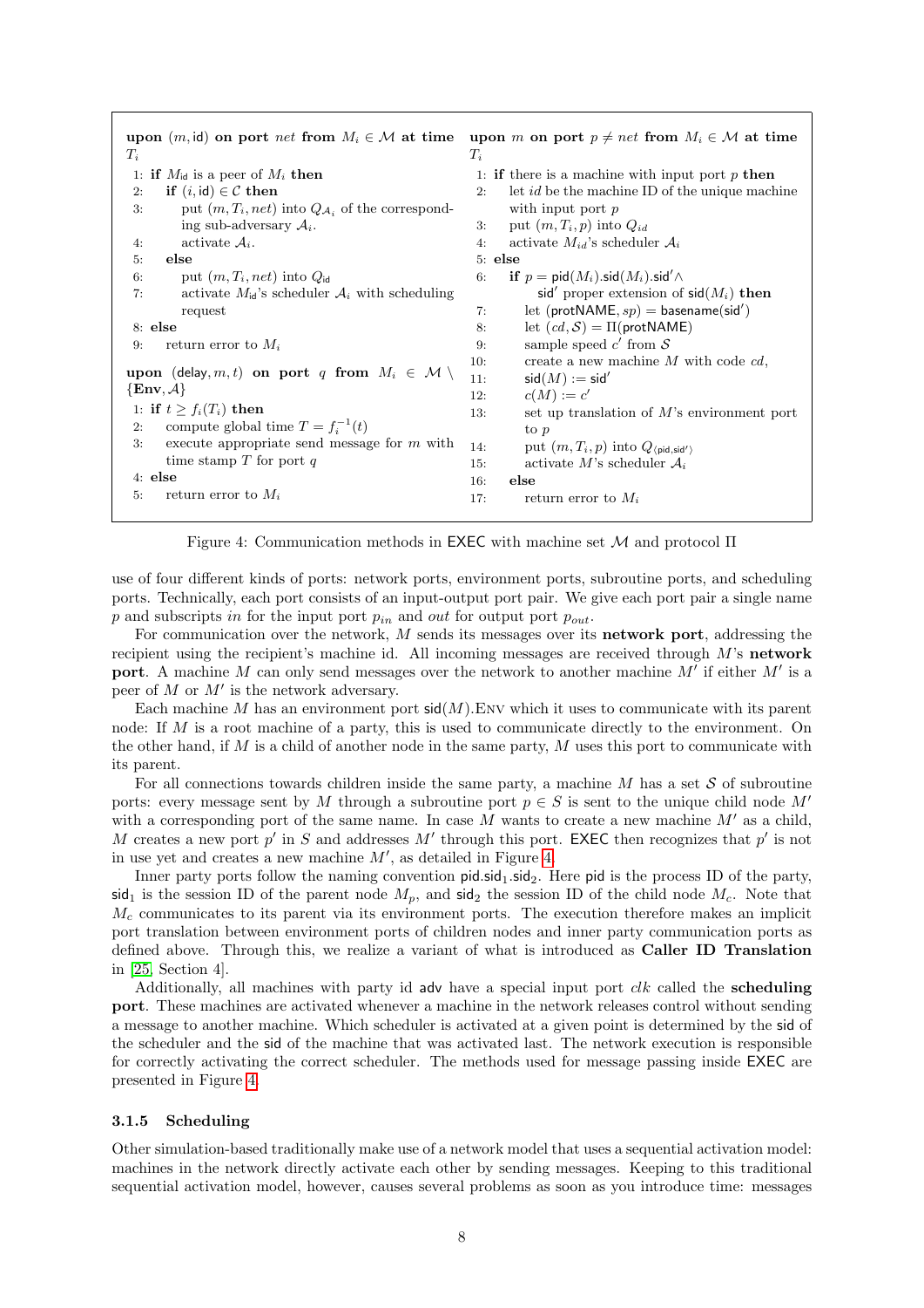**upon** $(m, \mathsf{id})$ **on port** $net$ **from** $M_i \in \mathcal{M}$ **at time** $T_i$

1: **if** $M_{\mathsf{id}}$ is a peer of $M_i$ **then**
2: &nbsp;&nbsp;&nbsp;**if** $(i, \mathsf{id}) \in \mathcal{C}$ **then**
3: &nbsp;&nbsp;&nbsp;&nbsp;&nbsp;&nbsp;put $(m, T_i, net)$ into $Q_{\mathcal{A}_i}$ of the corresponding sub-adversary $\mathcal{A}_i$.
4: &nbsp;&nbsp;&nbsp;&nbsp;&nbsp;&nbsp;activate $\mathcal{A}_i$.
5: &nbsp;&nbsp;&nbsp;**else**
6: &nbsp;&nbsp;&nbsp;&nbsp;&nbsp;&nbsp;put $(m, T_i, net)$ into $Q_{\mathsf{id}}$
7: &nbsp;&nbsp;&nbsp;&nbsp;&nbsp;&nbsp;activate $M_{\mathsf{id}}$'s scheduler $\mathcal{A}_i$ with scheduling request
8: **else**
9: &nbsp;&nbsp;&nbsp;return error to $M_i$

**upon** $(\mathsf{delay}, m, t)$ **on port** $q$ **from** $M_i \in \mathcal{M} \setminus \{\mathbf{Env}, \mathcal{A}\}$

1: **if** $t \geq f_i(T_i)$ **then**
2: &nbsp;&nbsp;&nbsp;compute global time $T = f_i^{-1}(t)$
3: &nbsp;&nbsp;&nbsp;execute appropriate send message for $m$ with time stamp $T$ for port $q$
4: **else**
5: &nbsp;&nbsp;&nbsp;return error to $M_i$

**upon** $m$ **on port** $p \neq net$ **from** $M_i \in \mathcal{M}$ **at time** $T_i$

1: **if** there is a machine with input port $p$ **then**
2: &nbsp;&nbsp;&nbsp;let $id$ be the machine ID of the unique machine with input port $p$
3: &nbsp;&nbsp;&nbsp;put $(m, T_i, p)$ into $Q_{id}$
4: &nbsp;&nbsp;&nbsp;activate $M_{id}$'s scheduler $\mathcal{A}_i$
5: **else**
6: &nbsp;&nbsp;&nbsp;**if** $p = \mathsf{pid}(M_i).\mathsf{sid}(M_i).\mathsf{sid}' \wedge$ $\mathsf{sid}'$ proper extension of $\mathsf{sid}(M_i)$ **then**
7: &nbsp;&nbsp;&nbsp;&nbsp;&nbsp;&nbsp;let $(\mathsf{protNAME}, sp) = \mathsf{basename}(\mathsf{sid}')$
8: &nbsp;&nbsp;&nbsp;&nbsp;&nbsp;&nbsp;let $(cd, \mathcal{S}) = \Pi(\mathsf{protNAME})$
9: &nbsp;&nbsp;&nbsp;&nbsp;&nbsp;&nbsp;sample speed $c'$ from $\mathcal{S}$
10: &nbsp;&nbsp;&nbsp;&nbsp;&nbsp;create a new machine $M$ with code $cd$,
11: &nbsp;&nbsp;&nbsp;&nbsp;&nbsp;$\mathsf{sid}(M) := \mathsf{sid}'$
12: &nbsp;&nbsp;&nbsp;&nbsp;&nbsp;$c(M) := c'$
13: &nbsp;&nbsp;&nbsp;&nbsp;&nbsp;set up translation of $M$'s environment port to $p$
14: &nbsp;&nbsp;&nbsp;&nbsp;&nbsp;put $(m, T_i, p)$ into $Q_{\langle \mathsf{pid}, \mathsf{sid}' \rangle}$
15: &nbsp;&nbsp;&nbsp;&nbsp;&nbsp;activate $M$'s scheduler $\mathcal{A}_i$
16: &nbsp;&nbsp;&nbsp;**else**
17: &nbsp;&nbsp;&nbsp;&nbsp;&nbsp;return error to $M_i$

Figure 4: Communication methods in $\mathsf{EXEC}$ with machine set $\mathcal{M}$ and protocol $\Pi$

use of four different kinds of ports: network ports, environment ports, subroutine ports, and scheduling ports. Technically, each port consists of an input-output port pair. We give each port pair a single name $p$ and subscripts $in$ for the input port $p_{in}$ and $out$ for output port $p_{out}$.

For communication over the network, $M$ sends its messages over its **network port**, addressing the recipient using the recipient's machine id. All incoming messages are received through $M$'s **network port**. A machine $M$ can only send messages over the network to another machine $M'$ if either $M'$ is a peer of $M$ or $M'$ is the network adversary.

Each machine $M$ has an environment port $\mathsf{sid}(M).\text{Env}$ which it uses to communicate with its parent node: If $M$ is a root machine of a party, this is used to communicate directly to the environment. On the other hand, if $M$ is a child of another node in the same party, $M$ uses this port to communicate with its parent.

For all connections towards children inside the same party, a machine $M$ has a set $\mathcal{S}$ of subroutine ports: every message sent by $M$ through a subroutine port $p \in S$ is sent to the unique child node $M'$ with a corresponding port of the same name. In case $M$ wants to create a new machine $M'$ as a child, $M$ creates a new port $p'$ in $S$ and addresses $M'$ through this port. $\mathsf{EXEC}$ then recognizes that $p'$ is not in use yet and creates a new machine $M'$, as detailed in Figure 4.

Inner party ports follow the naming convention $\mathsf{pid}.\mathsf{sid}_1.\mathsf{sid}_2$. Here $\mathsf{pid}$ is the process ID of the party, $\mathsf{sid}_1$ is the session ID of the parent node $M_p$, and $\mathsf{sid}_2$ the session ID of the child node $M_c$. Note that $M_c$ communicates to its parent via its environment ports. The execution therefore makes an implicit port translation between environment ports of children nodes and inner party communication ports as defined above. Through this, we realize a variant of what is introduced as **Caller ID Translation** in [25, Section 4].

Additionally, all machines with party id $\mathsf{adv}$ have a special input port $clk$ called the **scheduling port**. These machines are activated whenever a machine in the network releases control without sending a message to another machine. Which scheduler is activated at a given point is determined by the $\mathsf{sid}$ of the scheduler and the $\mathsf{sid}$ of the machine that was activated last. The network execution is responsible for correctly activating the correct scheduler. The methods used for message passing inside $\mathsf{EXEC}$ are presented in Figure 4.

### 3.1.5 Scheduling

Other simulation-based traditionally make use of a network model that uses a sequential activation model: machines in the network directly activate each other by sending messages. Keeping to this traditional sequential activation model, however, causes several problems as soon as you introduce time: messages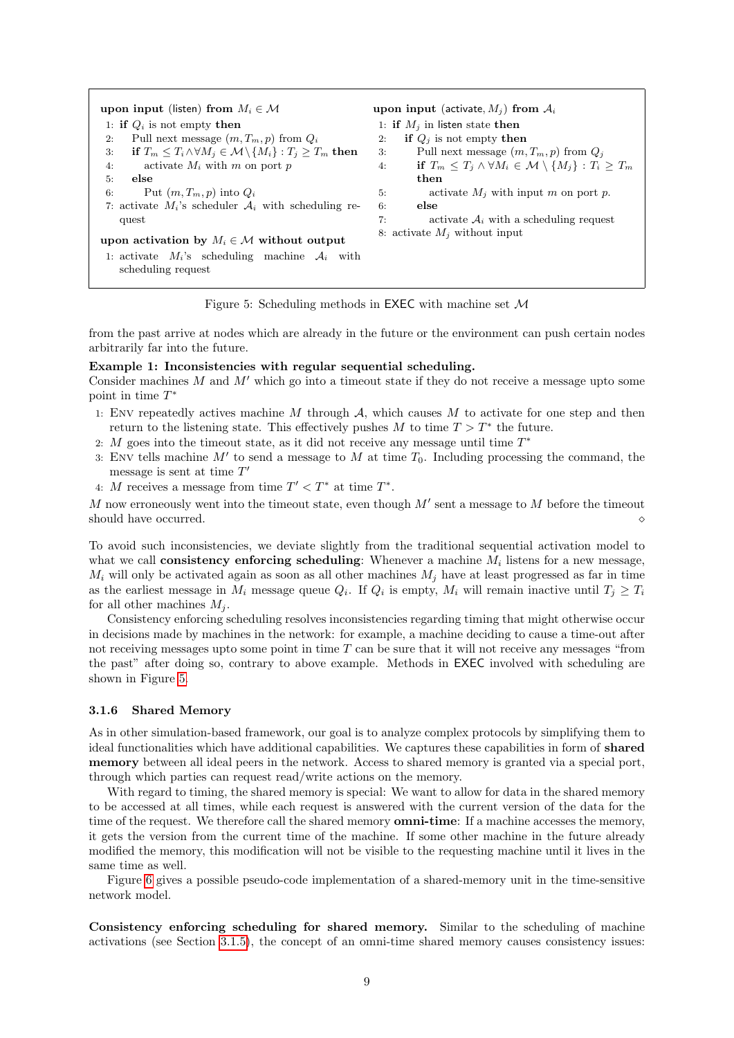**upon input** (listen) **from** $M_i \in \mathcal{M}$

1: **if** $Q_i$ is not empty **then**
2: Pull next message $(m, T_m, p)$ from $Q_i$
3: **if** $T_m \leq T_i \wedge \forall M_j \in \mathcal{M} \setminus \{M_i\} : T_j \geq T_m$ **then**
4: activate $M_i$ with $m$ on port $p$
5: **else**
6: Put $(m, T_m, p)$ into $Q_i$
7: activate $M_i$'s scheduler $\mathcal{A}_i$ with scheduling request

**upon activation by** $M_i \in \mathcal{M}$ **without output**

1: activate $M_i$'s scheduling machine $\mathcal{A}_i$ with scheduling request

**upon input** (activate, $M_j$) **from** $\mathcal{A}_i$

1: **if** $M_j$ in listen state **then**
2: **if** $Q_j$ is not empty **then**
3: Pull next message $(m, T_m, p)$ from $Q_j$
4: **if** $T_m \leq T_j \wedge \forall M_i \in \mathcal{M} \setminus \{M_j\} : T_i \geq T_m$ **then**
5: activate $M_j$ with input $m$ on port $p$.
6: **else**
7: activate $\mathcal{A}_i$ with a scheduling request
8: activate $M_j$ without input

Figure 5: Scheduling methods in EXEC with machine set $\mathcal{M}$

from the past arrive at nodes which are already in the future or the environment can push certain nodes arbitrarily far into the future.

**Example 1: Inconsistencies with regular sequential scheduling.**
Consider machines $M$ and $M'$ which go into a timeout state if they do not receive a message upto some point in time $T^*$

1: ENV repeatedly actives machine $M$ through $\mathcal{A}$, which causes $M$ to activate for one step and then return to the listening state. This effectively pushes $M$ to time $T > T^*$ the future.
2: $M$ goes into the timeout state, as it did not receive any message until time $T^*$
3: ENV tells machine $M'$ to send a message to $M$ at time $T_0$. Including processing the command, the message is sent at time $T'$
4: $M$ receives a message from time $T' < T^*$ at time $T^*$.

$M$ now erroneously went into the timeout state, even though $M'$ sent a message to $M$ before the timeout should have occurred. ⋄

To avoid such inconsistencies, we deviate slightly from the traditional sequential activation model to what we call **consistency enforcing scheduling**: Whenever a machine $M_i$ listens for a new message, $M_i$ will only be activated again as soon as all other machines $M_j$ have at least progressed as far in time as the earliest message in $M_i$ message queue $Q_i$. If $Q_i$ is empty, $M_i$ will remain inactive until $T_j \geq T_i$ for all other machines $M_j$.

Consistency enforcing scheduling resolves inconsistencies regarding timing that might otherwise occur in decisions made by machines in the network: for example, a machine deciding to cause a time-out after not receiving messages upto some point in time $T$ can be sure that it will not receive any messages "from the past" after doing so, contrary to above example. Methods in EXEC involved with scheduling are shown in Figure 5.

### 3.1.6 Shared Memory

As in other simulation-based framework, our goal is to analyze complex protocols by simplifying them to ideal functionalities which have additional capabilities. We captures these capabilities in form of **shared memory** between all ideal peers in the network. Access to shared memory is granted via a special port, through which parties can request read/write actions on the memory.

With regard to timing, the shared memory is special: We want to allow for data in the shared memory to be accessed at all times, while each request is answered with the current version of the data for the time of the request. We therefore call the shared memory **omni-time**: If a machine accesses the memory, it gets the version from the current time of the machine. If some other machine in the future already modified the memory, this modification will not be visible to the requesting machine until it lives in the same time as well.

Figure 6 gives a possible pseudo-code implementation of a shared-memory unit in the time-sensitive network model.

**Consistency enforcing scheduling for shared memory.** Similar to the scheduling of machine activations (see Section 3.1.5), the concept of an omni-time shared memory causes consistency issues: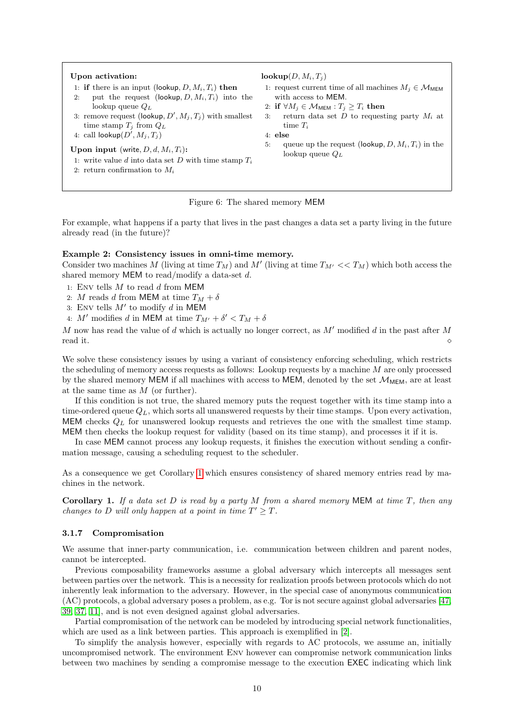**Upon activation:**

1: **if** there is an input (lookup, $D, M_i, T_i$) **then**
2: put the request (lookup, $D, M_i, T_i$) into the lookup queue $Q_L$
3: remove request (lookup, $D', M_j, T_j$) with smallest time stamp $T_j$ from $Q_L$
4: call lookup($D', M_j, T_j$)

**Upon input** (write, $D, d, M_i, T_i$)**:**

1: write value $d$ into data set $D$ with time stamp $T_i$
2: return confirmation to $M_i$

**lookup**($D, M_i, T_j$)

1: request current time of all machines $M_j \in \mathcal{M}_{\mathsf{MEM}}$ with access to MEM.
2: **if** $\forall M_j \in \mathcal{M}_{\mathsf{MEM}} : T_j \geq T_i$ **then**
3: return data set $D$ to requesting party $M_i$ at time $T_i$
4: **else**
5: queue up the request (lookup, $D, M_i, T_i$) in the lookup queue $Q_L$

Figure 6: The shared memory MEM

For example, what happens if a party that lives in the past changes a data set a party living in the future already read (in the future)?

**Example 2: Consistency issues in omni-time memory.**
Consider two machines $M$ (living at time $T_M$) and $M'$ (living at time $T_{M'} << T_M$) which both access the shared memory MEM to read/modify a data-set $d$.

1: Env tells $M$ to read $d$ from MEM
2: $M$ reads $d$ from MEM at time $T_M + \delta$
3: Env tells $M'$ to modify $d$ in MEM
4: $M'$ modifies $d$ in MEM at time $T_{M'} + \delta' < T_M + \delta$

$M$ now has read the value of $d$ which is actually no longer correct, as $M'$ modified $d$ in the past after $M$ read it. ⋄

We solve these consistency issues by using a variant of consistency enforcing scheduling, which restricts the scheduling of memory access requests as follows: Lookup requests by a machine $M$ are only processed by the shared memory MEM if all machines with access to MEM, denoted by the set $\mathcal{M}_{\mathsf{MEM}}$, are at least at the same time as $M$ (or further).

If this condition is not true, the shared memory puts the request together with its time stamp into a time-ordered queue $Q_L$, which sorts all unanswered requests by their time stamps. Upon every activation, MEM checks $Q_L$ for unanswered lookup requests and retrieves the one with the smallest time stamp. MEM then checks the lookup request for validity (based on its time stamp), and processes it if it is.

In case MEM cannot process any lookup requests, it finishes the execution without sending a confirmation message, causing a scheduling request to the scheduler.

As a consequence we get Corollary 1 which ensures consistency of shared memory entries read by machines in the network.

**Corollary 1.** *If a data set $D$ is read by a party $M$ from a shared memory* MEM *at time $T$, then any changes to $D$ will only happen at a point in time $T' \geq T$.*

### 3.1.7 Compromisation

We assume that inner-party communication, i.e. communication between children and parent nodes, cannot be intercepted.

Previous composability frameworks assume a global adversary which intercepts all messages sent between parties over the network. This is a necessity for realization proofs between protocols which do not inherently leak information to the adversary. However, in the special case of anonymous communication (AC) protocols, a global adversary poses a problem, as e.g. Tor is not secure against global adversaries [47, 39, 37, 11], and is not even designed against global adversaries.

Partial compromisation of the network can be modeled by introducing special network functionalities, which are used as a link between parties. This approach is exemplified in [2].

To simplify the analysis however, especially with regards to AC protocols, we assume an, initially uncompromised network. The environment Env however can compromise network communication links between two machines by sending a compromise message to the execution EXEC indicating which link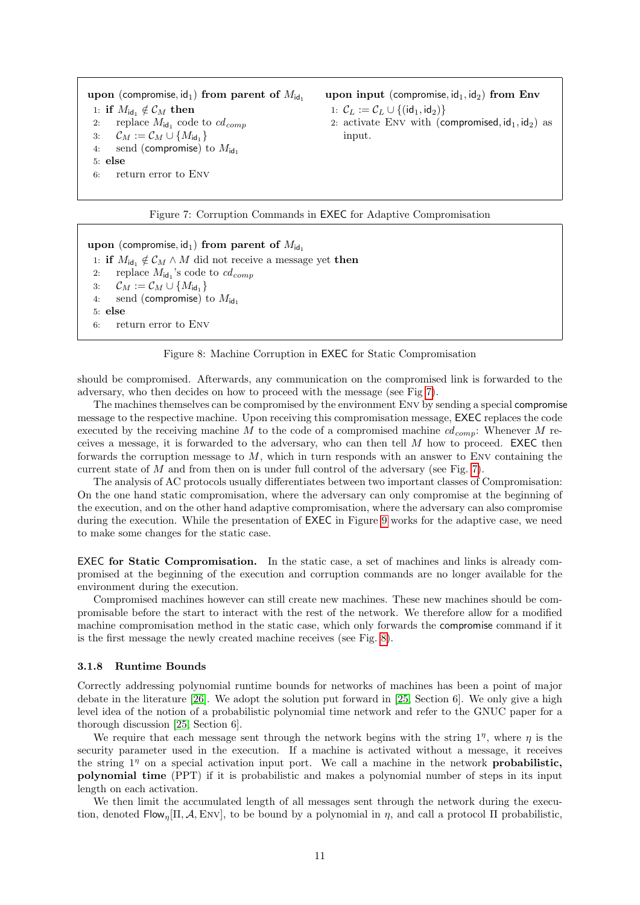**upon** (compromise, $\mathsf{id}_1$) **from parent of** $M_{\mathsf{id}_1}$

1: **if** $M_{\mathsf{id}_1} \notin \mathcal{C}_M$ **then**
2: replace $M_{\mathsf{id}_1}$ code to $cd_{comp}$
3: $\mathcal{C}_M := \mathcal{C}_M \cup \{M_{\mathsf{id}_1}\}$
4: send (compromise) to $M_{\mathsf{id}_1}$
5: **else**
6: return error to Env

**upon input** (compromise, $\mathsf{id}_1, \mathsf{id}_2$) **from Env**

1: $\mathcal{C}_L := \mathcal{C}_L \cup \{(\mathsf{id}_1, \mathsf{id}_2)\}$
2: activate Env with (compromised, $\mathsf{id}_1, \mathsf{id}_2$) as input.

Figure 7: Corruption Commands in EXEC for Adaptive Compromisation

**upon** (compromise, $\mathsf{id}_1$) **from parent of** $M_{\mathsf{id}_1}$

1: **if** $M_{\mathsf{id}_1} \notin \mathcal{C}_M \wedge M$ did not receive a message yet **then**
2: replace $M_{\mathsf{id}_1}$'s code to $cd_{comp}$
3: $\mathcal{C}_M := \mathcal{C}_M \cup \{M_{\mathsf{id}_1}\}$
4: send (compromise) to $M_{\mathsf{id}_1}$
5: **else**
6: return error to Env

Figure 8: Machine Corruption in EXEC for Static Compromisation

should be compromised. Afterwards, any communication on the compromised link is forwarded to the adversary, who then decides on how to proceed with the message (see Fig 7).

The machines themselves can be compromised by the environment Env by sending a special compromise message to the respective machine. Upon receiving this compromisation message, EXEC replaces the code executed by the receiving machine $M$ to the code of a compromised machine $cd_{comp}$: Whenever $M$ receives a message, it is forwarded to the adversary, who can then tell $M$ how to proceed. EXEC then forwards the corruption message to $M$, which in turn responds with an answer to Env containing the current state of $M$ and from then on is under full control of the adversary (see Fig. 7).

The analysis of AC protocols usually differentiates between two important classes of Compromisation: On the one hand static compromisation, where the adversary can only compromise at the beginning of the execution, and on the other hand adaptive compromisation, where the adversary can also compromise during the execution. While the presentation of EXEC in Figure 9 works for the adaptive case, we need to make some changes for the static case.

**EXEC for Static Compromisation.** In the static case, a set of machines and links is already compromised at the beginning of the execution and corruption commands are no longer available for the environment during the execution.

Compromised machines however can still create new machines. These new machines should be compromisable before the start to interact with the rest of the network. We therefore allow for a modified machine compromisation method in the static case, which only forwards the compromise command if it is the first message the newly created machine receives (see Fig. 8).

### 3.1.8 Runtime Bounds

Correctly addressing polynomial runtime bounds for networks of machines has been a point of major debate in the literature [26]. We adopt the solution put forward in [25, Section 6]. We only give a high level idea of the notion of a probabilistic polynomial time network and refer to the GNUC paper for a thorough discussion [25, Section 6].

We require that each message sent through the network begins with the string $1^\eta$, where $\eta$ is the security parameter used in the execution. If a machine is activated without a message, it receives the string $1^\eta$ on a special activation input port. We call a machine in the network **probabilistic, polynomial time** (PPT) if it is probabilistic and makes a polynomial number of steps in its input length on each activation.

We then limit the accumulated length of all messages sent through the network during the execution, denoted $\mathsf{Flow}_\eta[\Pi, \mathcal{A}, \text{Env}]$, to be bound by a polynomial in $\eta$, and call a protocol $\Pi$ probabilistic,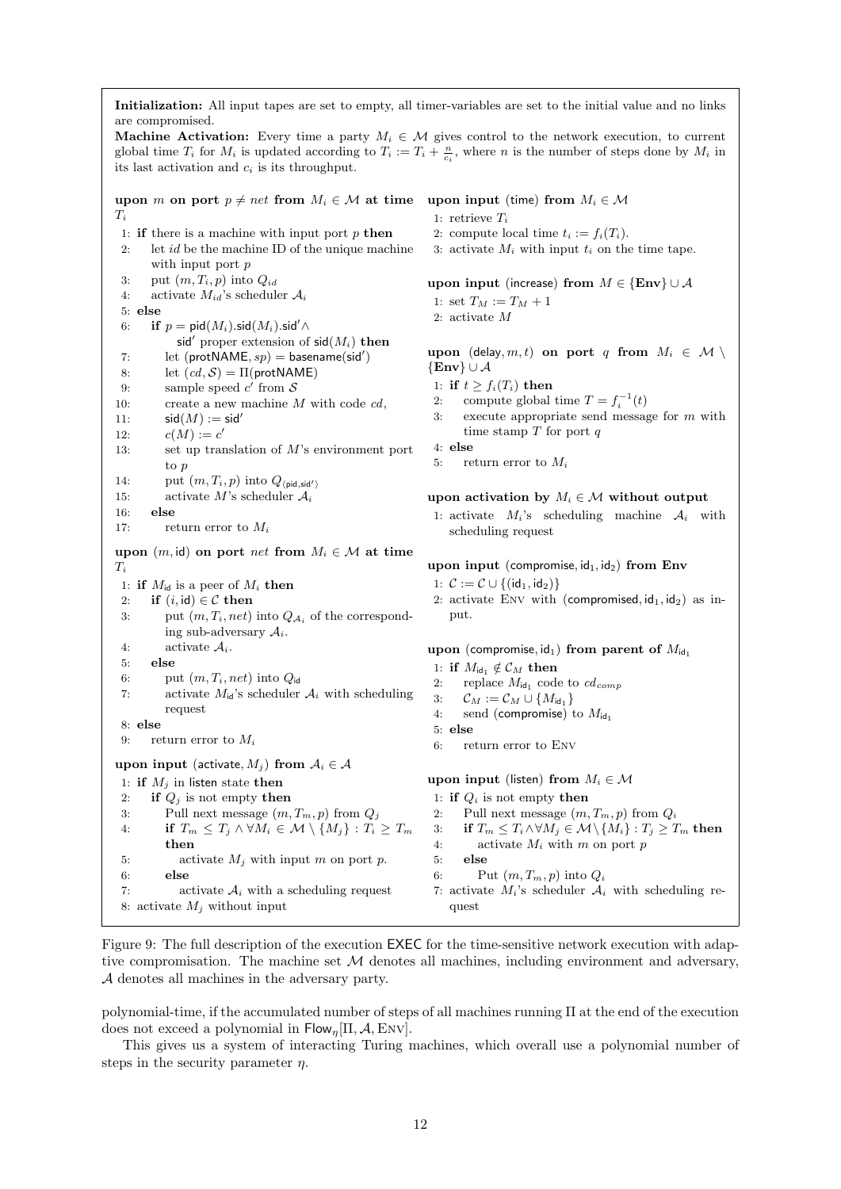**Initialization:** All input tapes are set to empty, all timer-variables are set to the initial value and no links are compromised.

**Machine Activation:** Every time a party $M_i \in \mathcal{M}$ gives control to the network execution, to current global time $T_i$ for $M_i$ is updated according to $T_i := T_i + \frac{n}{c_i}$, where $n$ is the number of steps done by $M_i$ in its last activation and $c_i$ is its throughput.

**upon** $m$ **on port** $p \neq net$ **from** $M_i \in \mathcal{M}$ **at time** $T_i$

```
1: if there is a machine with input port p then
2:     let id be the machine ID of the unique machine with input port p
3:     put (m, T_i, p) into Q_id
4:     activate M_id's scheduler A_i
5: else
6:     if p = pid(M_i).sid(M_i).sid' ∧ sid' proper extension of sid(M_i) then
7:         let (protNAME, sp) = basename(sid')
8:         let (cd, S) = Π(protNAME)
9:         sample speed c' from S
10:        create a new machine M with code cd,
11:        sid(M) := sid'
12:        c(M) := c'
13:        set up translation of M's environment port to p
14:        put (m, T_i, p) into Q_⟨pid,sid'⟩
15:        activate M's scheduler A_i
16:    else
17:        return error to M_i
```

**upon** $(m, \mathsf{id})$ **on port** $net$ **from** $M_i \in \mathcal{M}$ **at time** $T_i$

```
1: if M_id is a peer of M_i then
2:     if (i, id) ∈ C then
3:         put (m, T_i, net) into Q_{A_i} of the corresponding sub-adversary A_i.
4:         activate A_i.
5:     else
6:         put (m, T_i, net) into Q_id
7:         activate M_id's scheduler A_i with scheduling request
8: else
9:     return error to M_i
```

**upon input** $(\mathsf{activate}, M_j)$ **from** $\mathcal{A}_i \in \mathcal{A}$

```
1: if M_j in listen state then
2:     if Q_j is not empty then
3:         Pull next message (m, T_m, p) from Q_j
4:         if T_m ≤ T_j ∧ ∀M_i ∈ M \ {M_j} : T_i ≥ T_m then
5:             activate M_j with input m on port p.
6:         else
7:             activate A_i with a scheduling request
8: activate M_j without input
```

**upon input** $(\mathsf{time})$ **from** $M_i \in \mathcal{M}$

```
1: retrieve T_i
2: compute local time t_i := f_i(T_i).
3: activate M_i with input t_i on the time tape.
```

**upon input** $(\mathsf{increase})$ **from** $M \in \{\mathbf{Env}\} \cup \mathcal{A}$

```
1: set T_M := T_M + 1
2: activate M
```

**upon** $(\mathsf{delay}, m, t)$ **on port** $q$ **from** $M_i \in \mathcal{M} \setminus \{\mathbf{Env}\} \cup \mathcal{A}$

```
1: if t ≥ f_i(T_i) then
2:     compute global time T = f_i^{-1}(t)
3:     execute appropriate send message for m with time stamp T for port q
4: else
5:     return error to M_i
```

**upon activation by** $M_i \in \mathcal{M}$ **without output**

```
1: activate M_i's scheduling machine A_i with scheduling request
```

**upon input** $(\mathsf{compromise}, \mathsf{id}_1, \mathsf{id}_2)$ **from Env**

```
1: C := C ∪ {(id_1, id_2)}
2: activate ENV with (compromised, id_1, id_2) as input.
```

**upon** $(\mathsf{compromise}, \mathsf{id}_1)$ **from parent of** $M_{\mathsf{id}_1}$

```
1: if M_id1 ∉ C_M then
2:     replace M_id1 code to cd_comp
3:     C_M := C_M ∪ {M_id1}
4:     send (compromise) to M_id1
5: else
6:     return error to ENV
```

**upon input** $(\mathsf{listen})$ **from** $M_i \in \mathcal{M}$

```
1: if Q_i is not empty then
2:     Pull next message (m, T_m, p) from Q_i
3:     if T_m ≤ T_i ∧ ∀M_j ∈ M \ {M_i} : T_j ≥ T_m then
4:         activate M_i with m on port p
5:     else
6:         Put (m, T_m, p) into Q_i
7: activate M_i's scheduler A_i with scheduling request
```

Figure 9: The full description of the execution EXEC for the time-sensitive network execution with adaptive compromisation. The machine set $\mathcal{M}$ denotes all machines, including environment and adversary, $\mathcal{A}$ denotes all machines in the adversary party.

polynomial-time, if the accumulated number of steps of all machines running $\Pi$ at the end of the execution does not exceed a polynomial in $\mathsf{Flow}_\eta[\Pi, \mathcal{A}, \textsc{Env}]$.

This gives us a system of interacting Turing machines, which overall use a polynomial number of steps in the security parameter $\eta$.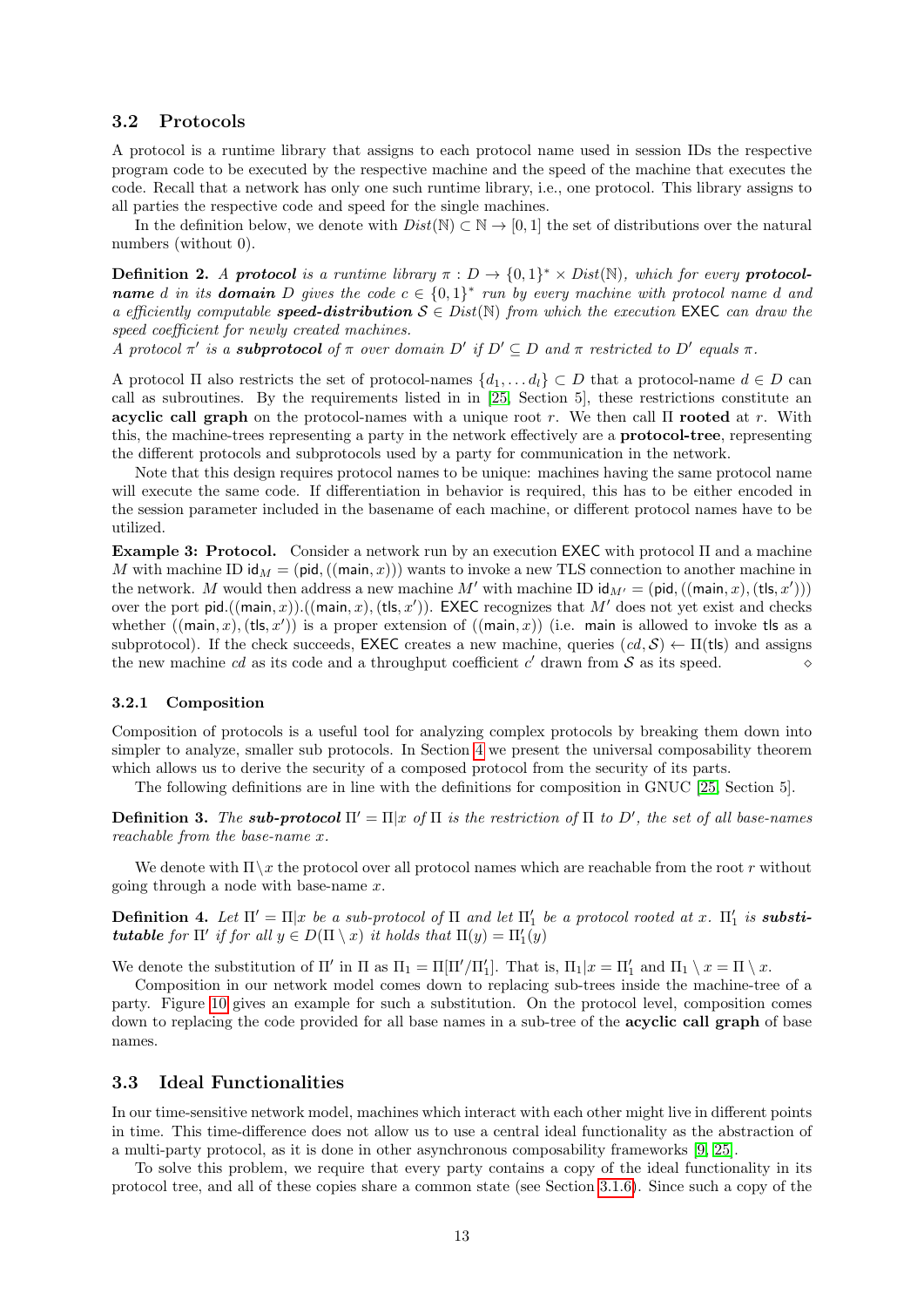## 3.2 Protocols

A protocol is a runtime library that assigns to each protocol name used in session IDs the respective program code to be executed by the respective machine and the speed of the machine that executes the code. Recall that a network has only one such runtime library, i.e., one protocol. This library assigns to all parties the respective code and speed for the single machines.

In the definition below, we denote with $Dist(\mathbb{N}) \subset \mathbb{N} \to [0,1]$ the set of distributions over the natural numbers (without 0).

**Definition 2.** *A **protocol** is a runtime library $\pi : D \to \{0,1\}^* \times Dist(\mathbb{N})$, which for every **protocol-name** $d$ in its **domain** $D$ gives the code $c \in \{0,1\}^*$ run by every machine with protocol name $d$ and a efficiently computable **speed-distribution** $\mathcal{S} \in Dist(\mathbb{N})$ from which the execution* EXEC *can draw the speed coefficient for newly created machines.*
*A protocol $\pi'$ is a **subprotocol** of $\pi$ over domain $D'$ if $D' \subseteq D$ and $\pi$ restricted to $D'$ equals $\pi$.*

A protocol $\Pi$ also restricts the set of protocol-names $\{d_1, \ldots d_l\} \subset D$ that a protocol-name $d \in D$ can call as subroutines. By the requirements listed in in [25, Section 5], these restrictions constitute an **acyclic call graph** on the protocol-names with a unique root $r$. We then call $\Pi$ **rooted** at $r$. With this, the machine-trees representing a party in the network effectively are a **protocol-tree**, representing the different protocols and subprotocols used by a party for communication in the network.

Note that this design requires protocol names to be unique: machines having the same protocol name will execute the same code. If differentiation in behavior is required, this has to be either encoded in the session parameter included in the basename of each machine, or different protocol names have to be utilized.

**Example 3: Protocol.** Consider a network run by an execution EXEC with protocol $\Pi$ and a machine $M$ with machine ID $\mathsf{id}_M = (\mathsf{pid}, ((\mathsf{main}, x)))$ wants to invoke a new TLS connection to another machine in the network. $M$ would then address a new machine $M'$ with machine ID $\mathsf{id}_{M'} = (\mathsf{pid}, ((\mathsf{main}, x), (\mathsf{tls}, x')))$ over the port $\mathsf{pid}.((\mathsf{main}, x)).((\mathsf{main}, x), (\mathsf{tls}, x'))$. EXEC recognizes that $M'$ does not yet exist and checks whether $((\mathsf{main}, x), (\mathsf{tls}, x'))$ is a proper extension of $((\mathsf{main}, x))$ (i.e. $\mathsf{main}$ is allowed to invoke $\mathsf{tls}$ as a subprotocol). If the check succeeds, EXEC creates a new machine, queries $(cd, \mathcal{S}) \leftarrow \Pi(\mathsf{tls})$ and assigns the new machine $cd$ as its code and a throughput coefficient $c'$ drawn from $\mathcal{S}$ as its speed. ⋄

### 3.2.1 Composition

Composition of protocols is a useful tool for analyzing complex protocols by breaking them down into simpler to analyze, smaller sub protocols. In Section 4 we present the universal composability theorem which allows us to derive the security of a composed protocol from the security of its parts.

The following definitions are in line with the definitions for composition in GNUC [25, Section 5].

**Definition 3.** *The **sub-protocol** $\Pi' = \Pi|x$ of $\Pi$ is the restriction of $\Pi$ to $D'$, the set of all base-names reachable from the base-name $x$.*

We denote with $\Pi \backslash x$ the protocol over all protocol names which are reachable from the root $r$ without going through a node with base-name $x$.

**Definition 4.** *Let $\Pi' = \Pi|x$ be a sub-protocol of $\Pi$ and let $\Pi'_1$ be a protocol rooted at $x$. $\Pi'_1$ is **substitutable** for $\Pi'$ if for all $y \in D(\Pi \setminus x)$ it holds that $\Pi(y) = \Pi'_1(y)$*

We denote the substitution of $\Pi'$ in $\Pi$ as $\Pi_1 = \Pi[\Pi'/\Pi'_1]$. That is, $\Pi_1|x = \Pi'_1$ and $\Pi_1 \setminus x = \Pi \setminus x$.

Composition in our network model comes down to replacing sub-trees inside the machine-tree of a party. Figure 10 gives an example for such a substitution. On the protocol level, composition comes down to replacing the code provided for all base names in a sub-tree of the **acyclic call graph** of base names.

## 3.3 Ideal Functionalities

In our time-sensitive network model, machines which interact with each other might live in different points in time. This time-difference does not allow us to use a central ideal functionality as the abstraction of a multi-party protocol, as it is done in other asynchronous composability frameworks [9, 25].

To solve this problem, we require that every party contains a copy of the ideal functionality in its protocol tree, and all of these copies share a common state (see Section 3.1.6). Since such a copy of the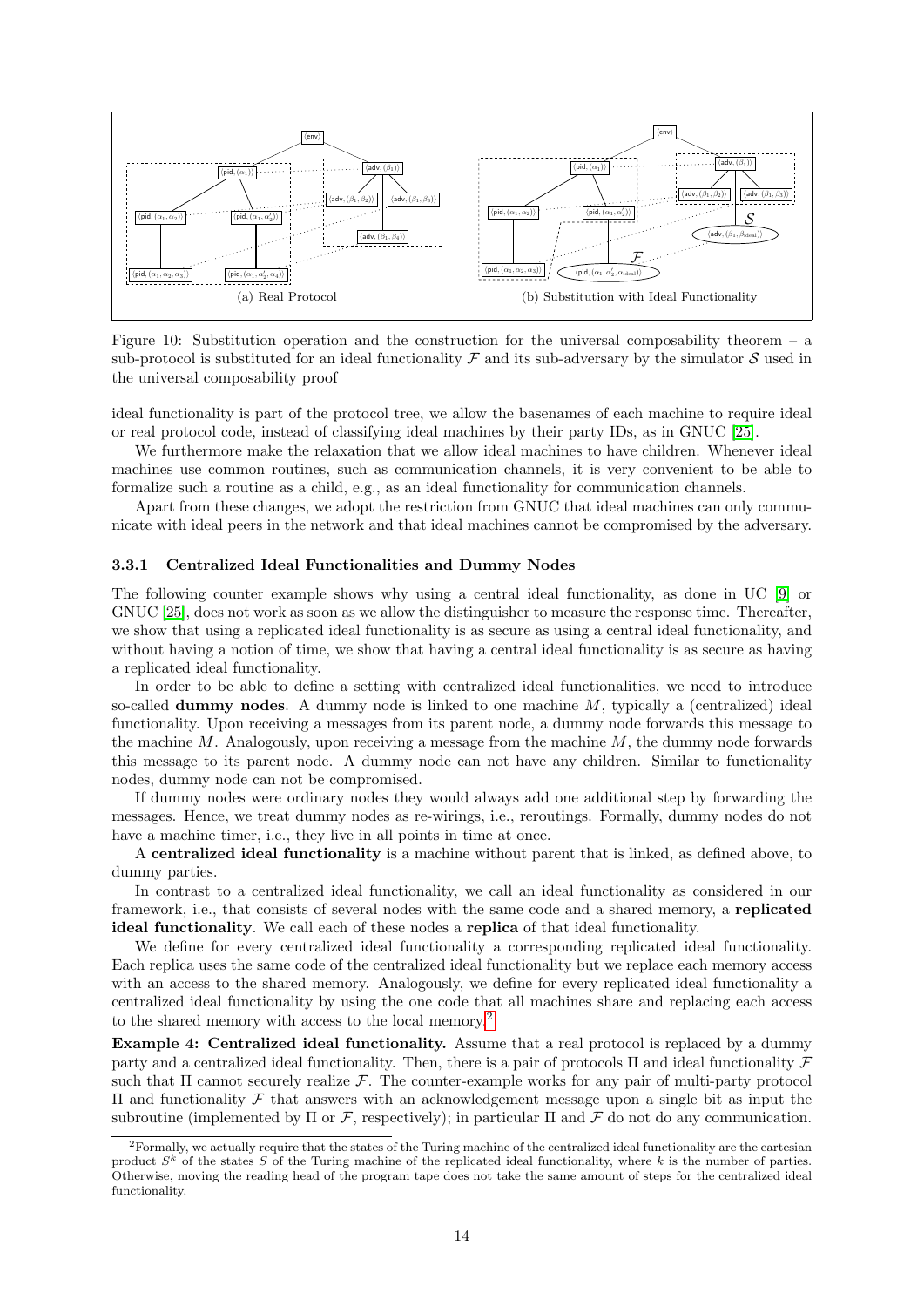Figure 10: Substitution operation and the construction for the universal composability theorem – a sub-protocol is substituted for an ideal functionality $\mathcal{F}$ and its sub-adversary by the simulator $\mathcal{S}$ used in the universal composability proof

ideal functionality is part of the protocol tree, we allow the basenames of each machine to require ideal or real protocol code, instead of classifying ideal machines by their party IDs, as in GNUC [25].

We furthermore make the relaxation that we allow ideal machines to have children. Whenever ideal machines use common routines, such as communication channels, it is very convenient to be able to formalize such a routine as a child, e.g., as an ideal functionality for communication channels.

Apart from these changes, we adopt the restriction from GNUC that ideal machines can only communicate with ideal peers in the network and that ideal machines cannot be compromised by the adversary.

### 3.3.1 Centralized Ideal Functionalities and Dummy Nodes

The following counter example shows why using a central ideal functionality, as done in UC [9] or GNUC [25], does not work as soon as we allow the distinguisher to measure the response time. Thereafter, we show that using a replicated ideal functionality is as secure as using a central ideal functionality, and without having a notion of time, we show that having a central ideal functionality is as secure as having a replicated ideal functionality.

In order to be able to define a setting with centralized ideal functionalities, we need to introduce so-called **dummy nodes**. A dummy node is linked to one machine $M$, typically a (centralized) ideal functionality. Upon receiving a messages from its parent node, a dummy node forwards this message to the machine $M$. Analogously, upon receiving a message from the machine $M$, the dummy node forwards this message to its parent node. A dummy node can not have any children. Similar to functionality nodes, dummy node can not be compromised.

If dummy nodes were ordinary nodes they would always add one additional step by forwarding the messages. Hence, we treat dummy nodes as re-wirings, i.e., reroutings. Formally, dummy nodes do not have a machine timer, i.e., they live in all points in time at once.

A **centralized ideal functionality** is a machine without parent that is linked, as defined above, to dummy parties.

In contrast to a centralized ideal functionality, we call an ideal functionality as considered in our framework, i.e., that consists of several nodes with the same code and a shared memory, a **replicated ideal functionality**. We call each of these nodes a **replica** of that ideal functionality.

We define for every centralized ideal functionality a corresponding replicated ideal functionality. Each replica uses the same code of the centralized ideal functionality but we replace each memory access with an access to the shared memory. Analogously, we define for every replicated ideal functionality a centralized ideal functionality by using the one code that all machines share and replacing each access to the shared memory with access to the local memory.[2]

**Example 4: Centralized ideal functionality.** Assume that a real protocol is replaced by a dummy party and a centralized ideal functionality. Then, there is a pair of protocols $\Pi$ and ideal functionality $\mathcal{F}$ such that $\Pi$ cannot securely realize $\mathcal{F}$. The counter-example works for any pair of multi-party protocol $\Pi$ and functionality $\mathcal{F}$ that answers with an acknowledgement message upon a single bit as input the subroutine (implemented by $\Pi$ or $\mathcal{F}$, respectively); in particular $\Pi$ and $\mathcal{F}$ do not do any communication.

[2] Formally, we actually require that the states of the Turing machine of the centralized ideal functionality are the cartesian product $S^k$ of the states $S$ of the Turing machine of the replicated ideal functionality, where $k$ is the number of parties. Otherwise, moving the reading head of the program tape does not take the same amount of steps for the centralized ideal functionality.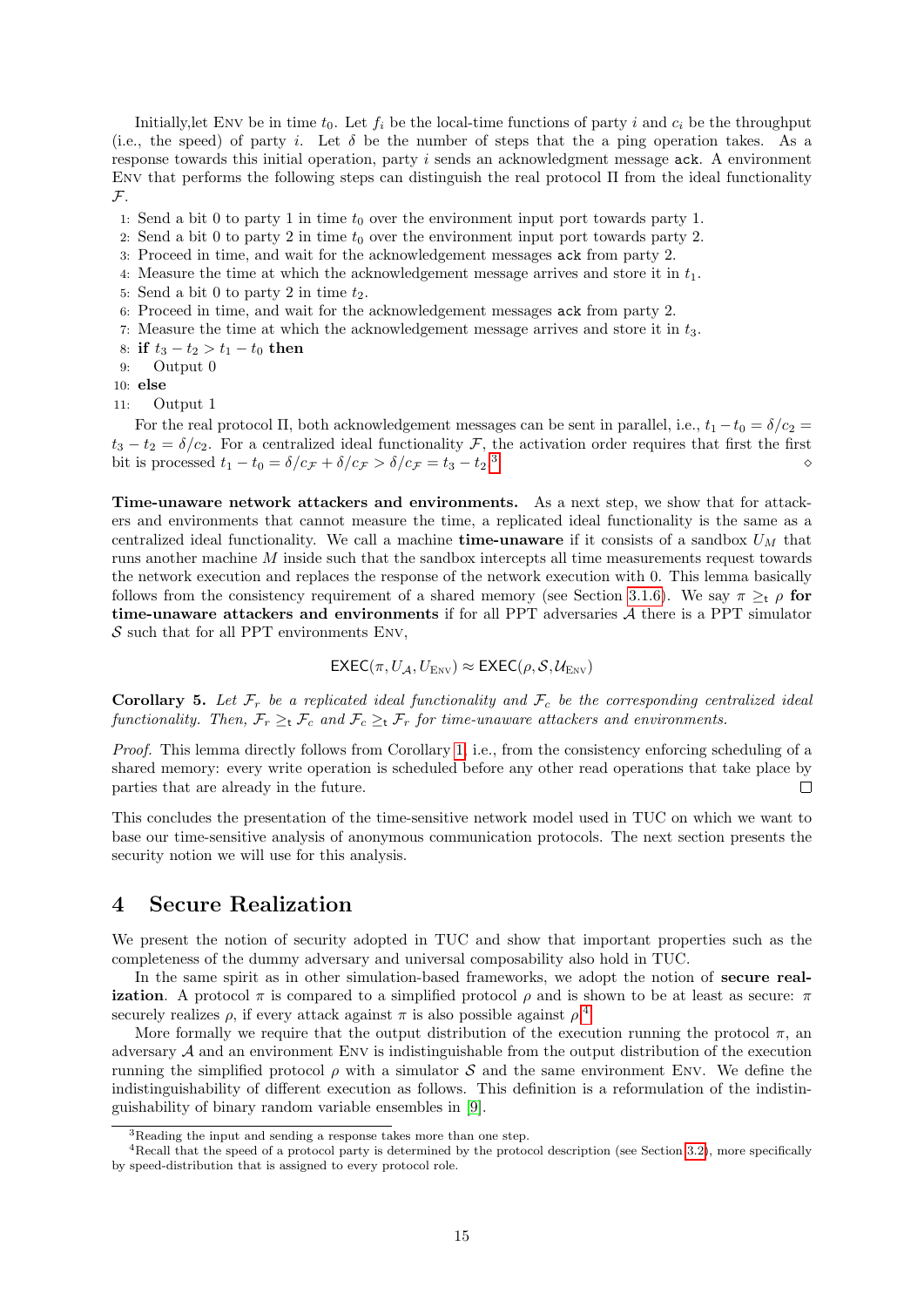Initially,let ENV be in time $t_0$. Let $f_i$ be the local-time functions of party $i$ and $c_i$ be the throughput (i.e., the speed) of party $i$. Let $\delta$ be the number of steps that the a ping operation takes. As a response towards this initial operation, party $i$ sends an acknowledgment message `ack`. A environment ENV that performs the following steps can distinguish the real protocol $\Pi$ from the ideal functionality $\mathcal{F}$.

1: Send a bit 0 to party 1 in time $t_0$ over the environment input port towards party 1.
2: Send a bit 0 to party 2 in time $t_0$ over the environment input port towards party 2.
3: Proceed in time, and wait for the acknowledgement messages `ack` from party 2.
4: Measure the time at which the acknowledgement message arrives and store it in $t_1$.
5: Send a bit 0 to party 2 in time $t_2$.
6: Proceed in time, and wait for the acknowledgement messages `ack` from party 2.
7: Measure the time at which the acknowledgement message arrives and store it in $t_3$.
8: **if** $t_3 - t_2 > t_1 - t_0$ **then**
9: Output 0
10: **else**
11: Output 1

For the real protocol $\Pi$, both acknowledgement messages can be sent in parallel, i.e., $t_1 - t_0 = \delta/c_2 = t_3 - t_2 = \delta/c_2$. For a centralized ideal functionality $\mathcal{F}$, the activation order requires that first the first bit is processed $t_1 - t_0 = \delta/c_{\mathcal{F}} + \delta/c_{\mathcal{F}} > \delta/c_{\mathcal{F}} = t_3 - t_2$.[3] ◇

**Time-unaware network attackers and environments.** As a next step, we show that for attackers and environments that cannot measure the time, a replicated ideal functionality is the same as a centralized ideal functionality. We call a machine **time-unaware** if it consists of a sandbox $U_M$ that runs another machine $M$ inside such that the sandbox intercepts all time measurements request towards the network execution and replaces the response of the network execution with 0. This lemma basically follows from the consistency requirement of a shared memory (see Section 3.1.6). We say $\pi \geq_{\mathsf{t}} \rho$ **for time-unaware attackers and environments** if for all PPT adversaries $\mathcal{A}$ there is a PPT simulator $\mathcal{S}$ such that for all PPT environments ENV,

$$\mathsf{EXEC}(\pi, U_{\mathcal{A}}, U_{\text{ENV}}) \approx \mathsf{EXEC}(\rho, \mathcal{S}, \mathcal{U}_{\text{ENV}})$$

**Corollary 5.** *Let $\mathcal{F}_r$ be a replicated ideal functionality and $\mathcal{F}_c$ be the corresponding centralized ideal functionality. Then, $\mathcal{F}_r \geq_{\mathsf{t}} \mathcal{F}_c$ and $\mathcal{F}_c \geq_{\mathsf{t}} \mathcal{F}_r$ for time-unaware attackers and environments.*

*Proof.* This lemma directly follows from Corollary 1, i.e., from the consistency enforcing scheduling of a shared memory: every write operation is scheduled before any other read operations that take place by parties that are already in the future. □

This concludes the presentation of the time-sensitive network model used in TUC on which we want to base our time-sensitive analysis of anonymous communication protocols. The next section presents the security notion we will use for this analysis.

# 4 Secure Realization

We present the notion of security adopted in TUC and show that important properties such as the completeness of the dummy adversary and universal composability also hold in TUC.

In the same spirit as in other simulation-based frameworks, we adopt the notion of **secure realization**. A protocol $\pi$ is compared to a simplified protocol $\rho$ and is shown to be at least as secure: $\pi$ securely realizes $\rho$, if every attack against $\pi$ is also possible against $\rho$.[4]

More formally we require that the output distribution of the execution running the protocol $\pi$, an adversary $\mathcal{A}$ and an environment ENV is indistinguishable from the output distribution of the execution running the simplified protocol $\rho$ with a simulator $\mathcal{S}$ and the same environment ENV. We define the indistinguishability of different execution as follows. This definition is a reformulation of the indistinguishability of binary random variable ensembles in [9].

[3] Reading the input and sending a response takes more than one step.

[4] Recall that the speed of a protocol party is determined by the protocol description (see Section 3.2), more specifically by speed-distribution that is assigned to every protocol role.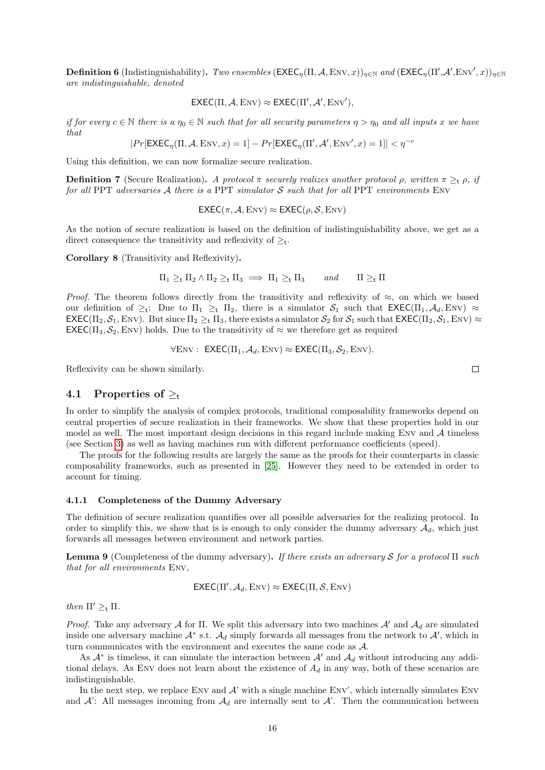**Definition 6** (Indistinguishability)**.** *Two ensembles* $(\mathsf{EXEC}_\eta(\Pi, \mathcal{A}, \textsc{Env}, x))_{\eta\in\mathbb{N}}$ *and* $(\mathsf{EXEC}_\eta(\Pi',\mathcal{A}',\textsc{Env}', x))_{\eta\in\mathbb{N}}$ *are indistinguishable, denoted*

$$\mathsf{EXEC}(\Pi, \mathcal{A}, \textsc{Env}) \approx \mathsf{EXEC}(\Pi', \mathcal{A}', \textsc{Env}'),$$

*if for every* $c \in \mathbb{N}$ *there is a* $\eta_0 \in \mathbb{N}$ *such that for all security parameters* $\eta > \eta_0$ *and all inputs* $x$ *we have that*

$$|Pr[\mathsf{EXEC}_\eta(\Pi, \mathcal{A}, \textsc{Env}, x) = 1] - Pr[\mathsf{EXEC}_\eta(\Pi', \mathcal{A}', \textsc{Env}', x) = 1]| < \eta^{-c}$$

Using this definition, we can now formalize secure realization.

**Definition 7** (Secure Realization)**.** *A protocol* $\pi$ *securely realizes another protocol* $\rho$*, written* $\pi \geq_\mathsf{t} \rho$*, if for all* PPT *adversaries* $\mathcal{A}$ *there is a* PPT *simulator* $\mathcal{S}$ *such that for all* PPT *environments* Env

$$\mathsf{EXEC}(\pi, \mathcal{A}, \textsc{Env}) \approx \mathsf{EXEC}(\rho, \mathcal{S}, \textsc{Env})$$

As the notion of secure realization is based on the definition of indistinguishability above, we get as a direct consequence the transitivity and reflexivity of $\geq_\mathsf{t}$.

**Corollary 8** (Transitivity and Reflexivity)**.**

$$\Pi_1 \geq_\mathsf{t} \Pi_2 \wedge \Pi_2 \geq_\mathsf{t} \Pi_3 \implies \Pi_1 \geq_\mathsf{t} \Pi_3 \qquad \textit{and} \qquad \Pi \geq_\mathsf{t} \Pi$$

*Proof.* The theorem follows directly from the transitivity and reflexivity of $\approx$, on which we based our definition of $\geq_\mathsf{t}$: Due to $\Pi_1 \geq_\mathsf{t} \Pi_2$, there is a simulator $\mathcal{S}_1$ such that $\mathsf{EXEC}(\Pi_1, \mathcal{A}_d, \textsc{Env}) \approx \mathsf{EXEC}(\Pi_2, \mathcal{S}_1, \textsc{Env})$. But since $\Pi_2 \geq_\mathsf{t} \Pi_3$, there exists a simulator $\mathcal{S}_2$ for $\mathcal{S}_1$ such that $\mathsf{EXEC}(\Pi_2, \mathcal{S}_1, \textsc{Env}) \approx \mathsf{EXEC}(\Pi_3, \mathcal{S}_2, \textsc{Env})$ holds. Due to the transitivity of $\approx$ we therefore get as required

$$\forall \textsc{Env} : \ \mathsf{EXEC}(\Pi_1, \mathcal{A}_d, \textsc{Env}) \approx \mathsf{EXEC}(\Pi_3, \mathcal{S}_2, \textsc{Env}).$$

Reflexivity can be shown similarly. □

## 4.1 Properties of $\geq_\mathsf{t}$

In order to simplify the analysis of complex protocols, traditional composability frameworks depend on central properties of secure realization in their frameworks. We show that these properties hold in our model as well. The most important design decisions in this regard include making Env and $\mathcal{A}$ timeless (see Section 3) as well as having machines run with different performance coefficients (speed).

The proofs for the following results are largely the same as the proofs for their counterparts in classic composability frameworks, such as presented in [25]. However they need to be extended in order to account for timing.

### 4.1.1 Completeness of the Dummy Adversary

The definition of secure realization quantifies over all possible adversaries for the realizing protocol. In order to simplify this, we show that is is enough to only consider the dummy adversary $\mathcal{A}_d$, which just forwards all messages between environment and network parties.

**Lemma 9** (Completeness of the dummy adversary)**.** *If there exists an adversary* $\mathcal{S}$ *for a protocol* $\Pi$ *such that for all environments* Env*,*

$$\mathsf{EXEC}(\Pi', \mathcal{A}_d, \textsc{Env}) \approx \mathsf{EXEC}(\Pi, \mathcal{S}, \textsc{Env})$$

*then* $\Pi' \geq_\mathsf{t} \Pi$.

*Proof.* Take any adversary $\mathcal{A}$ for $\Pi$. We split this adversary into two machines $\mathcal{A}'$ and $\mathcal{A}_d$ are simulated inside one adversary machine $\mathcal{A}^*$ s.t. $\mathcal{A}_d$ simply forwards all messages from the network to $\mathcal{A}'$, which in turn communicates with the environment and executes the same code as $\mathcal{A}$.

As $\mathcal{A}^*$ is timeless, it can simulate the interaction between $\mathcal{A}'$ and $\mathcal{A}_d$ without introducing any additional delays. As Env does not learn about the existence of $A_d$ in any way, both of these scenarios are indistinguishable.

In the next step, we replace Env and $\mathcal{A}$' with a single machine Env', which internally simulates Env and $\mathcal{A}$': All messages incoming from $\mathcal{A}_d$ are internally sent to $\mathcal{A}$'. Then the communication between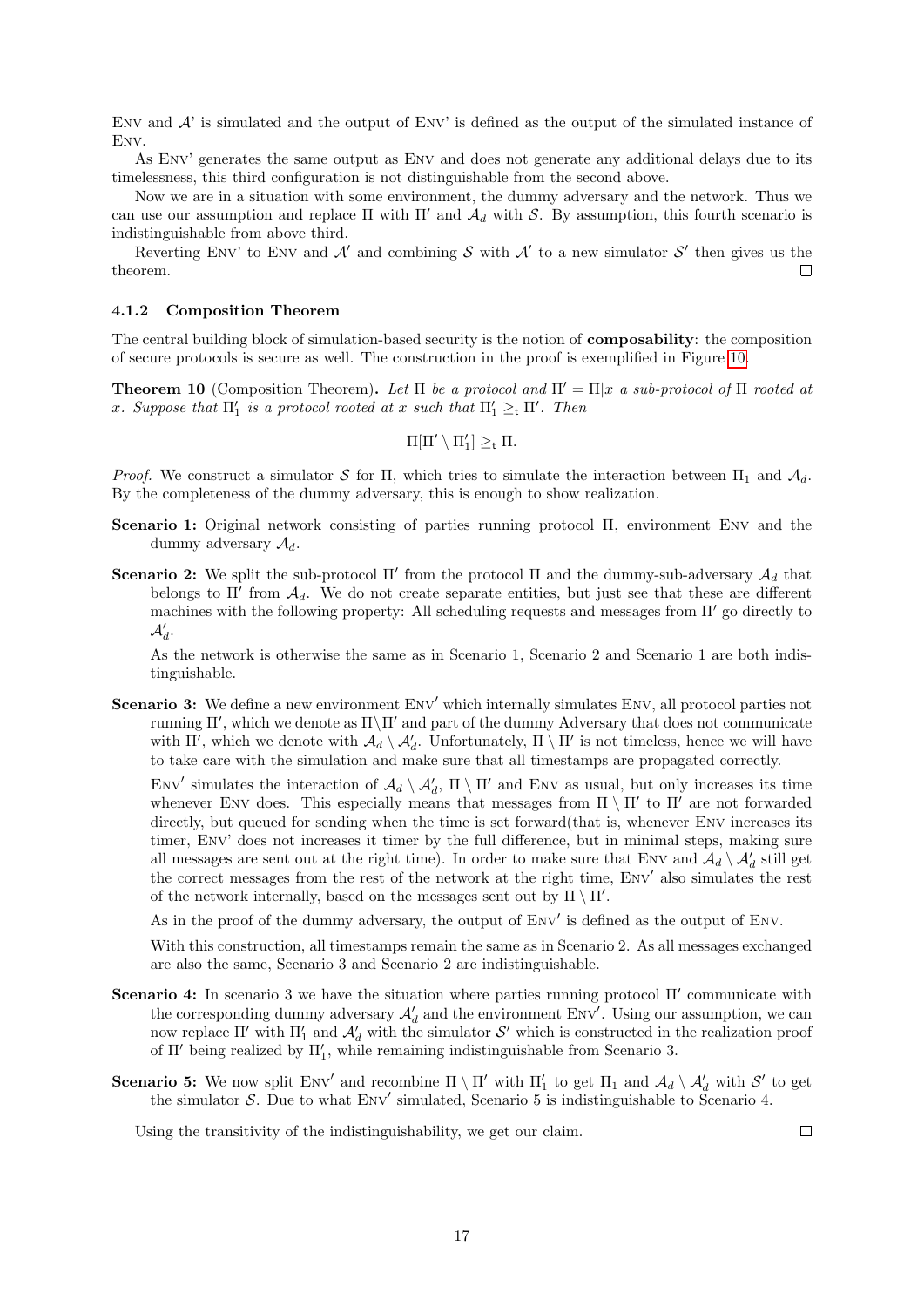ENV and $\mathcal{A}$' is simulated and the output of ENV' is defined as the output of the simulated instance of ENV.

As ENV' generates the same output as ENV and does not generate any additional delays due to its timelessness, this third configuration is not distinguishable from the second above.

Now we are in a situation with some environment, the dummy adversary and the network. Thus we can use our assumption and replace $\Pi$ with $\Pi'$ and $\mathcal{A}_d$ with $\mathcal{S}$. By assumption, this fourth scenario is indistinguishable from above third.

Reverting ENV' to ENV and $\mathcal{A}'$ and combining $\mathcal{S}$ with $\mathcal{A}'$ to a new simulator $\mathcal{S}'$ then gives us the theorem. □

#### 4.1.2 Composition Theorem

The central building block of simulation-based security is the notion of **composability**: the composition of secure protocols is secure as well. The construction in the proof is exemplified in Figure 10.

**Theorem 10** (Composition Theorem)**.** *Let $\Pi$ be a protocol and $\Pi' = \Pi|x$ a sub-protocol of $\Pi$ rooted at $x$. Suppose that $\Pi_1'$ is a protocol rooted at $x$ such that $\Pi_1' \geq_t \Pi'$. Then*

$$\Pi[\Pi' \setminus \Pi_1'] \geq_t \Pi.$$

*Proof.* We construct a simulator $\mathcal{S}$ for $\Pi$, which tries to simulate the interaction between $\Pi_1$ and $\mathcal{A}_d$. By the completeness of the dummy adversary, this is enough to show realization.

**Scenario 1:** Original network consisting of parties running protocol $\Pi$, environment ENV and the dummy adversary $\mathcal{A}_d$.

**Scenario 2:** We split the sub-protocol $\Pi'$ from the protocol $\Pi$ and the dummy-sub-adversary $\mathcal{A}_d$ that belongs to $\Pi'$ from $\mathcal{A}_d$. We do not create separate entities, but just see that these are different machines with the following property: All scheduling requests and messages from $\Pi'$ go directly to $\mathcal{A}_d'$.

As the network is otherwise the same as in Scenario 1, Scenario 2 and Scenario 1 are both indistinguishable.

**Scenario 3:** We define a new environment ENV$'$ which internally simulates ENV, all protocol parties not running $\Pi'$, which we denote as $\Pi \setminus \Pi'$ and part of the dummy Adversary that does not communicate with $\Pi'$, which we denote with $\mathcal{A}_d \setminus \mathcal{A}_d'$. Unfortunately, $\Pi \setminus \Pi'$ is not timeless, hence we will have to take care with the simulation and make sure that all timestamps are propagated correctly.

ENV$'$ simulates the interaction of $\mathcal{A}_d \setminus \mathcal{A}_d'$, $\Pi \setminus \Pi'$ and ENV as usual, but only increases its time whenever ENV does. This especially means that messages from $\Pi \setminus \Pi'$ to $\Pi'$ are not forwarded directly, but queued for sending when the time is set forward(that is, whenever ENV increases its timer, ENV' does not increases it timer by the full difference, but in minimal steps, making sure all messages are sent out at the right time). In order to make sure that ENV and $\mathcal{A}_d \setminus \mathcal{A}_d'$ still get the correct messages from the rest of the network at the right time, ENV$'$ also simulates the rest of the network internally, based on the messages sent out by $\Pi \setminus \Pi'$.

As in the proof of the dummy adversary, the output of ENV$'$ is defined as the output of ENV.

With this construction, all timestamps remain the same as in Scenario 2. As all messages exchanged are also the same, Scenario 3 and Scenario 2 are indistinguishable.

**Scenario 4:** In scenario 3 we have the situation where parties running protocol $\Pi'$ communicate with the corresponding dummy adversary $\mathcal{A}_d'$ and the environment ENV$'$. Using our assumption, we can now replace $\Pi'$ with $\Pi_1'$ and $\mathcal{A}_d'$ with the simulator $\mathcal{S}'$ which is constructed in the realization proof of $\Pi'$ being realized by $\Pi_1'$, while remaining indistinguishable from Scenario 3.

**Scenario 5:** We now split ENV$'$ and recombine $\Pi \setminus \Pi'$ with $\Pi_1'$ to get $\Pi_1$ and $\mathcal{A}_d \setminus \mathcal{A}_d'$ with $\mathcal{S}'$ to get the simulator $\mathcal{S}$. Due to what ENV$'$ simulated, Scenario 5 is indistinguishable to Scenario 4.

Using the transitivity of the indistinguishability, we get our claim. □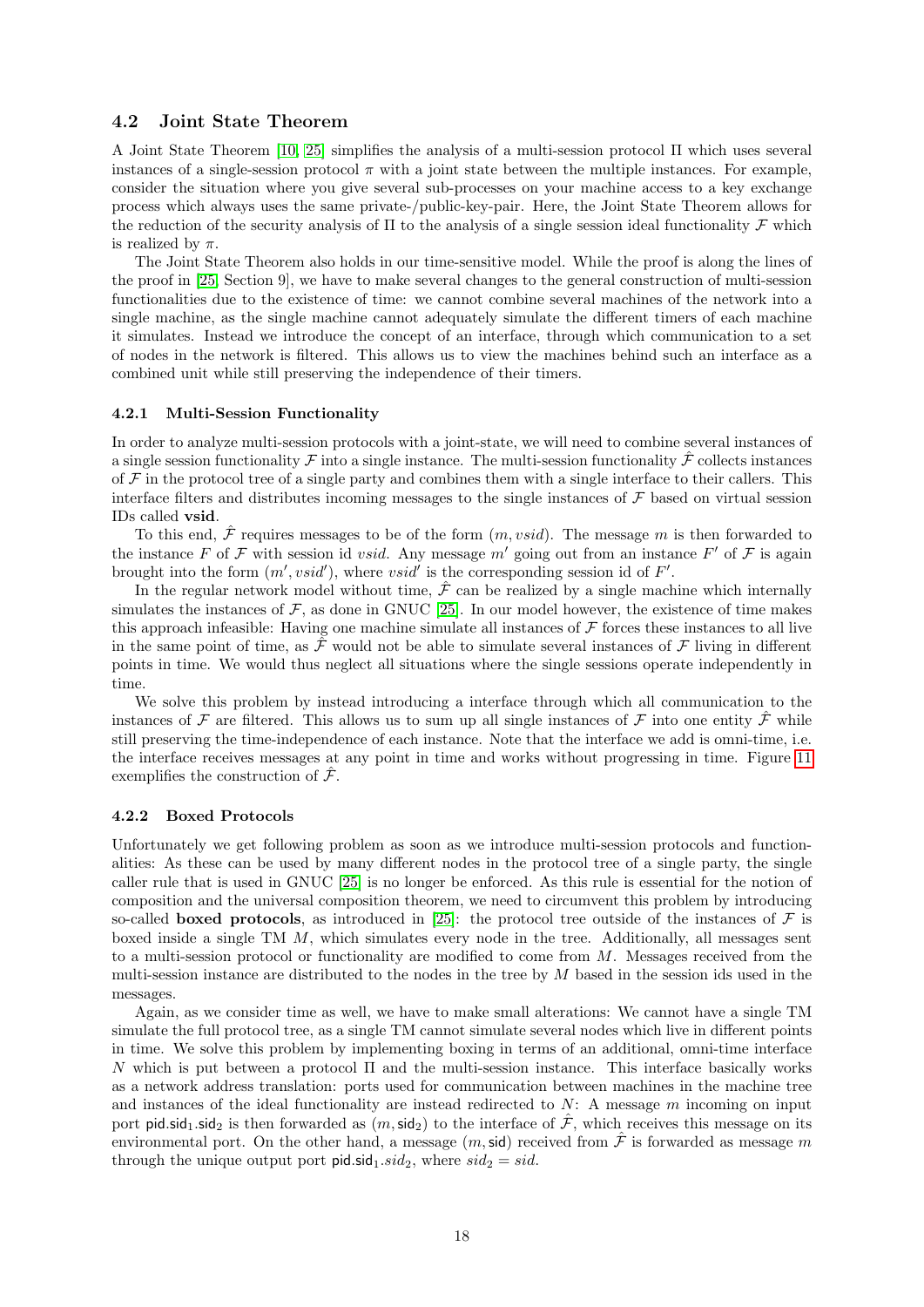### 4.2 Joint State Theorem

A Joint State Theorem [10, 25] simplifies the analysis of a multi-session protocol $\Pi$ which uses several instances of a single-session protocol $\pi$ with a joint state between the multiple instances. For example, consider the situation where you give several sub-processes on your machine access to a key exchange process which always uses the same private-/public-key-pair. Here, the Joint State Theorem allows for the reduction of the security analysis of $\Pi$ to the analysis of a single session ideal functionality $\mathcal{F}$ which is realized by $\pi$.

The Joint State Theorem also holds in our time-sensitive model. While the proof is along the lines of the proof in [25, Section 9], we have to make several changes to the general construction of multi-session functionalities due to the existence of time: we cannot combine several machines of the network into a single machine, as the single machine cannot adequately simulate the different timers of each machine it simulates. Instead we introduce the concept of an interface, through which communication to a set of nodes in the network is filtered. This allows us to view the machines behind such an interface as a combined unit while still preserving the independence of their timers.

#### 4.2.1 Multi-Session Functionality

In order to analyze multi-session protocols with a joint-state, we will need to combine several instances of a single session functionality $\mathcal{F}$ into a single instance. The multi-session functionality $\hat{\mathcal{F}}$ collects instances of $\mathcal{F}$ in the protocol tree of a single party and combines them with a single interface to their callers. This interface filters and distributes incoming messages to the single instances of $\mathcal{F}$ based on virtual session IDs called **vsid**.

To this end, $\hat{\mathcal{F}}$ requires messages to be of the form $(m, vsid)$. The message $m$ is then forwarded to the instance $F$ of $\mathcal{F}$ with session id $vsid$. Any message $m'$ going out from an instance $F'$ of $\mathcal{F}$ is again brought into the form $(m', vsid')$, where $vsid'$ is the corresponding session id of $F'$.

In the regular network model without time, $\hat{\mathcal{F}}$ can be realized by a single machine which internally simulates the instances of $\mathcal{F}$, as done in GNUC [25]. In our model however, the existence of time makes this approach infeasible: Having one machine simulate all instances of $\mathcal{F}$ forces these instances to all live in the same point of time, as $\hat{\mathcal{F}}$ would not be able to simulate several instances of $\mathcal{F}$ living in different points in time. We would thus neglect all situations where the single sessions operate independently in time.

We solve this problem by instead introducing a interface through which all communication to the instances of $\mathcal{F}$ are filtered. This allows us to sum up all single instances of $\mathcal{F}$ into one entity $\hat{\mathcal{F}}$ while still preserving the time-independence of each instance. Note that the interface we add is omni-time, i.e. the interface receives messages at any point in time and works without progressing in time. Figure 11 exemplifies the construction of $\hat{\mathcal{F}}$.

#### 4.2.2 Boxed Protocols

Unfortunately we get following problem as soon as we introduce multi-session protocols and functionalities: As these can be used by many different nodes in the protocol tree of a single party, the single caller rule that is used in GNUC [25] is no longer be enforced. As this rule is essential for the notion of composition and the universal composition theorem, we need to circumvent this problem by introducing so-called **boxed protocols**, as introduced in [25]: the protocol tree outside of the instances of $\mathcal{F}$ is boxed inside a single TM $M$, which simulates every node in the tree. Additionally, all messages sent to a multi-session protocol or functionality are modified to come from $M$. Messages received from the multi-session instance are distributed to the nodes in the tree by $M$ based in the session ids used in the messages.

Again, as we consider time as well, we have to make small alterations: We cannot have a single TM simulate the full protocol tree, as a single TM cannot simulate several nodes which live in different points in time. We solve this problem by implementing boxing in terms of an additional, omni-time interface $N$ which is put between a protocol $\Pi$ and the multi-session instance. This interface basically works as a network address translation: ports used for communication between machines in the machine tree and instances of the ideal functionality are instead redirected to $N$: A message $m$ incoming on input port $\mathsf{pid}.\mathsf{sid}_1.\mathsf{sid}_2$ is then forwarded as $(m, \mathsf{sid}_2)$ to the interface of $\hat{\mathcal{F}}$, which receives this message on its environmental port. On the other hand, a message $(m, \mathsf{sid})$ received from $\hat{\mathcal{F}}$ is forwarded as message $m$ through the unique output port $\mathsf{pid}.\mathsf{sid}_1.sid_2$, where $sid_2 = sid$.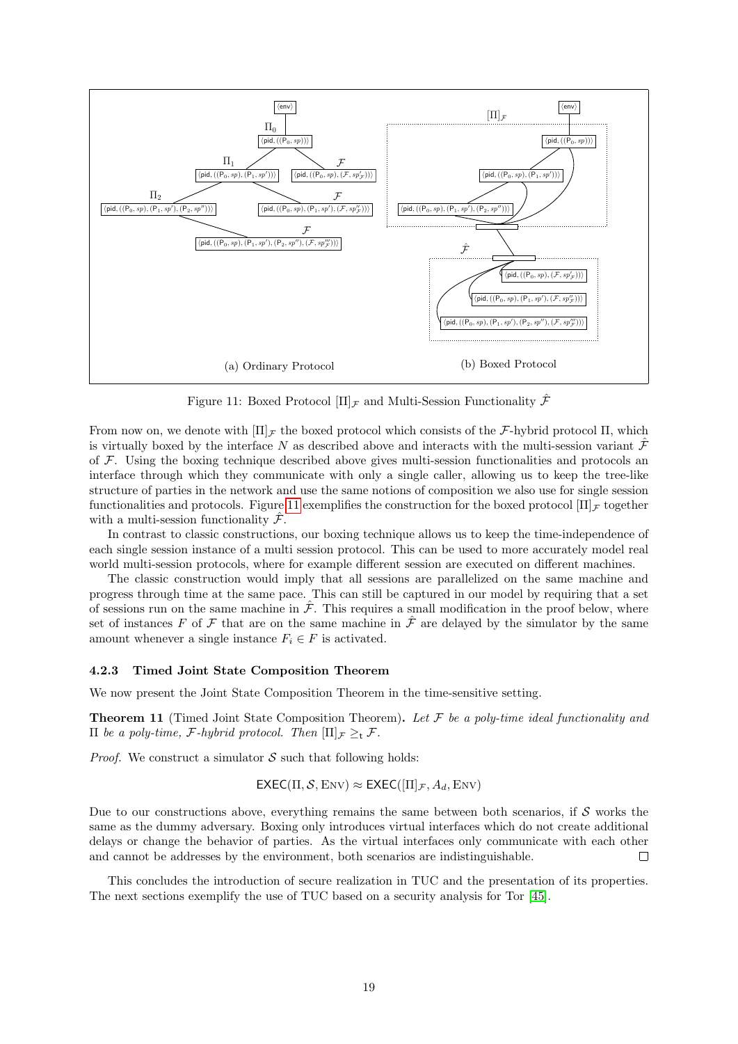Figure 11: Boxed Protocol $[\Pi]_{\mathcal{F}}$ and Multi-Session Functionality $\hat{\mathcal{F}}$

From now on, we denote with $[\Pi]_{\mathcal{F}}$ the boxed protocol which consists of the $\mathcal{F}$-hybrid protocol $\Pi$, which is virtually boxed by the interface $N$ as described above and interacts with the multi-session variant $\hat{\mathcal{F}}$ of $\mathcal{F}$. Using the boxing technique described above gives multi-session functionalities and protocols an interface through which they communicate with only a single caller, allowing us to keep the tree-like structure of parties in the network and use the same notions of composition we also use for single session functionalities and protocols. Figure 11 exemplifies the construction for the boxed protocol $[\Pi]_{\mathcal{F}}$ together with a multi-session functionality $\hat{\mathcal{F}}$.

In contrast to classic constructions, our boxing technique allows us to keep the time-independence of each single session instance of a multi session protocol. This can be used to more accurately model real world multi-session protocols, where for example different session are executed on different machines.

The classic construction would imply that all sessions are parallelized on the same machine and progress through time at the same pace. This can still be captured in our model by requiring that a set of sessions run on the same machine in $\hat{\mathcal{F}}$. This requires a small modification in the proof below, where set of instances $F$ of $\mathcal{F}$ that are on the same machine in $\hat{\mathcal{F}}$ are delayed by the simulator by the same amount whenever a single instance $F_i \in F$ is activated.

### 4.2.3 Timed Joint State Composition Theorem

We now present the Joint State Composition Theorem in the time-sensitive setting.

**Theorem 11** (Timed Joint State Composition Theorem)**.** *Let $\mathcal{F}$ be a poly-time ideal functionality and $\Pi$ be a poly-time, $\mathcal{F}$-hybrid protocol. Then $[\Pi]_{\mathcal{F}} \geq_{\mathsf{t}} \mathcal{F}$.*

*Proof.* We construct a simulator $\mathcal{S}$ such that following holds:

$$\mathsf{EXEC}(\Pi, \mathcal{S}, \textsc{Env}) \approx \mathsf{EXEC}([\Pi]_{\mathcal{F}}, A_d, \textsc{Env})$$

Due to our constructions above, everything remains the same between both scenarios, if $\mathcal{S}$ works the same as the dummy adversary. Boxing only introduces virtual interfaces which do not create additional delays or change the behavior of parties. As the virtual interfaces only communicate with each other and cannot be addresses by the environment, both scenarios are indistinguishable. □

This concludes the introduction of secure realization in TUC and the presentation of its properties. The next sections exemplify the use of TUC based on a security analysis for Tor [45].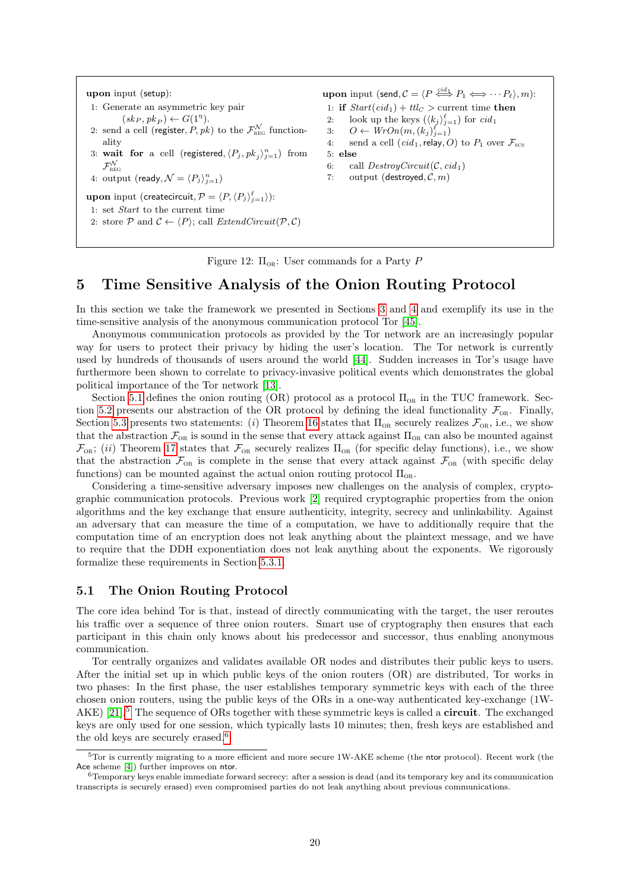**upon** input (setup):

1: Generate an asymmetric key pair $(sk_P, pk_P) \leftarrow G(1^\eta)$.
2: send a cell (register, $P, pk$) to the $\mathcal{F}_{\text{REG}}^{\mathcal{N}}$ functionality
3: **wait for** a cell (registered, $\langle P_j, pk_j \rangle_{j=1}^n$) from $\mathcal{F}_{\text{REG}}^{\mathcal{N}}$
4: output (ready, $\mathcal{N} = \langle P_j \rangle_{j=1}^n$)

**upon** input (createcircuit, $\mathcal{P} = \langle P, \langle P_j \rangle_{j=1}^{\ell} \rangle$):

1: set *Start* to the current time
2: store $\mathcal{P}$ and $\mathcal{C} \leftarrow \langle P \rangle$; call *ExtendCircuit*$(\mathcal{P}, \mathcal{C})$

**upon** input (send, $\mathcal{C} = \langle P \overset{cid_1}{\Longleftrightarrow} P_1 \Longleftrightarrow \cdots P_\ell \rangle, m$):

1: **if** $\mathit{Start}(cid_1) + ttl_C >$ current time **then**
2: look up the keys $(\langle k_j \rangle_{j=1}^{\ell})$ for $cid_1$
3: $O \leftarrow \mathit{WrOn}(m, (k_j)_{j=1}^{\ell})$
4: send a cell ($cid_1$, relay, $O$) to $P_1$ over $\mathcal{F}_{\text{SCS}}$
5: **else**
6: call *DestroyCircuit*$(\mathcal{C}, cid_1)$
7: output (destroyed, $\mathcal{C}, m$)

Figure 12: $\Pi_{\text{OR}}$: User commands for a Party $P$

# 5 Time Sensitive Analysis of the Onion Routing Protocol

In this section we take the framework we presented in Sections 3 and 4 and exemplify its use in the time-sensitive analysis of the anonymous communication protocol Tor [45].

Anonymous communication protocols as provided by the Tor network are an increasingly popular way for users to protect their privacy by hiding the user's location. The Tor network is currently used by hundreds of thousands of users around the world [44]. Sudden increases in Tor's usage have furthermore been shown to correlate to privacy-invasive political events which demonstrates the global political importance of the Tor network [13].

Section 5.1 defines the onion routing (OR) protocol as a protocol $\Pi_{\text{OR}}$ in the TUC framework. Section 5.2 presents our abstraction of the OR protocol by defining the ideal functionality $\mathcal{F}_{\text{OR}}$. Finally, Section 5.3 presents two statements: (*i*) Theorem 16 states that $\Pi_{\text{OR}}$ securely realizes $\mathcal{F}_{\text{OR}}$, i.e., we show that the abstraction $\mathcal{F}_{\text{OR}}$ is sound in the sense that every attack against $\Pi_{\text{OR}}$ can also be mounted against $\mathcal{F}_{\text{OR}}$; (*ii*) Theorem 17 states that $\mathcal{F}_{\text{OR}}$ securely realizes $\Pi_{\text{OR}}$ (for specific delay functions), i.e., we show that the abstraction $\mathcal{F}_{\text{OR}}$ is complete in the sense that every attack against $\mathcal{F}_{\text{OR}}$ (with specific delay functions) can be mounted against the actual onion routing protocol $\Pi_{\text{OR}}$.

Considering a time-sensitive adversary imposes new challenges on the analysis of complex, cryptographic communication protocols. Previous work [2] required cryptographic properties from the onion algorithms and the key exchange that ensure authenticity, integrity, secrecy and unlinkability. Against an adversary that can measure the time of a computation, we have to additionally require that the computation time of an encryption does not leak anything about the plaintext message, and we have to require that the DDH exponentiation does not leak anything about the exponents. We rigorously formalize these requirements in Section 5.3.1.

## 5.1 The Onion Routing Protocol

The core idea behind Tor is that, instead of directly communicating with the target, the user reroutes his traffic over a sequence of three onion routers. Smart use of cryptography then ensures that each participant in this chain only knows about his predecessor and successor, thus enabling anonymous communication.

Tor centrally organizes and validates available OR nodes and distributes their public keys to users. After the initial set up in which public keys of the onion routers (OR) are distributed, Tor works in two phases: In the first phase, the user establishes temporary symmetric keys with each of the three chosen onion routers, using the public keys of the ORs in a one-way authenticated key-exchange (1W-AKE) [21].[5] The sequence of ORs together with these symmetric keys is called a **circuit**. The exchanged keys are only used for one session, which typically lasts 10 minutes; then, fresh keys are established and the old keys are securely erased.[6]

[5] Tor is currently migrating to a more efficient and more secure 1W-AKE scheme (the ntor protocol). Recent work (the Ace scheme [4]) further improves on ntor.

[6] Temporary keys enable immediate forward secrecy: after a session is dead (and its temporary key and its communication transcripts is securely erased) even compromised parties do not leak anything about previous communications.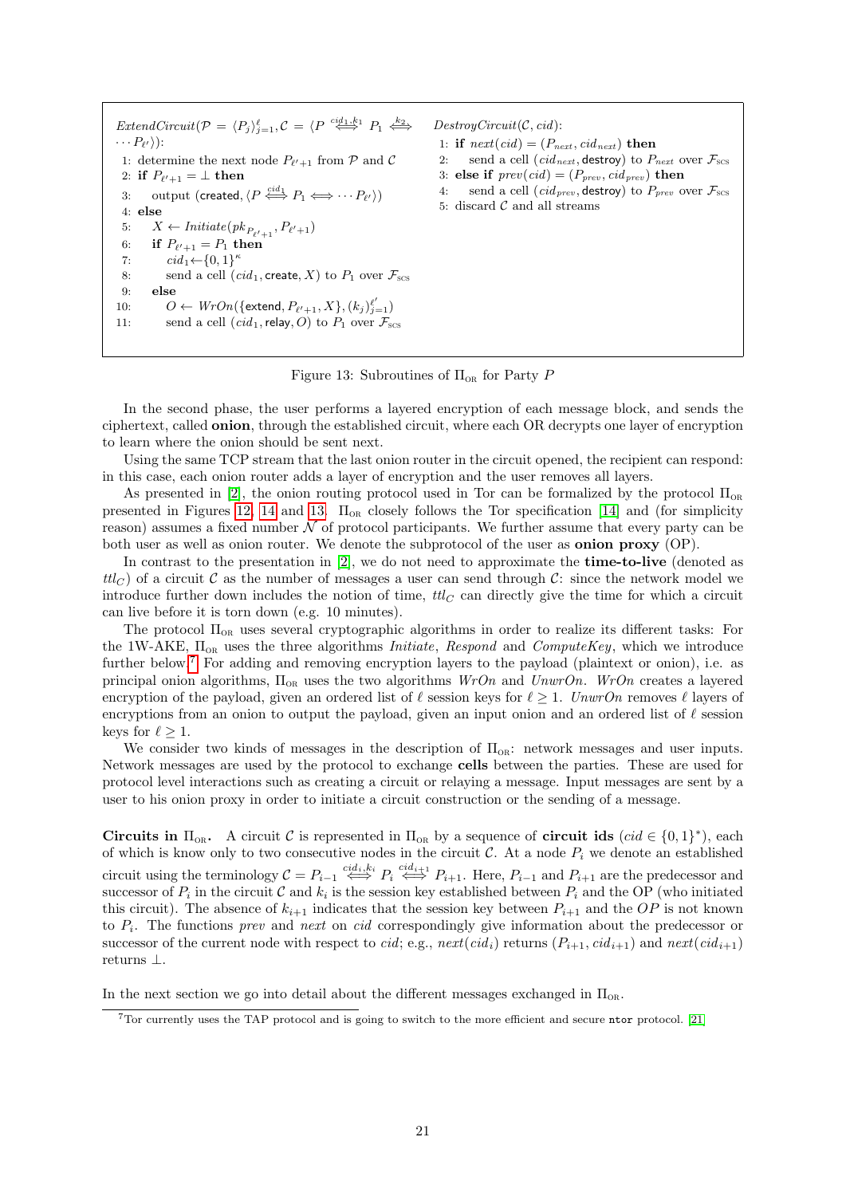```
ExtendCircuit(𝒫 = ⟨P_j⟩_{j=1}^ℓ, 𝒞 = ⟨P ⟺^{cid_1,k_1} P_1 ⟺^{k_2} ··· P_{ℓ'}⟩):
1: determine the next node P_{ℓ'+1} from 𝒫 and 𝒞
2: if P_{ℓ'+1} = ⊥ then
3:     output (created, ⟨P ⟺^{cid_1} P_1 ⟺ ··· P_{ℓ'}⟩)
4: else
5:     X ← Initiate(pk_{P_{ℓ'+1}}, P_{ℓ'+1})
6:     if P_{ℓ'+1} = P_1 then
7:         cid_1 ← {0,1}^κ
8:         send a cell (cid_1, create, X) to P_1 over F_SCS
9:     else
10:        O ← WrOn({extend, P_{ℓ'+1}, X}, (k_j)_{j=1}^{ℓ'})
11:        send a cell (cid_1, relay, O) to P_1 over F_SCS
```

```
DestroyCircuit(𝒞, cid):
1: if next(cid) = (P_next, cid_next) then
2:     send a cell (cid_next, destroy) to P_next over F_SCS
3: else if prev(cid) = (P_prev, cid_prev) then
4:     send a cell (cid_prev, destroy) to P_prev over F_SCS
5: discard 𝒞 and all streams
```

Figure 13: Subroutines of $\Pi_{\text{OR}}$ for Party $P$

In the second phase, the user performs a layered encryption of each message block, and sends the ciphertext, called **onion**, through the established circuit, where each OR decrypts one layer of encryption to learn where the onion should be sent next.

Using the same TCP stream that the last onion router in the circuit opened, the recipient can respond: in this case, each onion router adds a layer of encryption and the user removes all layers.

As presented in [2], the onion routing protocol used in Tor can be formalized by the protocol $\Pi_{\text{OR}}$ presented in Figures 12, 14 and 13. $\Pi_{\text{OR}}$ closely follows the Tor specification [14] and (for simplicity reason) assumes a fixed number $\mathcal{N}$ of protocol participants. We further assume that every party can be both user as well as onion router. We denote the subprotocol of the user as **onion proxy** (OP).

In contrast to the presentation in [2], we do not need to approximate the **time-to-live** (denoted as $ttl_C$) of a circuit $\mathcal{C}$ as the number of messages a user can send through $\mathcal{C}$: since the network model we introduce further down includes the notion of time, $ttl_C$ can directly give the time for which a circuit can live before it is torn down (e.g. 10 minutes).

The protocol $\Pi_{\text{OR}}$ uses several cryptographic algorithms in order to realize its different tasks: For the 1W-AKE, $\Pi_{\text{OR}}$ uses the three algorithms *Initiate*, *Respond* and *ComputeKey*, which we introduce further below.[7] For adding and removing encryption layers to the payload (plaintext or onion), i.e. as principal onion algorithms, $\Pi_{\text{OR}}$ uses the two algorithms *WrOn* and *UnwrOn*. *WrOn* creates a layered encryption of the payload, given an ordered list of $\ell$ session keys for $\ell \geq 1$. *UnwrOn* removes $\ell$ layers of encryptions from an onion to output the payload, given an input onion and an ordered list of $\ell$ session keys for $\ell \geq 1$.

We consider two kinds of messages in the description of $\Pi_{\text{OR}}$: network messages and user inputs. Network messages are used by the protocol to exchange **cells** between the parties. These are used for protocol level interactions such as creating a circuit or relaying a message. Input messages are sent by a user to his onion proxy in order to initiate a circuit construction or the sending of a message.

**Circuits in $\Pi_{\text{OR}}$.** A circuit $\mathcal{C}$ is represented in $\Pi_{\text{OR}}$ by a sequence of **circuit ids** ($cid \in \{0,1\}^*$), each of which is know only to two consecutive nodes in the circuit $\mathcal{C}$. At a node $P_i$ we denote an established circuit using the terminology $\mathcal{C} = P_{i-1} \overset{cid_i,k_i}{\Longleftrightarrow} P_i \overset{cid_{i+1}}{\Longleftrightarrow} P_{i+1}$. Here, $P_{i-1}$ and $P_{i+1}$ are the predecessor and successor of $P_i$ in the circuit $\mathcal{C}$ and $k_i$ is the session key established between $P_i$ and the OP (who initiated this circuit). The absence of $k_{i+1}$ indicates that the session key between $P_{i+1}$ and the $OP$ is not known to $P_i$. The functions *prev* and *next* on *cid* correspondingly give information about the predecessor or successor of the current node with respect to *cid*; e.g., $next(cid_i)$ returns $(P_{i+1}, cid_{i+1})$ and $next(cid_{i+1})$ returns $\perp$.

In the next section we go into detail about the different messages exchanged in $\Pi_{\text{OR}}$.

[7] Tor currently uses the TAP protocol and is going to switch to the more efficient and secure `ntor` protocol. [21]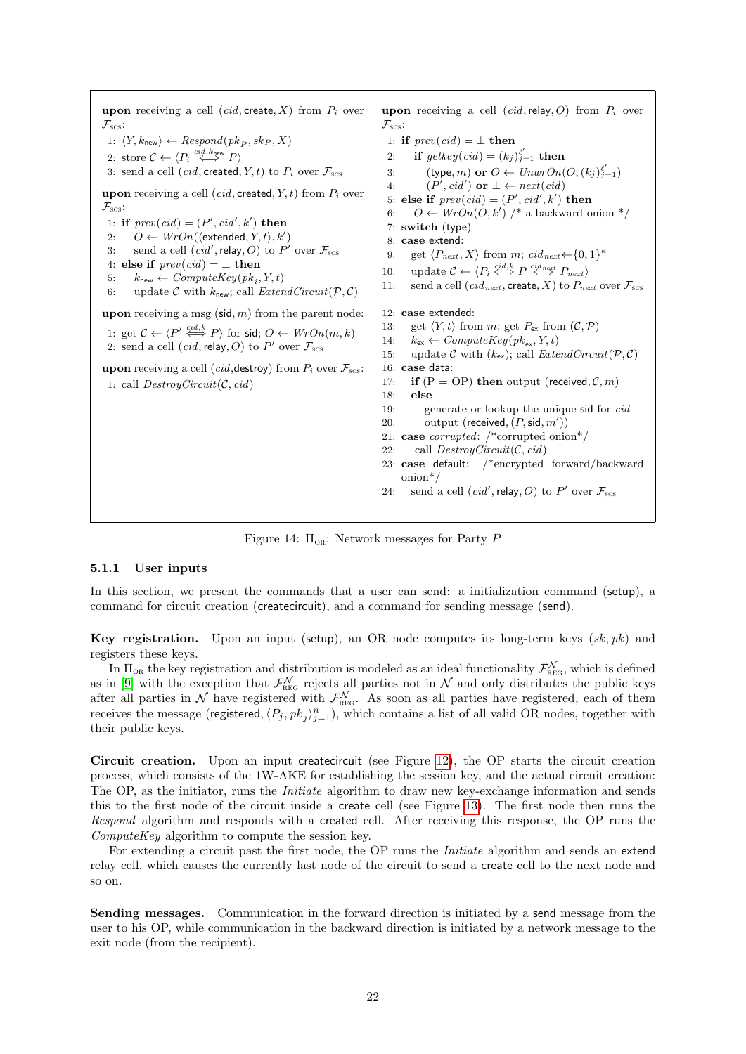**upon** receiving a cell $(cid, \mathsf{create}, X)$ from $P_i$ over $\mathcal{F}_{\text{SCS}}$:

```
1: ⟨Y, k_new⟩ ← Respond(pk_P, sk_P, X)
2: store C ← ⟨P_i ⟺(cid,k_new) P⟩
3: send a cell (cid, created, Y, t) to P_i over F_SCS
```

**upon** receiving a cell $(cid, \mathsf{created}, Y, t)$ from $P_i$ over $\mathcal{F}_{\text{SCS}}$:

```
1: if prev(cid) = (P', cid', k') then
2:     O ← WrOn(⟨extended, Y, t⟩, k')
3:     send a cell (cid', relay, O) to P' over F_SCS
4: else if prev(cid) = ⊥ then
5:     k_new ← ComputeKey(pk_i, Y, t)
6:     update C with k_new; call ExtendCircuit(P, C)
```

**upon** receiving a msg $(\mathsf{sid}, m)$ from the parent node:

```
1: get C ← ⟨P' ⟺(cid,k) P⟩ for sid; O ← WrOn(m, k)
2: send a cell (cid, relay, O) to P' over F_SCS
```

**upon** receiving a cell $(cid, \mathsf{destroy})$ from $P_i$ over $\mathcal{F}_{\text{SCS}}$:

```
1: call DestroyCircuit(C, cid)
```

**upon** receiving a cell $(cid, \mathsf{relay}, O)$ from $P_i$ over $\mathcal{F}_{\text{SCS}}$:

```
1: if prev(cid) = ⊥ then
2:     if getkey(cid) = (k_j)_{j=1}^{ℓ'} then
3:         (type, m) or O ← UnwrOn(O, (k_j)_{j=1}^{ℓ'})
4:         (P', cid') or ⊥ ← next(cid)
5: else if prev(cid) = (P', cid', k') then
6:     O ← WrOn(O, k') /* a backward onion */
7: switch (type)
8: case extend:
9:     get ⟨P_next, X⟩ from m; cid_next ← {0,1}^κ
10:    update C ← ⟨P_i ⟺(cid,k) P ⟺(cid_next) P_next⟩
11:    send a cell (cid_next, create, X) to P_next over F_SCS
12: case extended:
13:    get ⟨Y, t⟩ from m; get P_ex from (C, P)
14:    k_ex ← ComputeKey(pk_ex, Y, t)
15:    update C with (k_ex); call ExtendCircuit(P, C)
16: case data:
17:    if (P = OP) then output (received, C, m)
18:    else
19:        generate or lookup the unique sid for cid
20:        output (received, (P, sid, m'))
21: case corrupted: /*corrupted onion*/
22:    call DestroyCircuit(C, cid)
23: case default: /*encrypted forward/backward onion*/
24:    send a cell (cid', relay, O) to P' over F_SCS
```

Figure 14: $\Pi_{\text{OR}}$: Network messages for Party $P$

### 5.1.1 User inputs

In this section, we present the commands that a user can send: a initialization command (setup), a command for circuit creation (createcircuit), and a command for sending message (send).

**Key registration.** Upon an input (setup), an OR node computes its long-term keys $(sk, pk)$ and registers these keys.

In $\Pi_{\text{OR}}$ the key registration and distribution is modeled as an ideal functionality $\mathcal{F}_{\text{REG}}^{\mathcal{N}}$, which is defined as in [9] with the exception that $\mathcal{F}_{\text{REG}}^{\mathcal{N}}$ rejects all parties not in $\mathcal{N}$ and only distributes the public keys after all parties in $\mathcal{N}$ have registered with $\mathcal{F}_{\text{REG}}^{\mathcal{N}}$. As soon as all parties have registered, each of them receives the message $(\mathsf{registered}, \langle P_j, pk_j \rangle_{j=1}^{n})$, which contains a list of all valid OR nodes, together with their public keys.

**Circuit creation.** Upon an input createcircuit (see Figure 12), the OP starts the circuit creation process, which consists of the 1W-AKE for establishing the session key, and the actual circuit creation: The OP, as the initiator, runs the *Initiate* algorithm to draw new key-exchange information and sends this to the first node of the circuit inside a create cell (see Figure 13). The first node then runs the *Respond* algorithm and responds with a created cell. After receiving this response, the OP runs the *ComputeKey* algorithm to compute the session key.

For extending a circuit past the first node, the OP runs the *Initiate* algorithm and sends an extend relay cell, which causes the currently last node of the circuit to send a create cell to the next node and so on.

**Sending messages.** Communication in the forward direction is initiated by a send message from the user to his OP, while communication in the backward direction is initiated by a network message to the exit node (from the recipient).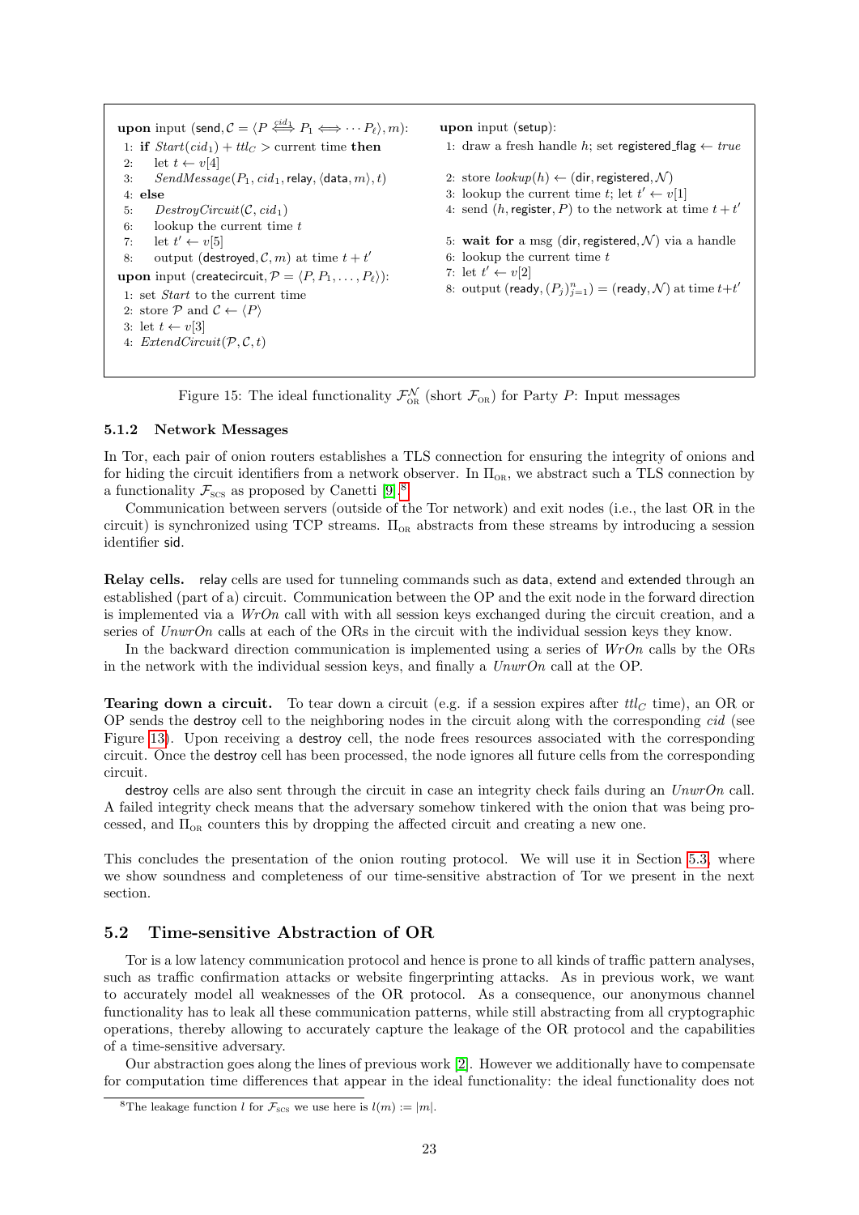**upon** input (send, $\mathcal{C} = \langle P \overset{cid_1}{\Longleftrightarrow} P_1 \Longleftrightarrow \cdots P_\ell \rangle, m$):

1: **if** $Start(cid_1) + ttl_C >$ current time **then**
2: &nbsp;&nbsp;&nbsp;let $t \leftarrow v[4]$
3: &nbsp;&nbsp;&nbsp;$SendMessage(P_1, cid_1, \mathsf{relay}, \langle \mathsf{data}, m \rangle, t)$
4: **else**
5: &nbsp;&nbsp;&nbsp;$DestroyCircuit(\mathcal{C}, cid_1)$
6: &nbsp;&nbsp;&nbsp;lookup the current time $t$
7: &nbsp;&nbsp;&nbsp;let $t' \leftarrow v[5]$
8: &nbsp;&nbsp;&nbsp;output (destroyed, $\mathcal{C}, m$) at time $t + t'$

**upon** input (createcircuit, $\mathcal{P} = \langle P, P_1, \ldots, P_\ell \rangle$):

1: set *Start* to the current time
2: store $\mathcal{P}$ and $\mathcal{C} \leftarrow \langle P \rangle$
3: let $t \leftarrow v[3]$
4: $ExtendCircuit(\mathcal{P}, \mathcal{C}, t)$

**upon** input (setup):

1: draw a fresh handle $h$; set registered_flag $\leftarrow$ *true*
2: store $lookup(h) \leftarrow$ (dir, registered, $\mathcal{N}$)
3: lookup the current time $t$; let $t' \leftarrow v[1]$
4: send ($h$, register, $P$) to the network at time $t + t'$
5: **wait for** a msg (dir, registered, $\mathcal{N}$) via a handle
6: lookup the current time $t$
7: let $t' \leftarrow v[2]$
8: output (ready, $(P_j)_{j=1}^n$) = (ready, $\mathcal{N}$) at time $t+t'$

Figure 15: The ideal functionality $\mathcal{F}_{\text{OR}}^{\mathcal{N}}$ (short $\mathcal{F}_{\text{OR}}$) for Party $P$: Input messages

### 5.1.2 Network Messages

In Tor, each pair of onion routers establishes a TLS connection for ensuring the integrity of onions and for hiding the circuit identifiers from a network observer. In $\Pi_{\text{OR}}$, we abstract such a TLS connection by a functionality $\mathcal{F}_{\text{SCS}}$ as proposed by Canetti [9].[8]

Communication between servers (outside of the Tor network) and exit nodes (i.e., the last OR in the circuit) is synchronized using TCP streams. $\Pi_{\text{OR}}$ abstracts from these streams by introducing a session identifier sid.

**Relay cells.** relay cells are used for tunneling commands such as data, extend and extended through an established (part of a) circuit. Communication between the OP and the exit node in the forward direction is implemented via a *WrOn* call with with all session keys exchanged during the circuit creation, and a series of *UnwrOn* calls at each of the ORs in the circuit with the individual session keys they know.

In the backward direction communication is implemented using a series of *WrOn* calls by the ORs in the network with the individual session keys, and finally a *UnwrOn* call at the OP.

**Tearing down a circuit.** To tear down a circuit (e.g. if a session expires after $ttl_C$ time), an OR or OP sends the destroy cell to the neighboring nodes in the circuit along with the corresponding *cid* (see Figure 13). Upon receiving a destroy cell, the node frees resources associated with the corresponding circuit. Once the destroy cell has been processed, the node ignores all future cells from the corresponding circuit.

destroy cells are also sent through the circuit in case an integrity check fails during an *UnwrOn* call. A failed integrity check means that the adversary somehow tinkered with the onion that was being processed, and $\Pi_{\text{OR}}$ counters this by dropping the affected circuit and creating a new one.

This concludes the presentation of the onion routing protocol. We will use it in Section 5.3, where we show soundness and completeness of our time-sensitive abstraction of Tor we present in the next section.

## 5.2 Time-sensitive Abstraction of OR

Tor is a low latency communication protocol and hence is prone to all kinds of traffic pattern analyses, such as traffic confirmation attacks or website fingerprinting attacks. As in previous work, we want to accurately model all weaknesses of the OR protocol. As a consequence, our anonymous channel functionality has to leak all these communication patterns, while still abstracting from all cryptographic operations, thereby allowing to accurately capture the leakage of the OR protocol and the capabilities of a time-sensitive adversary.

Our abstraction goes along the lines of previous work [2]. However we additionally have to compensate for computation time differences that appear in the ideal functionality: the ideal functionality does not

[8] The leakage function $l$ for $\mathcal{F}_{\text{SCS}}$ we use here is $l(m) := |m|$.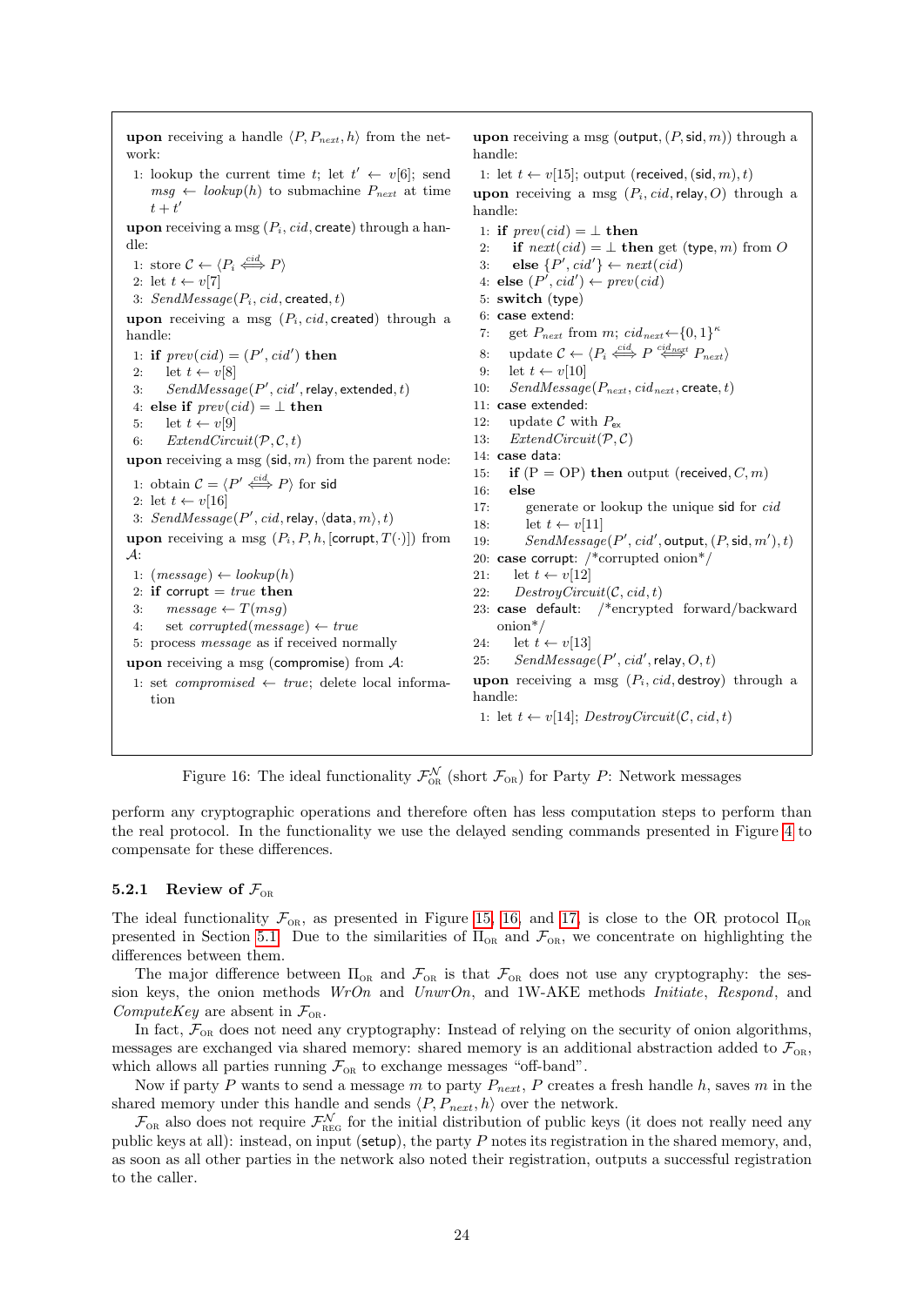**upon** receiving a handle $\langle P, P_{next}, h\rangle$ from the network:

```
1: lookup the current time t; let t' ← v[6]; send msg ← lookup(h) to submachine P_next at time t + t'
```

**upon** receiving a msg $(P_i, cid, \mathsf{create})$ through a handle:

```
1: store C ← ⟨P_i <=cid=> P⟩
2: let t ← v[7]
3: SendMessage(P_i, cid, created, t)
```

**upon** receiving a msg $(P_i, cid, \mathsf{created})$ through a handle:

```
1: if prev(cid) = (P', cid') then
2:     let t ← v[8]
3:     SendMessage(P', cid', relay, extended, t)
4: else if prev(cid) = ⊥ then
5:     let t ← v[9]
6:     ExtendCircuit(P, C, t)
```

**upon** receiving a msg $(\mathsf{sid}, m)$ from the parent node:

```
1: obtain C = ⟨P' <=cid=> P⟩ for sid
2: let t ← v[16]
3: SendMessage(P', cid, relay, ⟨data, m⟩, t)
```

**upon** receiving a msg $(P_i, P, h, [\mathsf{corrupt}, T(\cdot)])$ from $\mathcal{A}$:

```
1: (message) ← lookup(h)
2: if corrupt = true then
3:     message ← T(msg)
4:     set corrupted(message) ← true
5: process message as if received normally
```

**upon** receiving a msg $(\mathsf{compromise})$ from $\mathcal{A}$:

```
1: set compromised ← true; delete local information
```

**upon** receiving a msg $(\mathsf{output}, (P, \mathsf{sid}, m))$ through a handle:

```
1: let t ← v[15]; output (received, (sid, m), t)
```

**upon** receiving a msg $(P_i, cid, \mathsf{relay}, O)$ through a handle:

```
1: if prev(cid) = ⊥ then
2:     if next(cid) = ⊥ then get (type, m) from O
3:     else {P', cid'} ← next(cid)
4: else (P', cid') ← prev(cid)
5: switch (type)
6: case extend:
7:     get P_next from m; cid_next ← {0,1}^κ
8:     update C ← ⟨P_i <=cid=> P <=cid_next=> P_next⟩
9:     let t ← v[10]
10:    SendMessage(P_next, cid_next, create, t)
11: case extended:
12:    update C with P_ex
13:    ExtendCircuit(P, C)
14: case data:
15:    if (P = OP) then output (received, C, m)
16:    else
17:        generate or lookup the unique sid for cid
18:        let t ← v[11]
19:        SendMessage(P', cid', output, (P, sid, m'), t)
20: case corrupt: /*corrupted onion*/
21:    let t ← v[12]
22:    DestroyCircuit(C, cid, t)
23: case default: /*encrypted forward/backward onion*/
24:    let t ← v[13]
25:    SendMessage(P', cid', relay, O, t)
```

**upon** receiving a msg $(P_i, cid, \mathsf{destroy})$ through a handle:

```
1: let t ← v[14]; DestroyCircuit(C, cid, t)
```

Figure 16: The ideal functionality $\mathcal{F}_{\text{OR}}^{\mathcal{N}}$ (short $\mathcal{F}_{\text{OR}}$) for Party $P$: Network messages

perform any cryptographic operations and therefore often has less computation steps to perform than the real protocol. In the functionality we use the delayed sending commands presented in Figure 4 to compensate for these differences.

### 5.2.1 Review of $\mathcal{F}_{\text{OR}}$

The ideal functionality $\mathcal{F}_{\text{OR}}$, as presented in Figure 15, 16, and 17, is close to the OR protocol $\Pi_{\text{OR}}$ presented in Section 5.1. Due to the similarities of $\Pi_{\text{OR}}$ and $\mathcal{F}_{\text{OR}}$, we concentrate on highlighting the differences between them.

The major difference between $\Pi_{\text{OR}}$ and $\mathcal{F}_{\text{OR}}$ is that $\mathcal{F}_{\text{OR}}$ does not use any cryptography: the session keys, the onion methods *WrOn* and *UnwrOn*, and 1W-AKE methods *Initiate*, *Respond*, and *ComputeKey* are absent in $\mathcal{F}_{\text{OR}}$.

In fact, $\mathcal{F}_{\text{OR}}$ does not need any cryptography: Instead of relying on the security of onion algorithms, messages are exchanged via shared memory: shared memory is an additional abstraction added to $\mathcal{F}_{\text{OR}}$, which allows all parties running $\mathcal{F}_{\text{OR}}$ to exchange messages "off-band".

Now if party $P$ wants to send a message $m$ to party $P_{next}$, $P$ creates a fresh handle $h$, saves $m$ in the shared memory under this handle and sends $\langle P, P_{next}, h\rangle$ over the network.

$\mathcal{F}_{\text{OR}}$ also does not require $\mathcal{F}_{\text{REG}}^{\mathcal{N}}$ for the initial distribution of public keys (it does not really need any public keys at all): instead, on input $(\mathsf{setup})$, the party $P$ notes its registration in the shared memory, and, as soon as all other parties in the network also noted their registration, outputs a successful registration to the caller.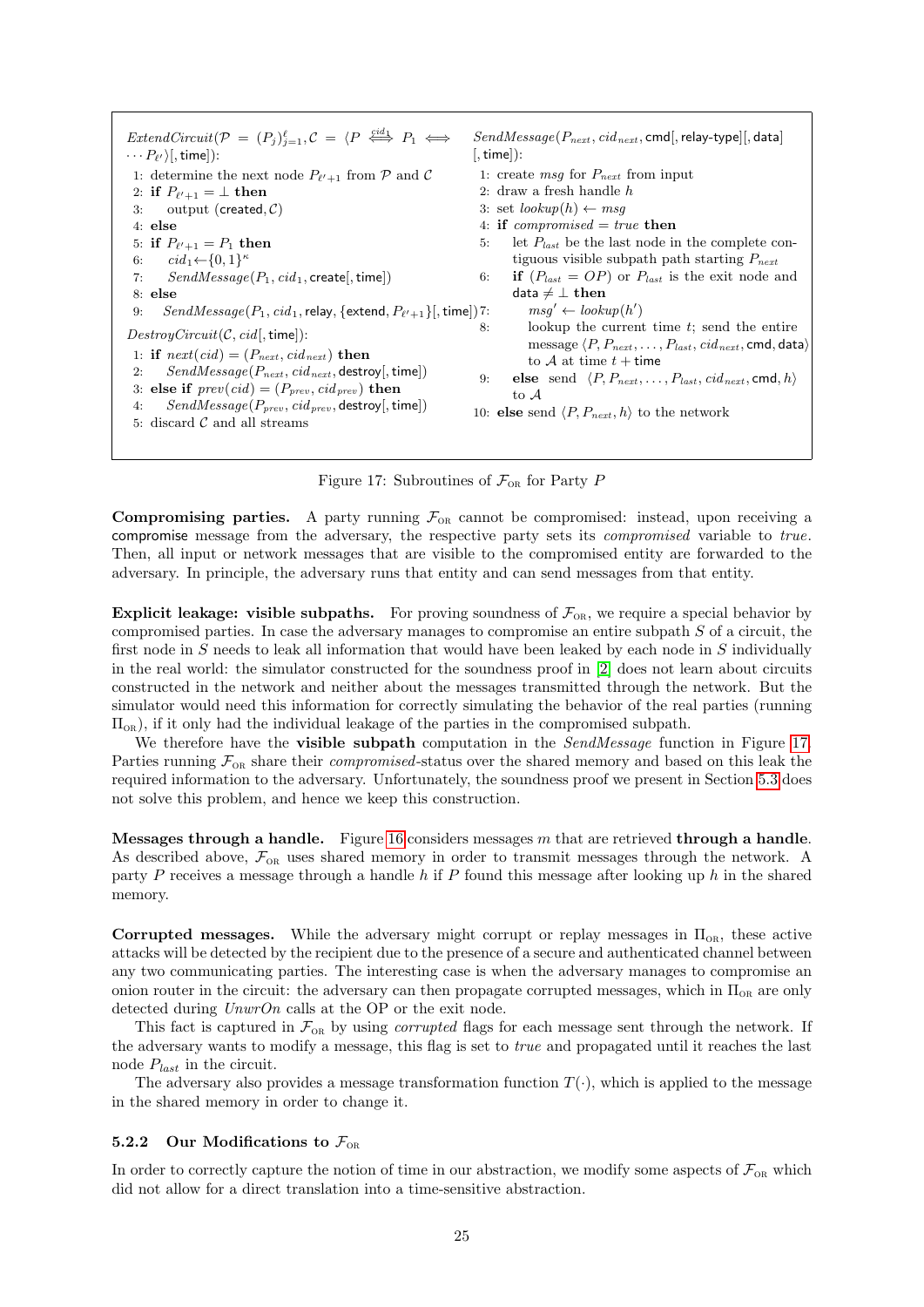$ExtendCircuit(\mathcal{P} = (P_j)_{j=1}^{\ell}, \mathcal{C} = \langle P \overset{cid_1}{\Longleftrightarrow} P_1 \Longleftrightarrow \cdots P_{\ell'} \rangle$[, time]):

```
1: determine the next node P_{ℓ'+1} from 𝒫 and 𝒞
2: if P_{ℓ'+1} = ⊥ then
3:     output (created, 𝒞)
4: else
5: if P_{ℓ'+1} = P_1 then
6:     cid_1 ← {0,1}^κ
7:     SendMessage(P_1, cid_1, create[, time])
8: else
9:     SendMessage(P_1, cid_1, relay, {extend, P_{ℓ'+1}}[, time])
```

$DestroyCircuit(\mathcal{C}, cid$[, time]):

```
1: if next(cid) = (P_next, cid_next) then
2:     SendMessage(P_next, cid_next, destroy[, time])
3: else if prev(cid) = (P_prev, cid_prev) then
4:     SendMessage(P_prev, cid_prev, destroy[, time])
5: discard 𝒞 and all streams
```

$SendMessage(P_{next}, cid_{next}$, cmd[, relay-type][, data][, time]):

```
1: create msg for P_next from input
2: draw a fresh handle h
3: set lookup(h) ← msg
4: if compromised = true then
5:     let P_last be the last node in the complete contiguous visible subpath path starting P_next
6:     if (P_last = OP) or P_last is the exit node and data ≠ ⊥ then
7:         msg' ← lookup(h')
8:         lookup the current time t; send the entire message ⟨P, P_next, ..., P_last, cid_next, cmd, data⟩ to 𝒜 at time t + time
9:     else send ⟨P, P_next, ..., P_last, cid_next, cmd, h⟩ to 𝒜
10: else send ⟨P, P_next, h⟩ to the network
```

Figure 17: Subroutines of $\mathcal{F}_{\text{OR}}$ for Party $P$

**Compromising parties.** A party running $\mathcal{F}_{\text{OR}}$ cannot be compromised: instead, upon receiving a compromise message from the adversary, the respective party sets its *compromised* variable to *true*. Then, all input or network messages that are visible to the compromised entity are forwarded to the adversary. In principle, the adversary runs that entity and can send messages from that entity.

**Explicit leakage: visible subpaths.** For proving soundness of $\mathcal{F}_{\text{OR}}$, we require a special behavior by compromised parties. In case the adversary manages to compromise an entire subpath $S$ of a circuit, the first node in $S$ needs to leak all information that would have been leaked by each node in $S$ individually in the real world: the simulator constructed for the soundness proof in [2] does not learn about circuits constructed in the network and neither about the messages transmitted through the network. But the simulator would need this information for correctly simulating the behavior of the real parties (running $\Pi_{\text{OR}}$), if it only had the individual leakage of the parties in the compromised subpath.

We therefore have the **visible subpath** computation in the *SendMessage* function in Figure 17. Parties running $\mathcal{F}_{\text{OR}}$ share their *compromised*-status over the shared memory and based on this leak the required information to the adversary. Unfortunately, the soundness proof we present in Section 5.3 does not solve this problem, and hence we keep this construction.

**Messages through a handle.** Figure 16 considers messages $m$ that are retrieved **through a handle**. As described above, $\mathcal{F}_{\text{OR}}$ uses shared memory in order to transmit messages through the network. A party $P$ receives a message through a handle $h$ if $P$ found this message after looking up $h$ in the shared memory.

**Corrupted messages.** While the adversary might corrupt or replay messages in $\Pi_{\text{OR}}$, these active attacks will be detected by the recipient due to the presence of a secure and authenticated channel between any two communicating parties. The interesting case is when the adversary manages to compromise an onion router in the circuit: the adversary can then propagate corrupted messages, which in $\Pi_{\text{OR}}$ are only detected during *UnwrOn* calls at the OP or the exit node.

This fact is captured in $\mathcal{F}_{\text{OR}}$ by using *corrupted* flags for each message sent through the network. If the adversary wants to modify a message, this flag is set to *true* and propagated until it reaches the last node $P_{last}$ in the circuit.

The adversary also provides a message transformation function $T(\cdot)$, which is applied to the message in the shared memory in order to change it.

### 5.2.2 Our Modifications to $\mathcal{F}_{\text{OR}}$

In order to correctly capture the notion of time in our abstraction, we modify some aspects of $\mathcal{F}_{\text{OR}}$ which did not allow for a direct translation into a time-sensitive abstraction.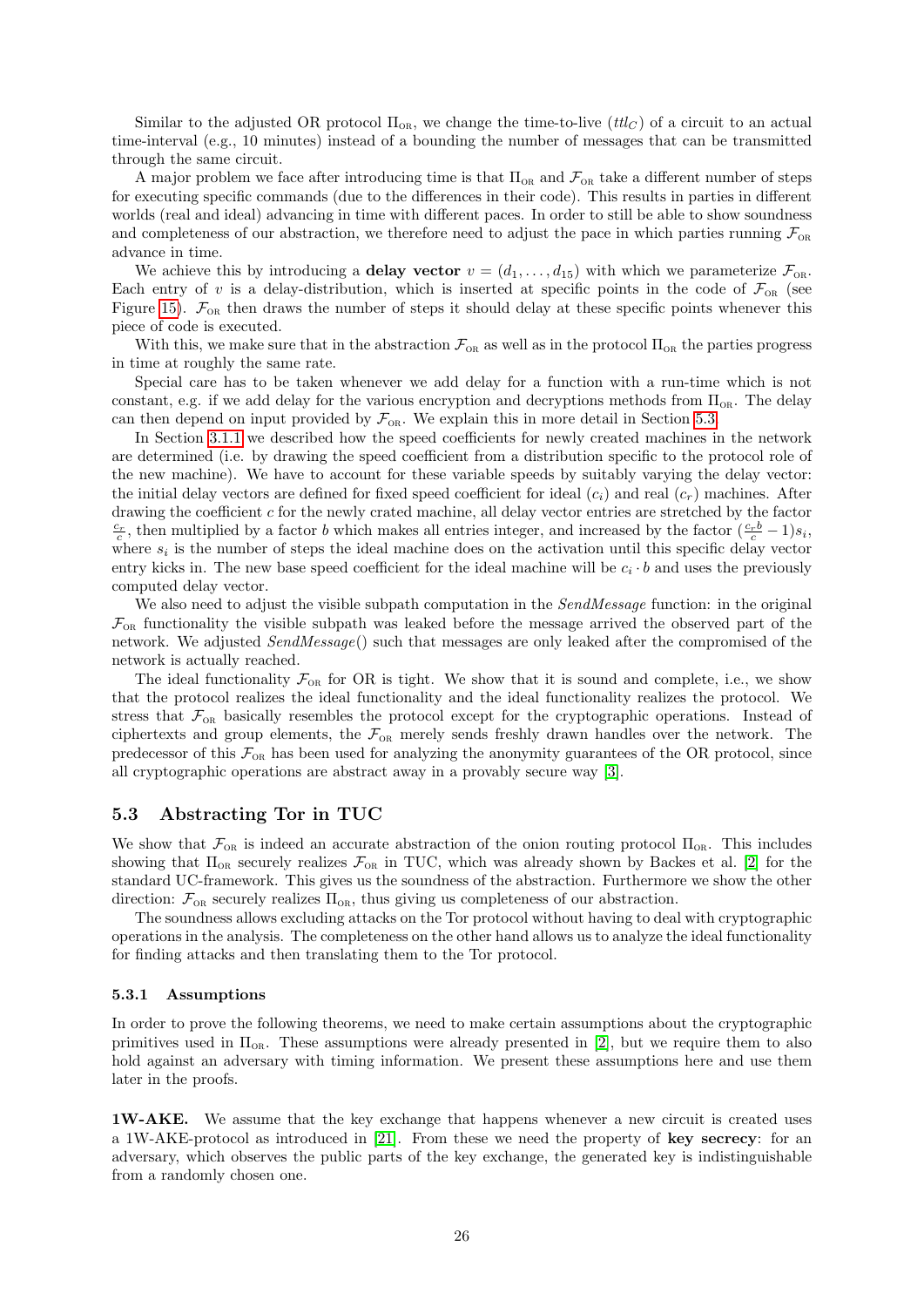Similar to the adjusted OR protocol $\Pi_{\text{OR}}$, we change the time-to-live ($ttl_C$) of a circuit to an actual time-interval (e.g., 10 minutes) instead of a bounding the number of messages that can be transmitted through the same circuit.

A major problem we face after introducing time is that $\Pi_{\text{OR}}$ and $\mathcal{F}_{\text{OR}}$ take a different number of steps for executing specific commands (due to the differences in their code). This results in parties in different worlds (real and ideal) advancing in time with different paces. In order to still be able to show soundness and completeness of our abstraction, we therefore need to adjust the pace in which parties running $\mathcal{F}_{\text{OR}}$ advance in time.

We achieve this by introducing a **delay vector** $v = (d_1, \ldots, d_{15})$ with which we parameterize $\mathcal{F}_{\text{OR}}$. Each entry of $v$ is a delay-distribution, which is inserted at specific points in the code of $\mathcal{F}_{\text{OR}}$ (see Figure 15). $\mathcal{F}_{\text{OR}}$ then draws the number of steps it should delay at these specific points whenever this piece of code is executed.

With this, we make sure that in the abstraction $\mathcal{F}_{\text{OR}}$ as well as in the protocol $\Pi_{\text{OR}}$ the parties progress in time at roughly the same rate.

Special care has to be taken whenever we add delay for a function with a run-time which is not constant, e.g. if we add delay for the various encryption and decryptions methods from $\Pi_{\text{OR}}$. The delay can then depend on input provided by $\mathcal{F}_{\text{OR}}$. We explain this in more detail in Section 5.3.

In Section 3.1.1 we described how the speed coefficients for newly created machines in the network are determined (i.e. by drawing the speed coefficient from a distribution specific to the protocol role of the new machine). We have to account for these variable speeds by suitably varying the delay vector: the initial delay vectors are defined for fixed speed coefficient for ideal ($c_i$) and real ($c_r$) machines. After drawing the coefficient $c$ for the newly crated machine, all delay vector entries are stretched by the factor $\frac{c_r}{c}$, then multiplied by a factor $b$ which makes all entries integer, and increased by the factor $(\frac{c_r b}{c} - 1)s_i$, where $s_i$ is the number of steps the ideal machine does on the activation until this specific delay vector entry kicks in. The new base speed coefficient for the ideal machine will be $c_i \cdot b$ and uses the previously computed delay vector.

We also need to adjust the visible subpath computation in the *SendMessage* function: in the original $\mathcal{F}_{\text{OR}}$ functionality the visible subpath was leaked before the message arrived the observed part of the network. We adjusted *SendMessage*() such that messages are only leaked after the compromised of the network is actually reached.

The ideal functionality $\mathcal{F}_{\text{OR}}$ for OR is tight. We show that it is sound and complete, i.e., we show that the protocol realizes the ideal functionality and the ideal functionality realizes the protocol. We stress that $\mathcal{F}_{\text{OR}}$ basically resembles the protocol except for the cryptographic operations. Instead of ciphertexts and group elements, the $\mathcal{F}_{\text{OR}}$ merely sends freshly drawn handles over the network. The predecessor of this $\mathcal{F}_{\text{OR}}$ has been used for analyzing the anonymity guarantees of the OR protocol, since all cryptographic operations are abstract away in a provably secure way [3].

## 5.3 Abstracting Tor in TUC

We show that $\mathcal{F}_{\text{OR}}$ is indeed an accurate abstraction of the onion routing protocol $\Pi_{\text{OR}}$. This includes showing that $\Pi_{\text{OR}}$ securely realizes $\mathcal{F}_{\text{OR}}$ in TUC, which was already shown by Backes et al. [2] for the standard UC-framework. This gives us the soundness of the abstraction. Furthermore we show the other direction: $\mathcal{F}_{\text{OR}}$ securely realizes $\Pi_{\text{OR}}$, thus giving us completeness of our abstraction.

The soundness allows excluding attacks on the Tor protocol without having to deal with cryptographic operations in the analysis. The completeness on the other hand allows us to analyze the ideal functionality for finding attacks and then translating them to the Tor protocol.

### 5.3.1 Assumptions

In order to prove the following theorems, we need to make certain assumptions about the cryptographic primitives used in $\Pi_{\text{OR}}$. These assumptions were already presented in [2], but we require them to also hold against an adversary with timing information. We present these assumptions here and use them later in the proofs.

**1W-AKE.** We assume that the key exchange that happens whenever a new circuit is created uses a 1W-AKE-protocol as introduced in [21]. From these we need the property of **key secrecy**: for an adversary, which observes the public parts of the key exchange, the generated key is indistinguishable from a randomly chosen one.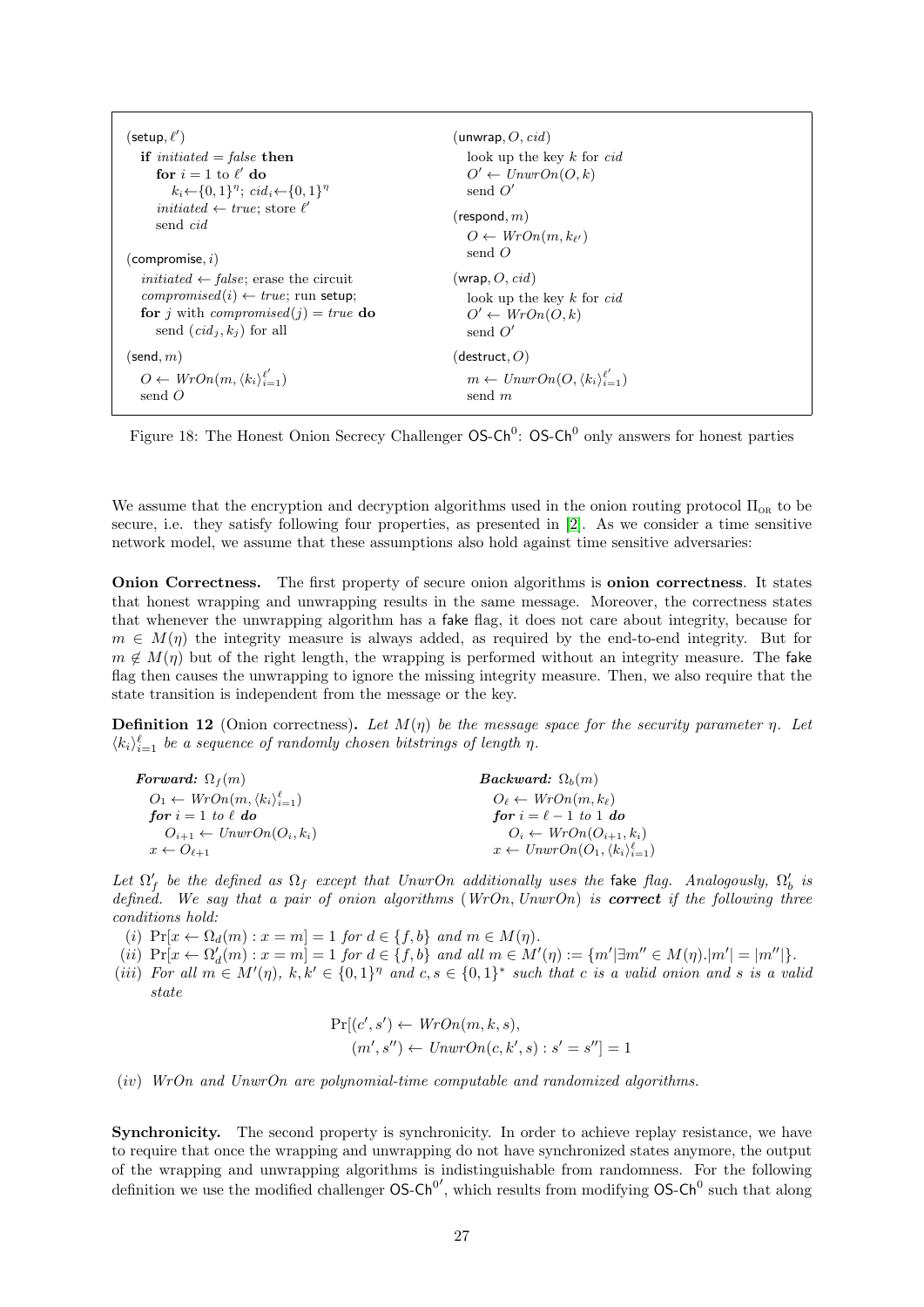```
(setup, ℓ')
  if initiated = false then
    for i = 1 to ℓ' do
      k_i ← {0,1}^η; cid_i ← {0,1}^η
    initiated ← true; store ℓ'
    send cid

(compromise, i)
  initiated ← false; erase the circuit
  compromised(i) ← true; run setup;
  for j with compromised(j) = true do
    send (cid_j, k_j) for all

(send, m)
  O ← WrOn(m, ⟨k_i⟩_{i=1}^{ℓ'})
  send O

(unwrap, O, cid)
  look up the key k for cid
  O' ← UnwrOn(O, k)
  send O'

(respond, m)
  O ← WrOn(m, k_ℓ')
  send O

(wrap, O, cid)
  look up the key k for cid
  O' ← WrOn(O, k)
  send O'

(destruct, O)
  m ← UnwrOn(O, ⟨k_i⟩_{i=1}^{ℓ'})
  send m
```

Figure 18: The Honest Onion Secrecy Challenger $\mathsf{OS\text{-}Ch}^0$: $\mathsf{OS\text{-}Ch}^0$ only answers for honest parties

We assume that the encryption and decryption algorithms used in the onion routing protocol $\Pi_{\text{OR}}$ to be secure, i.e. they satisfy following four properties, as presented in [2]. As we consider a time sensitive network model, we assume that these assumptions also hold against time sensitive adversaries:

**Onion Correctness.** The first property of secure onion algorithms is **onion correctness**. It states that honest wrapping and unwrapping results in the same message. Moreover, the correctness states that whenever the unwrapping algorithm has a fake flag, it does not care about integrity, because for $m \in M(\eta)$ the integrity measure is always added, as required by the end-to-end integrity. But for $m \notin M(\eta)$ but of the right length, the wrapping is performed without an integrity measure. The fake flag then causes the unwrapping to ignore the missing integrity measure. Then, we also require that the state transition is independent from the message or the key.

**Definition 12** (Onion correctness)**.** *Let $M(\eta)$ be the message space for the security parameter $\eta$. Let $\langle k_i \rangle_{i=1}^{\ell}$ be a sequence of randomly chosen bitstrings of length $\eta$.*

```
Forward: Ω_f(m)
  O_1 ← WrOn(m, ⟨k_i⟩_{i=1}^{ℓ})
  for i = 1 to ℓ do
    O_{i+1} ← UnwrOn(O_i, k_i)
  x ← O_{ℓ+1}

Backward: Ω_b(m)
  O_ℓ ← WrOn(m, k_ℓ)
  for i = ℓ − 1 to 1 do
    O_i ← WrOn(O_{i+1}, k_i)
  x ← UnwrOn(O_1, ⟨k_i⟩_{i=1}^{ℓ})
```

*Let $\Omega'_f$ be the defined as $\Omega_f$ except that UnwrOn additionally uses the* fake *flag. Analogously, $\Omega'_b$ is defined. We say that a pair of onion algorithms (WrOn, UnwrOn) is **correct** if the following three conditions hold:*

(i) $\Pr[x \leftarrow \Omega_d(m) : x = m] = 1$ *for* $d \in \{f, b\}$ *and* $m \in M(\eta)$.

(ii) $\Pr[x \leftarrow \Omega'_d(m) : x = m] = 1$ *for* $d \in \{f, b\}$ *and all* $m \in M'(\eta) := \{m' | \exists m'' \in M(\eta). |m'| = |m''|\}$.

(iii) *For all* $m \in M'(\eta)$, $k, k' \in \{0,1\}^\eta$ *and* $c, s \in \{0,1\}^*$ *such that* $c$ *is a valid onion and* $s$ *is a valid state*

$$\Pr[(c', s') \leftarrow WrOn(m, k, s),\\ (m', s'') \leftarrow UnwrOn(c, k', s) : s' = s''] = 1$$

(iv) *WrOn and UnwrOn are polynomial-time computable and randomized algorithms.*

**Synchronicity.** The second property is synchronicity. In order to achieve replay resistance, we have to require that once the wrapping and unwrapping do not have synchronized states anymore, the output of the wrapping and unwrapping algorithms is indistinguishable from randomness. For the following definition we use the modified challenger $\mathsf{OS\text{-}Ch}^{0'}$, which results from modifying $\mathsf{OS\text{-}Ch}^0$ such that along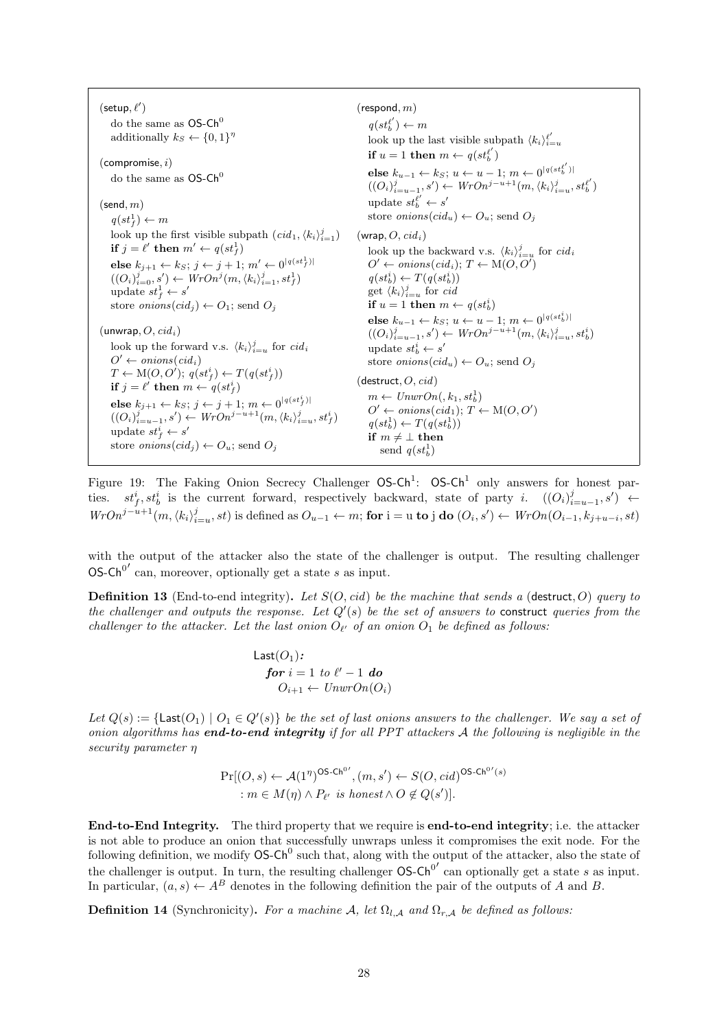(setup, $\ell'$)
do the same as $\mathsf{OS\text{-}Ch}^0$
additionally $k_S \leftarrow \{0,1\}^\eta$

(compromise, $i$)
do the same as $\mathsf{OS\text{-}Ch}^0$

(send, $m$)
$q(st_f^1) \leftarrow m$
look up the first visible subpath $(cid_1, \langle k_i \rangle_{i=1}^j)$
**if** $j = \ell'$ **then** $m' \leftarrow q(st_f^1)$
**else** $k_{j+1} \leftarrow k_S$; $j \leftarrow j+1$; $m' \leftarrow 0^{|q(st_f^1)|}$
$((O_i)_{i=0}^j, s') \leftarrow WrOn^j(m, \langle k_i \rangle_{i=1}^j, st_f^1)$
update $st_f^1 \leftarrow s'$
store $onions(cid_j) \leftarrow O_1$; send $O_j$

(unwrap, $O, cid_i$)
look up the forward v.s. $\langle k_i \rangle_{i=u}^j$ for $cid_i$
$O' \leftarrow onions(cid_i)$
$T \leftarrow \mathrm{M}(O, O')$; $q(st_f^i) \leftarrow T(q(st_f^i))$
**if** $j = \ell'$ **then** $m \leftarrow q(st_f^i)$
**else** $k_{j+1} \leftarrow k_S$; $j \leftarrow j+1$; $m \leftarrow 0^{|q(st_f^i)|}$
$((O_i)_{i=u-1}^j, s') \leftarrow WrOn^{j-u+1}(m, \langle k_i \rangle_{i=u}^j, st_f^i)$
update $st_f^i \leftarrow s'$
store $onions(cid_j) \leftarrow O_u$; send $O_j$

(respond, $m$)
$q(st_b^{\ell'}) \leftarrow m$
look up the last visible subpath $\langle k_i \rangle_{i=u}^{\ell'}$
**if** $u = 1$ **then** $m \leftarrow q(st_b^{\ell'})$
**else** $k_{u-1} \leftarrow k_S$; $u \leftarrow u-1$; $m \leftarrow 0^{|q(st_b^{\ell'})|}$
$((O_i)_{i=u-1}^j, s') \leftarrow WrOn^{j-u+1}(m, \langle k_i \rangle_{i=u}^j, st_b^{\ell'})$
update $st_b^{\ell'} \leftarrow s'$
store $onions(cid_u) \leftarrow O_u$; send $O_j$

(wrap, $O, cid_i$)
look up the backward v.s. $\langle k_i \rangle_{i=u}^j$ for $cid_i$
$O' \leftarrow onions(cid_i)$; $T \leftarrow \mathrm{M}(O, O')$
$q(st_b^i) \leftarrow T(q(st_b^i))$
get $\langle k_i \rangle_{i=u}^j$ for $cid$
**if** $u = 1$ **then** $m \leftarrow q(st_b^i)$
**else** $k_{u-1} \leftarrow k_S$; $u \leftarrow u-1$; $m \leftarrow 0^{|q(st_b^i)|}$
$((O_i)_{i=u-1}^j, s') \leftarrow WrOn^{j-u+1}(m, \langle k_i \rangle_{i=u}^j, st_b^i)$
update $st_b^i \leftarrow s'$
store $onions(cid_u) \leftarrow O_u$; send $O_j$

(destruct, $O, cid$)
$m \leftarrow UnwrOn(, k_1, st_b^1)$
$O' \leftarrow onions(cid_1)$; $T \leftarrow \mathrm{M}(O, O')$
$q(st_b^1) \leftarrow T(q(st_b^1))$
**if** $m \neq \perp$ **then**
send $q(st_b^1)$

Figure 19: The Faking Onion Secrecy Challenger $\mathsf{OS\text{-}Ch}^1$: $\mathsf{OS\text{-}Ch}^1$ only answers for honest parties. $st_f^i, st_b^i$ is the current forward, respectively backward, state of party $i$. $((O_i)_{i=u-1}^j, s') \leftarrow WrOn^{j-u+1}(m, \langle k_i \rangle_{i=u}^j, st)$ is defined as $O_{u-1} \leftarrow m$; **for** i = u **to** j **do** $(O_i, s') \leftarrow WrOn(O_{i-1}, k_{j+u-i}, st)$

with the output of the attacker also the state of the challenger is output. The resulting challenger $\mathsf{OS\text{-}Ch}^{0'}$ can, moreover, optionally get a state $s$ as input.

**Definition 13** (End-to-end integrity)**.** *Let $S(O, cid)$ be the machine that sends a* (destruct, $O$) *query to the challenger and outputs the response. Let $Q'(s)$ be the set of answers to* construct *queries from the challenger to the attacker. Let the last onion $O_{\ell'}$ of an onion $O_1$ be defined as follows:*

$\mathsf{Last}(O_1)$:
**for** $i = 1$ *to* $\ell' - 1$ **do**
$O_{i+1} \leftarrow UnwrOn(O_i)$

*Let $Q(s) := \{\mathsf{Last}(O_1) \mid O_1 \in Q'(s)\}$ be the set of last onions answers to the challenger. We say a set of onion algorithms has* ***end-to-end integrity*** *if for all PPT attackers $\mathcal{A}$ the following is negligible in the security parameter $\eta$*

$$\Pr[(O, s) \leftarrow \mathcal{A}(1^\eta)^{\mathsf{OS\text{-}Ch}^{0'}}, (m, s') \leftarrow S(O, cid)^{\mathsf{OS\text{-}Ch}^{0'}(s)} : m \in M(\eta) \wedge P_{\ell'} \text{ is honest} \wedge O \notin Q(s')].$$

**End-to-End Integrity.** The third property that we require is **end-to-end integrity**; i.e. the attacker is not able to produce an onion that successfully unwraps unless it compromises the exit node. For the following definition, we modify $\mathsf{OS\text{-}Ch}^0$ such that, along with the output of the attacker, also the state of the challenger is output. In turn, the resulting challenger $\mathsf{OS\text{-}Ch}^{0'}$ can optionally get a state $s$ as input. In particular, $(a, s) \leftarrow A^B$ denotes in the following definition the pair of the outputs of $A$ and $B$.

**Definition 14** (Synchronicity)**.** *For a machine $\mathcal{A}$, let $\Omega_{l,\mathcal{A}}$ and $\Omega_{r,\mathcal{A}}$ be defined as follows:*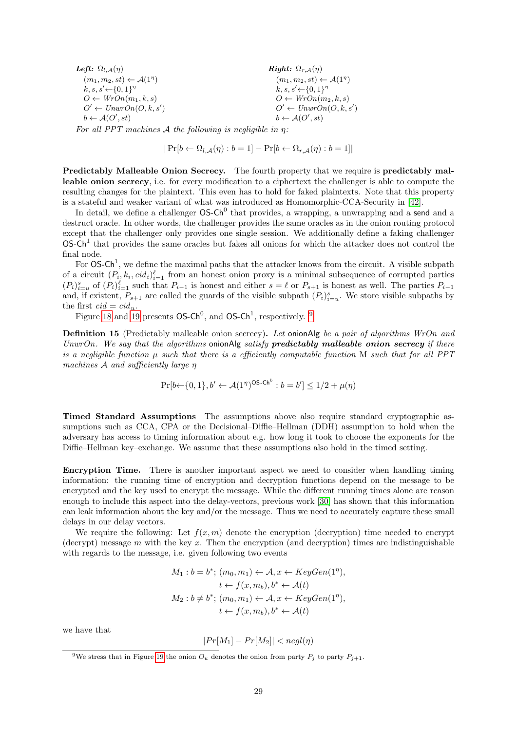| ***Left:*** $\Omega_{l,\mathcal{A}}(\eta)$ | ***Right:*** $\Omega_{r,\mathcal{A}}(\eta)$ |
| --- | --- |
| $(m_1, m_2, st) \leftarrow \mathcal{A}(1^\eta)$ | $(m_1, m_2, st) \leftarrow \mathcal{A}(1^\eta)$ |
| $k, s, s' \leftarrow \{0,1\}^\eta$ | $k, s, s' \leftarrow \{0,1\}^\eta$ |
| $O \leftarrow WrOn(m_1, k, s)$ | $O \leftarrow WrOn(m_2, k, s)$ |
| $O' \leftarrow UnwrOn(O, k, s')$ | $O' \leftarrow UnwrOn(O, k, s')$ |
| $b \leftarrow \mathcal{A}(O', st)$ | $b \leftarrow \mathcal{A}(O', st)$ |

*For all PPT machines $\mathcal{A}$ the following is negligible in $\eta$:*

$$|\Pr[b \leftarrow \Omega_{l,\mathcal{A}}(\eta) : b = 1] - \Pr[b \leftarrow \Omega_{r,\mathcal{A}}(\eta) : b = 1]|$$

**Predictably Malleable Onion Secrecy.** The fourth property that we require is **predictably malleable onion secrecy**, i.e. for every modification to a ciphertext the challenger is able to compute the resulting changes for the plaintext. This even has to hold for faked plaintexts. Note that this property is a stateful and weaker variant of what was introduced as Homomorphic-CCA-Security in [42].

In detail, we define a challenger $\mathsf{OS\text{-}Ch}^0$ that provides, a wrapping, a unwrapping and a send and a destruct oracle. In other words, the challenger provides the same oracles as in the onion routing protocol except that the challenger only provides one single session. We additionally define a faking challenger $\mathsf{OS\text{-}Ch}^1$ that provides the same oracles but fakes all onions for which the attacker does not control the final node.

For $\mathsf{OS\text{-}Ch}^1$, we define the maximal paths that the attacker knows from the circuit. A visible subpath of a circuit $(P_i, k_i, cid_i)_{i=1}^{\ell}$ from an honest onion proxy is a minimal subsequence of corrupted parties $(P_i)_{i=u}^{s}$ of $(P_i)_{i=1}^{\ell}$ such that $P_{i-1}$ is honest and either $s = \ell$ or $P_{s+1}$ is honest as well. The parties $P_{i-1}$ and, if existent, $P_{s+1}$ are called the guards of the visible subpath $(P_i)_{i=u}^{s}$. We store visible subpaths by the first $cid = cid_u$.

Figure 18 and 19 presents $\mathsf{OS\text{-}Ch}^0$, and $\mathsf{OS\text{-}Ch}^1$, respectively. [9]

**Definition 15** (Predictably malleable onion secrecy)**.** *Let* onionAlg *be a pair of algorithms WrOn and UnwrOn. We say that the algorithms* onionAlg *satisfy* ***predictably malleable onion secrecy*** *if there is a negligible function $\mu$ such that there is a efficiently computable function* M *such that for all PPT machines $\mathcal{A}$ and sufficiently large $\eta$*

$$\Pr[b \leftarrow \{0,1\}, b' \leftarrow \mathcal{A}(1^\eta)^{\mathsf{OS\text{-}Ch}^b} : b = b'] \leq 1/2 + \mu(\eta)$$

**Timed Standard Assumptions** The assumptions above also require standard cryptographic assumptions such as CCA, CPA or the Decisional–Diffie–Hellman (DDH) assumption to hold when the adversary has access to timing information about e.g. how long it took to choose the exponents for the Diffie–Hellman key–exchange. We assume that these assumptions also hold in the timed setting.

**Encryption Time.** There is another important aspect we need to consider when handling timing information: the running time of encryption and decryption functions depend on the message to be encrypted and the key used to encrypt the message. While the different running times alone are reason enough to include this aspect into the delay-vectors, previous work [30] has shown that this information can leak information about the key and/or the message. Thus we need to accurately capture these small delays in our delay vectors.

We require the following: Let $f(x, m)$ denote the encryption (decryption) time needed to encrypt (decrypt) message $m$ with the key $x$. Then the encryption (and decryption) times are indistinguishable with regards to the message, i.e. given following two events

$$\begin{aligned}
M_1 : b = b^*;\ & (m_0, m_1) \leftarrow \mathcal{A}, x \leftarrow KeyGen(1^\eta), \\
& t \leftarrow f(x, m_b), b^* \leftarrow \mathcal{A}(t) \\
M_2 : b \neq b^*;\ & (m_0, m_1) \leftarrow \mathcal{A}, x \leftarrow KeyGen(1^\eta), \\
& t \leftarrow f(x, m_b), b^* \leftarrow \mathcal{A}(t)
\end{aligned}$$

we have that

$$|Pr[M_1] - Pr[M_2]| < negl(\eta)$$

[9] We stress that in Figure 19 the onion $O_u$ denotes the onion from party $P_j$ to party $P_{j+1}$.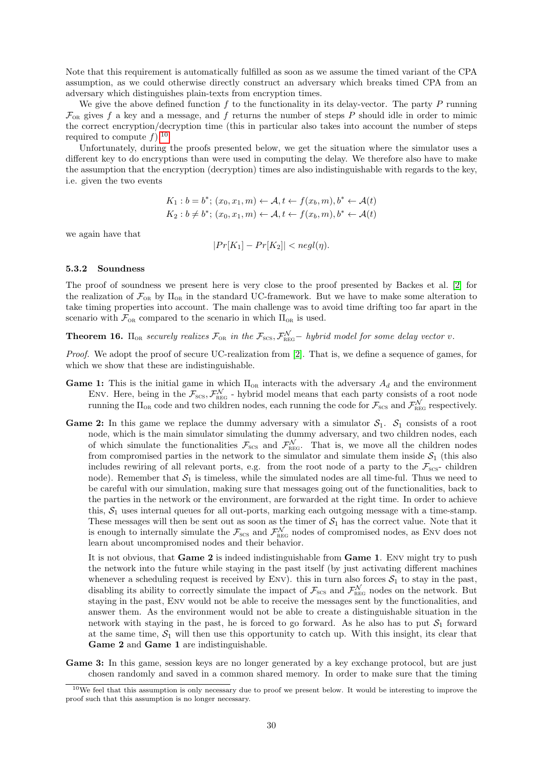Note that this requirement is automatically fulfilled as soon as we assume the timed variant of the CPA assumption, as we could otherwise directly construct an adversary which breaks timed CPA from an adversary which distinguishes plain-texts from encryption times.

We give the above defined function $f$ to the functionality in its delay-vector. The party $P$ running $\mathcal{F}_{\text{OR}}$ gives $f$ a key and a message, and $f$ returns the number of steps $P$ should idle in order to mimic the correct encryption/decryption time (this in particular also takes into account the number of steps required to compute $f$).[10]

Unfortunately, during the proofs presented below, we get the situation where the simulator uses a different key to do encryptions than were used in computing the delay. We therefore also have to make the assumption that the encryption (decryption) times are also indistinguishable with regards to the key, i.e. given the two events

$$K_1 : b = b^*;\ (x_0, x_1, m) \leftarrow \mathcal{A}, t \leftarrow f(x_b, m), b^* \leftarrow \mathcal{A}(t)$$
$$K_2 : b \neq b^*;\ (x_0, x_1, m) \leftarrow \mathcal{A}, t \leftarrow f(x_b, m), b^* \leftarrow \mathcal{A}(t)$$

we again have that

$$|Pr[K_1] - Pr[K_2]| < negl(\eta).$$

### 5.3.2 Soundness

The proof of soundness we present here is very close to the proof presented by Backes et al. [2] for the realization of $\mathcal{F}_{\text{OR}}$ by $\Pi_{\text{OR}}$ in the standard UC-framework. But we have to make some alteration to take timing properties into account. The main challenge was to avoid time drifting too far apart in the scenario with $\mathcal{F}_{\text{OR}}$ compared to the scenario in which $\Pi_{\text{OR}}$ is used.

**Theorem 16.** *$\Pi_{\text{OR}}$ securely realizes $\mathcal{F}_{\text{OR}}$ in the $\mathcal{F}_{\text{SCS}}, \mathcal{F}_{\text{REG}}^{\mathcal{N}}-$ hybrid model for some delay vector $v$.*

*Proof.* We adopt the proof of secure UC-realization from [2]. That is, we define a sequence of games, for which we show that these are indistinguishable.

**Game 1:** This is the initial game in which $\Pi_{\text{OR}}$ interacts with the adversary $A_d$ and the environment Env. Here, being in the $\mathcal{F}_{\text{SCS}}, \mathcal{F}_{\text{REG}}^{\mathcal{N}}$ - hybrid model means that each party consists of a root node running the $\Pi_{\text{OR}}$ code and two children nodes, each running the code for $\mathcal{F}_{\text{SCS}}$ and $\mathcal{F}_{\text{REG}}^{\mathcal{N}}$ respectively.

**Game 2:** In this game we replace the dummy adversary with a simulator $\mathcal{S}_1$. $\mathcal{S}_1$ consists of a root node, which is the main simulator simulating the dummy adversary, and two children nodes, each of which simulate the functionalities $\mathcal{F}_{\text{SCS}}$ and $\mathcal{F}_{\text{REG}}^{\mathcal{N}}$. That is, we move all the children nodes from compromised parties in the network to the simulator and simulate them inside $\mathcal{S}_1$ (this also includes rewiring of all relevant ports, e.g. from the root node of a party to the $\mathcal{F}_{\text{SCS}}$- children node). Remember that $\mathcal{S}_1$ is timeless, while the simulated nodes are all time-ful. Thus we need to be careful with our simulation, making sure that messages going out of the functionalities, back to the parties in the network or the environment, are forwarded at the right time. In order to achieve this, $\mathcal{S}_1$ uses internal queues for all out-ports, marking each outgoing message with a time-stamp. These messages will then be sent out as soon as the timer of $\mathcal{S}_1$ has the correct value. Note that it is enough to internally simulate the $\mathcal{F}_{\text{SCS}}$ and $\mathcal{F}_{\text{REG}}^{\mathcal{N}}$ nodes of compromised nodes, as Env does not learn about uncompromised nodes and their behavior.

It is not obvious, that **Game 2** is indeed indistinguishable from **Game 1**. Env might try to push the network into the future while staying in the past itself (by just activating different machines whenever a scheduling request is received by Env). this in turn also forces $\mathcal{S}_1$ to stay in the past, disabling its ability to correctly simulate the impact of $\mathcal{F}_{\text{SCS}}$ and $\mathcal{F}_{\text{REG}}^{\mathcal{N}}$ nodes on the network. But staying in the past, Env would not be able to receive the messages sent by the functionalities, and answer them. As the environment would not be able to create a distinguishable situation in the network with staying in the past, he is forced to go forward. As he also has to put $\mathcal{S}_1$ forward at the same time, $\mathcal{S}_1$ will then use this opportunity to catch up. With this insight, its clear that **Game 2** and **Game 1** are indistinguishable.

**Game 3:** In this game, session keys are no longer generated by a key exchange protocol, but are just chosen randomly and saved in a common shared memory. In order to make sure that the timing

[10] We feel that this assumption is only necessary due to proof we present below. It would be interesting to improve the proof such that this assumption is no longer necessary.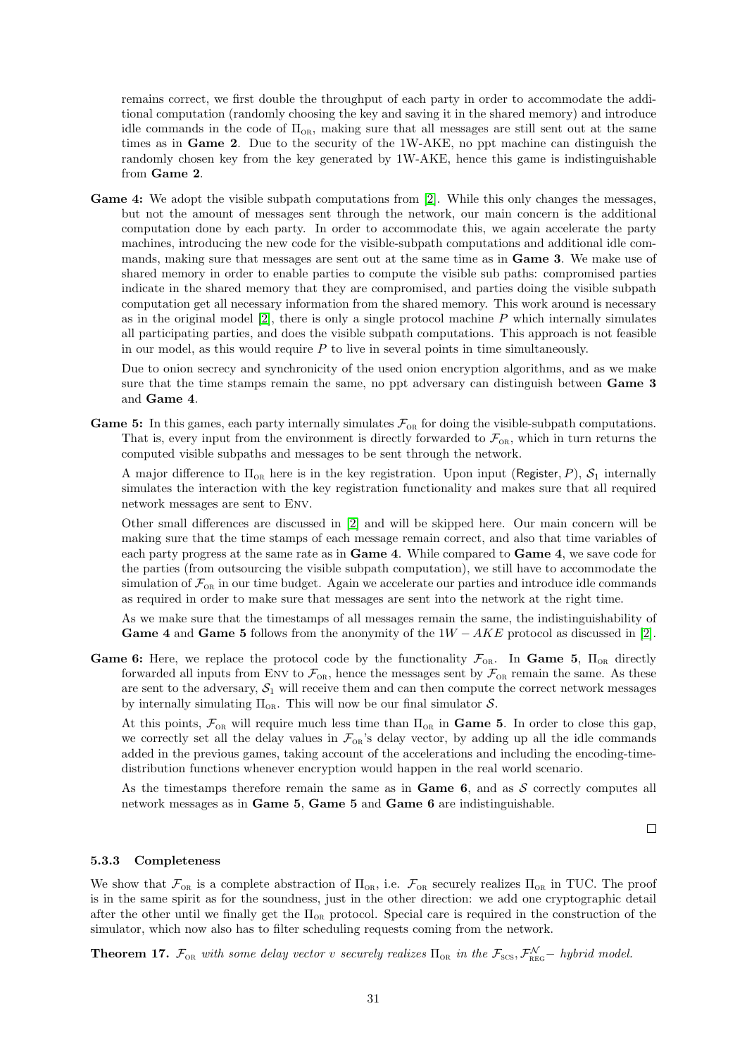remains correct, we first double the throughput of each party in order to accommodate the additional computation (randomly choosing the key and saving it in the shared memory) and introduce idle commands in the code of $\Pi_{\text{OR}}$, making sure that all messages are still sent out at the same times as in **Game 2**. Due to the security of the 1W-AKE, no ppt machine can distinguish the randomly chosen key from the key generated by 1W-AKE, hence this game is indistinguishable from **Game 2**.

**Game 4:** We adopt the visible subpath computations from [2]. While this only changes the messages, but not the amount of messages sent through the network, our main concern is the additional computation done by each party. In order to accommodate this, we again accelerate the party machines, introducing the new code for the visible-subpath computations and additional idle commands, making sure that messages are sent out at the same time as in **Game 3**. We make use of shared memory in order to enable parties to compute the visible sub paths: compromised parties indicate in the shared memory that they are compromised, and parties doing the visible subpath computation get all necessary information from the shared memory. This work around is necessary as in the original model [2], there is only a single protocol machine $P$ which internally simulates all participating parties, and does the visible subpath computations. This approach is not feasible in our model, as this would require $P$ to live in several points in time simultaneously.

Due to onion secrecy and synchronicity of the used onion encryption algorithms, and as we make sure that the time stamps remain the same, no ppt adversary can distinguish between **Game 3** and **Game 4**.

**Game 5:** In this games, each party internally simulates $\mathcal{F}_{\text{OR}}$ for doing the visible-subpath computations. That is, every input from the environment is directly forwarded to $\mathcal{F}_{\text{OR}}$, which in turn returns the computed visible subpaths and messages to be sent through the network.

A major difference to $\Pi_{\text{OR}}$ here is in the key registration. Upon input (Register, $P$), $\mathcal{S}_1$ internally simulates the interaction with the key registration functionality and makes sure that all required network messages are sent to Env.

Other small differences are discussed in [2] and will be skipped here. Our main concern will be making sure that the time stamps of each message remain correct, and also that time variables of each party progress at the same rate as in **Game 4**. While compared to **Game 4**, we save code for the parties (from outsourcing the visible subpath computation), we still have to accommodate the simulation of $\mathcal{F}_{\text{OR}}$ in our time budget. Again we accelerate our parties and introduce idle commands as required in order to make sure that messages are sent into the network at the right time.

As we make sure that the timestamps of all messages remain the same, the indistinguishability of **Game 4** and **Game 5** follows from the anonymity of the $1W-AKE$ protocol as discussed in [2].

**Game 6:** Here, we replace the protocol code by the functionality $\mathcal{F}_{\text{OR}}$. In **Game 5**, $\Pi_{\text{OR}}$ directly forwarded all inputs from Env to $\mathcal{F}_{\text{OR}}$, hence the messages sent by $\mathcal{F}_{\text{OR}}$ remain the same. As these are sent to the adversary, $\mathcal{S}_1$ will receive them and can then compute the correct network messages by internally simulating $\Pi_{\text{OR}}$. This will now be our final simulator $\mathcal{S}$.

At this points, $\mathcal{F}_{\text{OR}}$ will require much less time than $\Pi_{\text{OR}}$ in **Game 5**. In order to close this gap, we correctly set all the delay values in $\mathcal{F}_{\text{OR}}$'s delay vector, by adding up all the idle commands added in the previous games, taking account of the accelerations and including the encoding-time-distribution functions whenever encryption would happen in the real world scenario.

As the timestamps therefore remain the same as in **Game 6**, and as $\mathcal{S}$ correctly computes all network messages as in **Game 5**, **Game 5** and **Game 6** are indistinguishable.

□

### 5.3.3 Completeness

We show that $\mathcal{F}_{\text{OR}}$ is a complete abstraction of $\Pi_{\text{OR}}$, i.e. $\mathcal{F}_{\text{OR}}$ securely realizes $\Pi_{\text{OR}}$ in TUC. The proof is in the same spirit as for the soundness, just in the other direction: we add one cryptographic detail after the other until we finally get the $\Pi_{\text{OR}}$ protocol. Special care is required in the construction of the simulator, which now also has to filter scheduling requests coming from the network.

**Theorem 17.** *$\mathcal{F}_{\text{OR}}$ with some delay vector $v$ securely realizes $\Pi_{\text{OR}}$ in the $\mathcal{F}_{\text{SCS}}, \mathcal{F}_{\text{REG}}^{\mathcal{N}}-$ hybrid model.*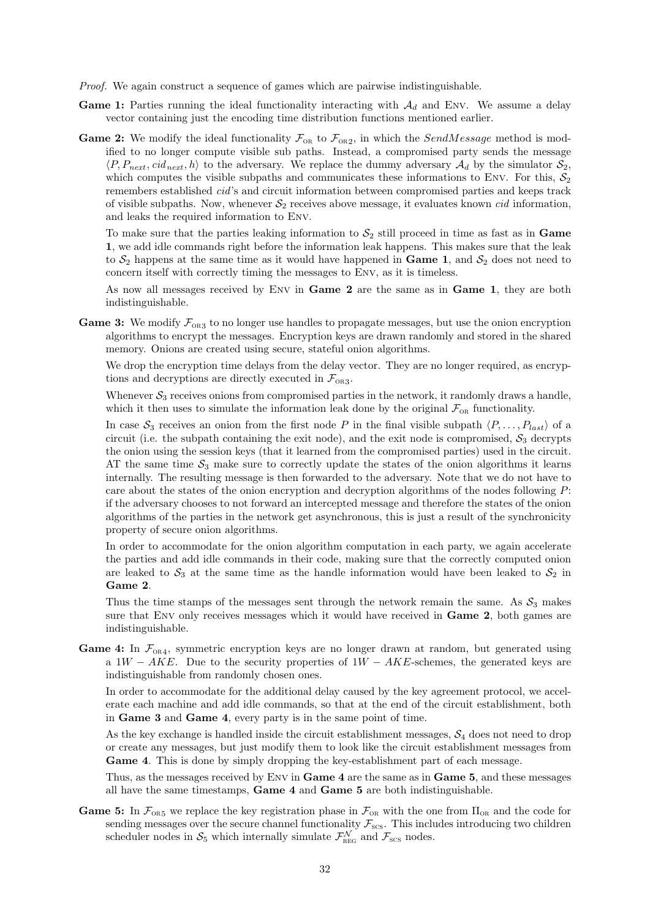*Proof.* We again construct a sequence of games which are pairwise indistinguishable.

**Game 1:** Parties running the ideal functionality interacting with $\mathcal{A}_d$ and Env. We assume a delay vector containing just the encoding time distribution functions mentioned earlier.

**Game 2:** We modify the ideal functionality $\mathcal{F}_{\text{OR}}$ to $\mathcal{F}_{\text{OR}2}$, in which the *SendMessage* method is modified to no longer compute visible sub paths. Instead, a compromised party sends the message $\langle P, P_{next}, cid_{next}, h \rangle$ to the adversary. We replace the dummy adversary $\mathcal{A}_d$ by the simulator $\mathcal{S}_2$, which computes the visible subpaths and communicates these informations to Env. For this, $\mathcal{S}_2$ remembers established *cid*'s and circuit information between compromised parties and keeps track of visible subpaths. Now, whenever $\mathcal{S}_2$ receives above message, it evaluates known *cid* information, and leaks the required information to Env.

To make sure that the parties leaking information to $\mathcal{S}_2$ still proceed in time as fast as in **Game 1**, we add idle commands right before the information leak happens. This makes sure that the leak to $\mathcal{S}_2$ happens at the same time as it would have happened in **Game 1**, and $\mathcal{S}_2$ does not need to concern itself with correctly timing the messages to Env, as it is timeless.

As now all messages received by Env in **Game 2** are the same as in **Game 1**, they are both indistinguishable.

**Game 3:** We modify $\mathcal{F}_{\text{OR}3}$ to no longer use handles to propagate messages, but use the onion encryption algorithms to encrypt the messages. Encryption keys are drawn randomly and stored in the shared memory. Onions are created using secure, stateful onion algorithms.

We drop the encryption time delays from the delay vector. They are no longer required, as encryptions and decryptions are directly executed in $\mathcal{F}_{\text{OR}3}$.

Whenever $\mathcal{S}_3$ receives onions from compromised parties in the network, it randomly draws a handle, which it then uses to simulate the information leak done by the original $\mathcal{F}_{\text{OR}}$ functionality.

In case $\mathcal{S}_3$ receives an onion from the first node $P$ in the final visible subpath $\langle P, \ldots, P_{last} \rangle$ of a circuit (i.e. the subpath containing the exit node), and the exit node is compromised, $\mathcal{S}_3$ decrypts the onion using the session keys (that it learned from the compromised parties) used in the circuit. AT the same time $\mathcal{S}_3$ make sure to correctly update the states of the onion algorithms it learns internally. The resulting message is then forwarded to the adversary. Note that we do not have to care about the states of the onion encryption and decryption algorithms of the nodes following $P$: if the adversary chooses to not forward an intercepted message and therefore the states of the onion algorithms of the parties in the network get asynchronous, this is just a result of the synchronicity property of secure onion algorithms.

In order to accommodate for the onion algorithm computation in each party, we again accelerate the parties and add idle commands in their code, making sure that the correctly computed onion are leaked to $\mathcal{S}_3$ at the same time as the handle information would have been leaked to $\mathcal{S}_2$ in **Game 2**.

Thus the time stamps of the messages sent through the network remain the same. As $\mathcal{S}_3$ makes sure that Env only receives messages which it would have received in **Game 2**, both games are indistinguishable.

**Game 4:** In $\mathcal{F}_{\text{OR}4}$, symmetric encryption keys are no longer drawn at random, but generated using a $1W - AKE$. Due to the security properties of $1W - AKE$-schemes, the generated keys are indistinguishable from randomly chosen ones.

In order to accommodate for the additional delay caused by the key agreement protocol, we accelerate each machine and add idle commands, so that at the end of the circuit establishment, both in **Game 3** and **Game 4**, every party is in the same point of time.

As the key exchange is handled inside the circuit establishment messages, $\mathcal{S}_4$ does not need to drop or create any messages, but just modify them to look like the circuit establishment messages from **Game 4**. This is done by simply dropping the key-establishment part of each message.

Thus, as the messages received by Env in **Game 4** are the same as in **Game 5**, and these messages all have the same timestamps, **Game 4** and **Game 5** are both indistinguishable.

**Game 5:** In $\mathcal{F}_{\text{OR}5}$ we replace the key registration phase in $\mathcal{F}_{\text{OR}}$ with the one from $\Pi_{\text{OR}}$ and the code for sending messages over the secure channel functionality $\mathcal{F}_{\text{SCS}}$. This includes introducing two children scheduler nodes in $\mathcal{S}_5$ which internally simulate $\mathcal{F}_{\text{REG}}^{\mathcal{N}}$ and $\mathcal{F}_{\text{SCS}}$ nodes.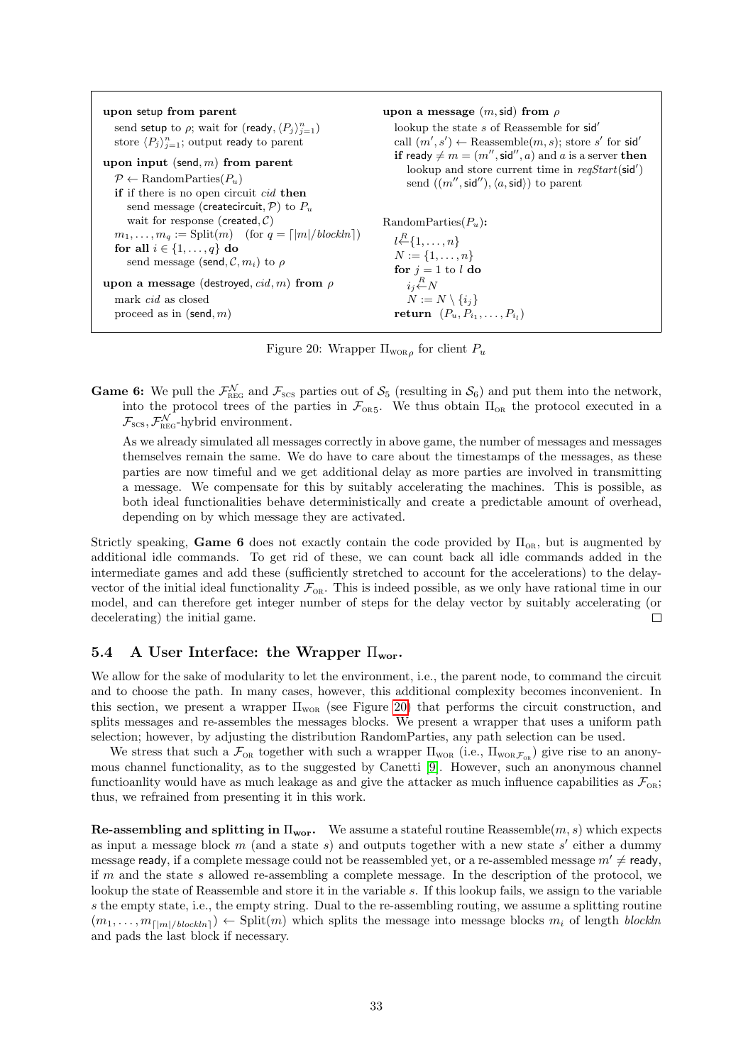```
upon setup from parent
  send setup to ρ; wait for (ready, ⟨P_j⟩_{j=1}^n)
  store ⟨P_j⟩_{j=1}^n; output ready to parent

upon input (send, m) from parent
  𝒫 ← RandomParties(P_u)
  if if there is no open circuit cid then
    send message (createcircuit, 𝒫) to P_u
    wait for response (created, 𝒞)
  m_1, ..., m_q := Split(m)   (for q = ⌈|m|/blockln⌉)
  for all i ∈ {1, ..., q} do
    send message (send, 𝒞, m_i) to ρ

upon a message (destroyed, cid, m) from ρ
  mark cid as closed
  proceed as in (send, m)

upon a message (m, sid) from ρ
  lookup the state s of Reassemble for sid'
  call (m', s') ← Reassemble(m, s); store s' for sid'
  if ready ≠ m = (m'', sid'', a) and a is a server then
    lookup and store current time in reqStart(sid')
    send ((m'', sid''), ⟨a, sid⟩) to parent

RandomParties(P_u):
  l ←R {1, ..., n}
  N := {1, ..., n}
  for j = 1 to l do
    i_j ←R N
    N := N \ {i_j}
  return (P_u, P_{i_1}, ..., P_{i_l})
```

Figure 20: Wrapper $\Pi_{\text{WOR}\,\rho}$ for client $P_u$

**Game 6:** We pull the $\mathcal{F}_{\text{REG}}^{\mathcal{N}}$ and $\mathcal{F}_{\text{SCS}}$ parties out of $\mathcal{S}_5$ (resulting in $\mathcal{S}_6$) and put them into the network, into the protocol trees of the parties in $\mathcal{F}_{\text{OR}5}$. We thus obtain $\Pi_{\text{OR}}$ the protocol executed in a $\mathcal{F}_{\text{SCS}}, \mathcal{F}_{\text{REG}}^{\mathcal{N}}$-hybrid environment.

As we already simulated all messages correctly in above game, the number of messages and messages themselves remain the same. We do have to care about the timestamps of the messages, as these parties are now timeful and we get additional delay as more parties are involved in transmitting a message. We compensate for this by suitably accelerating the machines. This is possible, as both ideal functionalities behave deterministically and create a predictable amount of overhead, depending on by which message they are activated.

Strictly speaking, **Game 6** does not exactly contain the code provided by $\Pi_{\text{OR}}$, but is augmented by additional idle commands. To get rid of these, we can count back all idle commands added in the intermediate games and add these (sufficiently stretched to account for the accelerations) to the delay-vector of the initial ideal functionality $\mathcal{F}_{\text{OR}}$. This is indeed possible, as we only have rational time in our model, and can therefore get integer number of steps for the delay vector by suitably accelerating (or decelerating) the initial game. □

### 5.4 A User Interface: the Wrapper $\Pi_{\text{wor}}$.

We allow for the sake of modularity to let the environment, i.e., the parent node, to command the circuit and to choose the path. In many cases, however, this additional complexity becomes inconvenient. In this section, we present a wrapper $\Pi_{\text{WOR}}$ (see Figure 20) that performs the circuit construction, and splits messages and re-assembles the messages blocks. We present a wrapper that uses a uniform path selection; however, by adjusting the distribution RandomParties, any path selection can be used.

We stress that such a $\mathcal{F}_{\text{OR}}$ together with such a wrapper $\Pi_{\text{WOR}}$ (i.e., $\Pi_{\text{WOR}\,\mathcal{F}_{\text{OR}}}$) give rise to an anonymous channel functionality, as to the suggested by Canetti [9]. However, such an anonymous channel functioanlity would have as much leakage as and give the attacker as much influence capabilities as $\mathcal{F}_{\text{OR}}$; thus, we refrained from presenting it in this work.

**Re-assembling and splitting in $\Pi_{\text{wor}}$.** We assume a stateful routine Reassemble$(m, s)$ which expects as input a message block $m$ (and a state $s$) and outputs together with a new state $s'$ either a dummy message ready, if a complete message could not be reassembled yet, or a re-assembled message $m' \neq$ ready, if $m$ and the state $s$ allowed re-assembling a complete message. In the description of the protocol, we lookup the state of Reassemble and store it in the variable $s$. If this lookup fails, we assign to the variable $s$ the empty state, i.e., the empty string. Dual to the re-assembling routing, we assume a splitting routine $(m_1, \ldots, m_{\lceil |m|/blockln \rceil}) \leftarrow \text{Split}(m)$ which splits the message into message blocks $m_i$ of length *blockln* and pads the last block if necessary.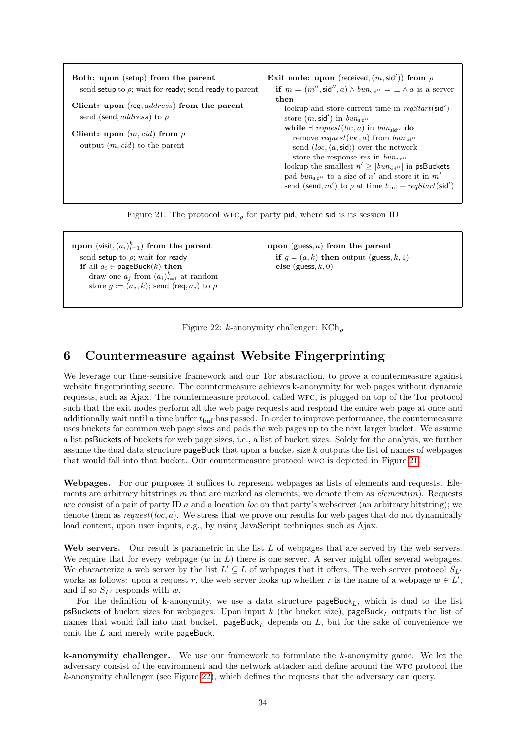**Both: upon** (setup) **from the parent**
send setup to $\rho$; wait for ready; send ready to parent

**Client: upon** (req, *address*) **from the parent**
send (send, *address*) to $\rho$

**Client: upon** $(m, cid)$ **from** $\rho$
output $(m, cid)$ to the parent

**Exit node: upon** (received, $(m, \mathsf{sid}')$) **from** $\rho$
**if** $m = (m'', \mathsf{sid}'', a) \wedge bun_{\mathsf{sid}''} = \bot \wedge a$ is a server **then**
lookup and store current time in $reqStart(\mathsf{sid}')$
store $(m, \mathsf{sid}')$ in $bun_{\mathsf{sid}''}$
**while** $\exists$ $request(loc, a)$ in $bun_{\mathsf{sid}''}$ **do**
remove $request(loc, a)$ from $bun_{\mathsf{sid}''}$
send $(loc, \langle a, \mathsf{sid}\rangle)$ over the network
store the response $res$ in $bun_{\mathsf{sid}''}$
lookup the smallest $n' \geq |bun_{\mathsf{sid}''}|$ in psBuckets
pad $bun_{\mathsf{sid}''}$ to a size of $n'$ and store it in $m'$
send (send, $m'$) to $\rho$ at time $t_{\mathrm{buf}} + reqStart(\mathsf{sid}')$

Figure 21: The protocol $\mathrm{WFC}_\rho$ for party pid, where sid is its session ID

**upon** (visit, $(a_i)_{i=1}^k$) **from the parent**
send setup to $\rho$; wait for ready
**if** all $a_i \in$ pageBuck$(k)$ **then**
draw one $a_j$ from $(a_i)_{i=1}^k$ at random
store $g := (a_j, k)$; send (req, $a_j$) to $\rho$

**upon** (guess, $a$) **from the parent**
**if** $g = (a, k)$ **then** output (guess, $k$, 1)
**else** (guess, $k$, 0)

Figure 22: $k$-anonymity challenger: $\mathrm{KCh}_\rho$

# 6 Countermeasure against Website Fingerprinting

We leverage our time-sensitive framework and our Tor abstraction, to prove a countermeasure against website fingerprinting secure. The countermeasure achieves k-anonymity for web pages without dynamic requests, such as Ajax. The countermeasure protocol, called WFC, is plugged on top of the Tor protocol such that the exit nodes perform all the web page requests and respond the entire web page at once and additionally wait until a time buffer $t_{\mathrm{buf}}$ has passed. In order to improve performance, the countermeasure uses buckets for common web page sizes and pads the web pages up to the next larger bucket. We assume a list psBuckets of buckets for web page sizes, i.e., a list of bucket sizes. Solely for the analysis, we further assume the dual data structure pageBuck that upon a bucket size $k$ outputs the list of names of webpages that would fall into that bucket. Our countermeasure protocol WFC is depicted in Figure 21.

**Webpages.** For our purposes it suffices to represent webpages as lists of elements and requests. Elements are arbitrary bitstrings $m$ that are marked as elements; we denote them as $element(m)$. Requests are consist of a pair of party ID $a$ and a location $loc$ on that party's webserver (an arbitrary bitstring); we denote them as $request(loc, a)$. We stress that we prove our results for web pages that do not dynamically load content, upon user inputs, e.g., by using JavaScript techniques such as Ajax.

**Web servers.** Our result is parametric in the list $L$ of webpages that are served by the web servers. We require that for every webpage ($w$ in $L$) there is one server. A server might offer several webpages. We characterize a web server by the list $L' \subseteq L$ of webpages that it offers. The web server protocol $S_{L'}$ works as follows: upon a request $r$, the web server looks up whether $r$ is the name of a webpage $w \in L'$, and if so $S_{L'}$ responds with $w$.

For the definition of k-anonymity, we use a data structure $\mathsf{pageBuck}_L$, which is dual to the list psBuckets of bucket sizes for webpages. Upon input $k$ (the bucket size), $\mathsf{pageBuck}_L$ outputs the list of names that would fall into that bucket. $\mathsf{pageBuck}_L$ depends on $L$, but for the sake of convenience we omit the $L$ and merely write pageBuck.

**k-anonymity challenger.** We use our framework to formulate the $k$-anonymity game. We let the adversary consist of the environment and the network attacker and define around the WFC protocol the $k$-anonymity challenger (see Figure 22), which defines the requests that the adversary can query.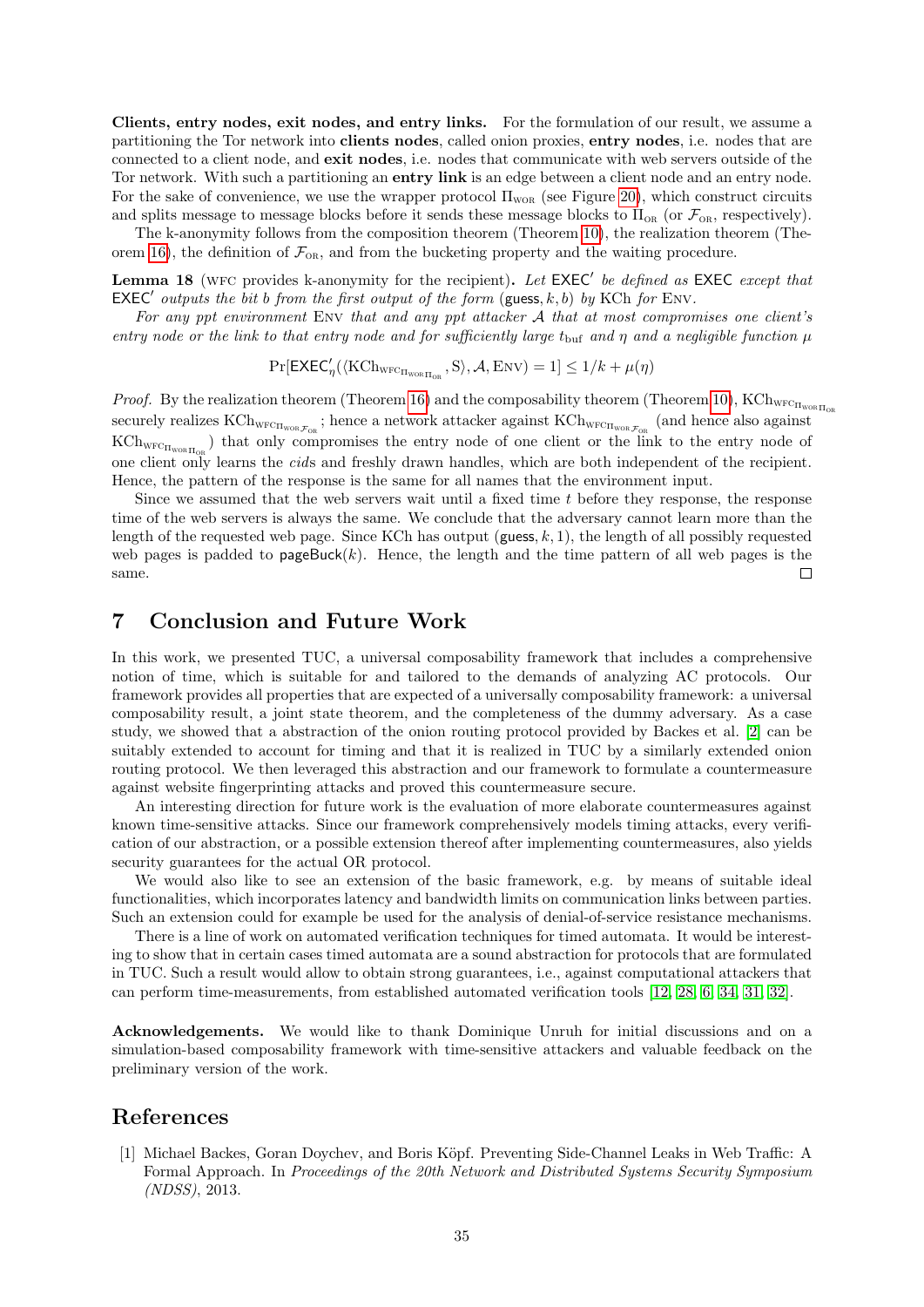**Clients, entry nodes, exit nodes, and entry links.** For the formulation of our result, we assume a partitioning the Tor network into **clients nodes**, called onion proxies, **entry nodes**, i.e. nodes that are connected to a client node, and **exit nodes**, i.e. nodes that communicate with web servers outside of the Tor network. With such a partitioning an **entry link** is an edge between a client node and an entry node. For the sake of convenience, we use the wrapper protocol $\Pi_{\text{WOR}}$ (see Figure 20), which construct circuits and splits message to message blocks before it sends these message blocks to $\Pi_{\text{OR}}$ (or $\mathcal{F}_{\text{OR}}$, respectively).

The k-anonymity follows from the composition theorem (Theorem 10), the realization theorem (Theorem 16), the definition of $\mathcal{F}_{\text{OR}}$, and from the bucketing property and the waiting procedure.

**Lemma 18** (WFC provides k-anonymity for the recipient)**.** *Let $\mathsf{EXEC}'$ be defined as $\mathsf{EXEC}$ except that $\mathsf{EXEC}'$ outputs the bit $b$ from the first output of the form $(\mathsf{guess}, k, b)$ by KCh for ENV.*

*For any ppt environment ENV that and any ppt attacker $\mathcal{A}$ that at most compromises one client's entry node or the link to that entry node and for sufficiently large $t_{\text{buf}}$ and $\eta$ and a negligible function $\mu$*

$$\Pr[\mathsf{EXEC}'_\eta(\langle \text{KCh}_{\text{WFC}_{\Pi_{\text{WOR}}\Pi_{\text{OR}}}}, \text{S}\rangle, \mathcal{A}, \text{ENV}) = 1] \leq 1/k + \mu(\eta)$$

*Proof.* By the realization theorem (Theorem 16) and the composability theorem (Theorem 10), $\text{KCh}_{\text{WFC}_{\Pi_{\text{WOR}}\Pi_{\text{OR}}}}$ securely realizes $\text{KCh}_{\text{WFC}_{\Pi_{\text{WOR}}\mathcal{F}_{\text{OR}}}}$; hence a network attacker against $\text{KCh}_{\text{WFC}_{\Pi_{\text{WOR}}\mathcal{F}_{\text{OR}}}}$ (and hence also against $\text{KCh}_{\text{WFC}_{\Pi_{\text{WOR}}\Pi_{\text{OR}}}}$) that only compromises the entry node of one client or the link to the entry node of one client only learns the *cid*s and freshly drawn handles, which are both independent of the recipient. Hence, the pattern of the response is the same for all names that the environment input.

Since we assumed that the web servers wait until a fixed time $t$ before they response, the response time of the web servers is always the same. We conclude that the adversary cannot learn more than the length of the requested web page. Since KCh has output $(\mathsf{guess}, k, 1)$, the length of all possibly requested web pages is padded to $\mathsf{pageBuck}(k)$. Hence, the length and the time pattern of all web pages is the same. □

# 7 Conclusion and Future Work

In this work, we presented TUC, a universal composability framework that includes a comprehensive notion of time, which is suitable for and tailored to the demands of analyzing AC protocols. Our framework provides all properties that are expected of a universally composability framework: a universal composability result, a joint state theorem, and the completeness of the dummy adversary. As a case study, we showed that a abstraction of the onion routing protocol provided by Backes et al. [2] can be suitably extended to account for timing and that it is realized in TUC by a similarly extended onion routing protocol. We then leveraged this abstraction and our framework to formulate a countermeasure against website fingerprinting attacks and proved this countermeasure secure.

An interesting direction for future work is the evaluation of more elaborate countermeasures against known time-sensitive attacks. Since our framework comprehensively models timing attacks, every verification of our abstraction, or a possible extension thereof after implementing countermeasures, also yields security guarantees for the actual OR protocol.

We would also like to see an extension of the basic framework, e.g. by means of suitable ideal functionalities, which incorporates latency and bandwidth limits on communication links between parties. Such an extension could for example be used for the analysis of denial-of-service resistance mechanisms.

There is a line of work on automated verification techniques for timed automata. It would be interesting to show that in certain cases timed automata are a sound abstraction for protocols that are formulated in TUC. Such a result would allow to obtain strong guarantees, i.e., against computational attackers that can perform time-measurements, from established automated verification tools [12, 28, 6, 34, 31, 32].

**Acknowledgements.** We would like to thank Dominique Unruh for initial discussions and on a simulation-based composability framework with time-sensitive attackers and valuable feedback on the preliminary version of the work.

# References

[1] Michael Backes, Goran Doychev, and Boris Köpf. Preventing Side-Channel Leaks in Web Traffic: A Formal Approach. In *Proceedings of the 20th Network and Distributed Systems Security Symposium (NDSS)*, 2013.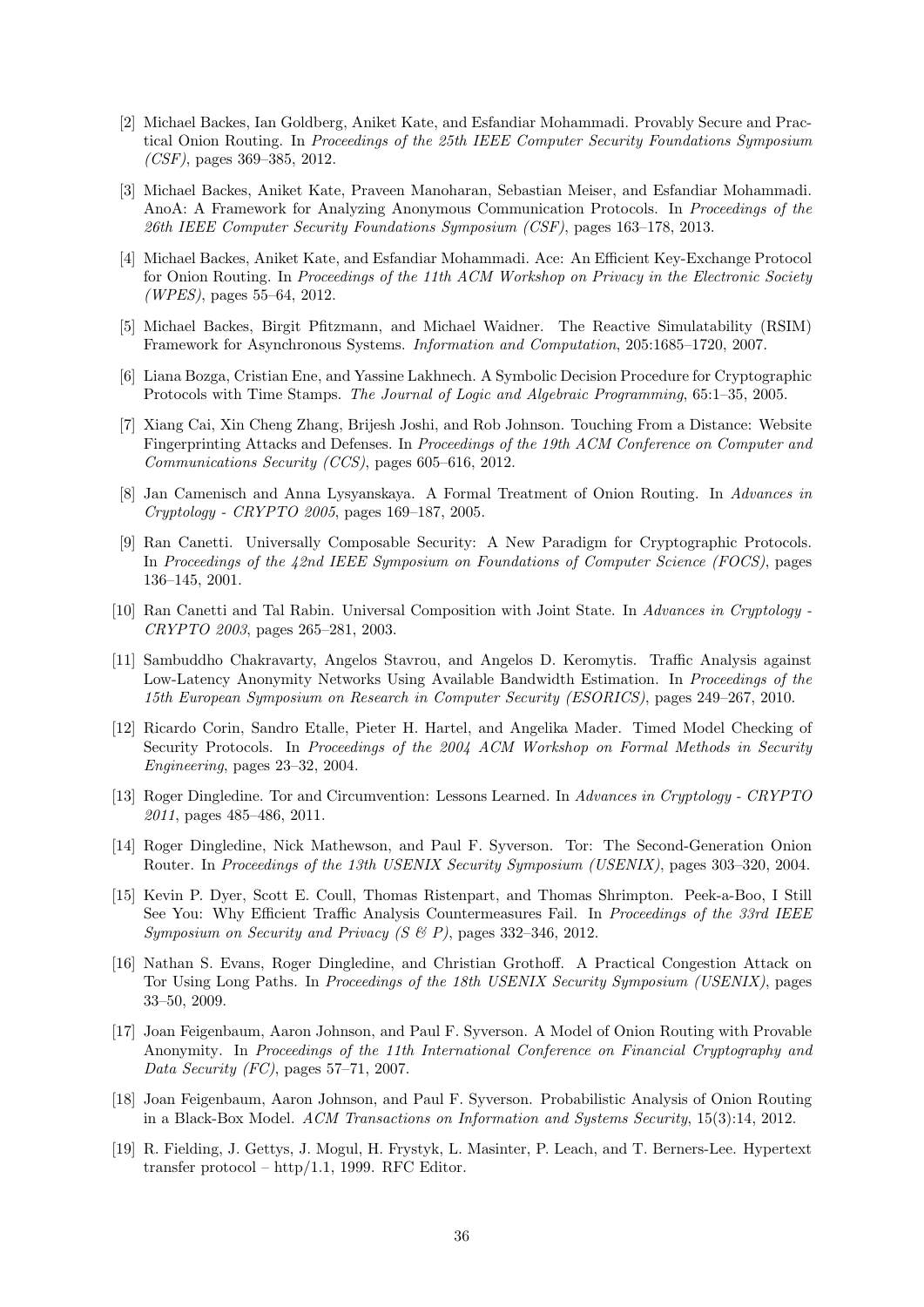[2] Michael Backes, Ian Goldberg, Aniket Kate, and Esfandiar Mohammadi. Provably Secure and Practical Onion Routing. In *Proceedings of the 25th IEEE Computer Security Foundations Symposium (CSF)*, pages 369–385, 2012.

[3] Michael Backes, Aniket Kate, Praveen Manoharan, Sebastian Meiser, and Esfandiar Mohammadi. AnoA: A Framework for Analyzing Anonymous Communication Protocols. In *Proceedings of the 26th IEEE Computer Security Foundations Symposium (CSF)*, pages 163–178, 2013.

[4] Michael Backes, Aniket Kate, and Esfandiar Mohammadi. Ace: An Efficient Key-Exchange Protocol for Onion Routing. In *Proceedings of the 11th ACM Workshop on Privacy in the Electronic Society (WPES)*, pages 55–64, 2012.

[5] Michael Backes, Birgit Pfitzmann, and Michael Waidner. The Reactive Simulatability (RSIM) Framework for Asynchronous Systems. *Information and Computation*, 205:1685–1720, 2007.

[6] Liana Bozga, Cristian Ene, and Yassine Lakhnech. A Symbolic Decision Procedure for Cryptographic Protocols with Time Stamps. *The Journal of Logic and Algebraic Programming*, 65:1–35, 2005.

[7] Xiang Cai, Xin Cheng Zhang, Brijesh Joshi, and Rob Johnson. Touching From a Distance: Website Fingerprinting Attacks and Defenses. In *Proceedings of the 19th ACM Conference on Computer and Communications Security (CCS)*, pages 605–616, 2012.

[8] Jan Camenisch and Anna Lysyanskaya. A Formal Treatment of Onion Routing. In *Advances in Cryptology - CRYPTO 2005*, pages 169–187, 2005.

[9] Ran Canetti. Universally Composable Security: A New Paradigm for Cryptographic Protocols. In *Proceedings of the 42nd IEEE Symposium on Foundations of Computer Science (FOCS)*, pages 136–145, 2001.

[10] Ran Canetti and Tal Rabin. Universal Composition with Joint State. In *Advances in Cryptology - CRYPTO 2003*, pages 265–281, 2003.

[11] Sambuddho Chakravarty, Angelos Stavrou, and Angelos D. Keromytis. Traffic Analysis against Low-Latency Anonymity Networks Using Available Bandwidth Estimation. In *Proceedings of the 15th European Symposium on Research in Computer Security (ESORICS)*, pages 249–267, 2010.

[12] Ricardo Corin, Sandro Etalle, Pieter H. Hartel, and Angelika Mader. Timed Model Checking of Security Protocols. In *Proceedings of the 2004 ACM Workshop on Formal Methods in Security Engineering*, pages 23–32, 2004.

[13] Roger Dingledine. Tor and Circumvention: Lessons Learned. In *Advances in Cryptology - CRYPTO 2011*, pages 485–486, 2011.

[14] Roger Dingledine, Nick Mathewson, and Paul F. Syverson. Tor: The Second-Generation Onion Router. In *Proceedings of the 13th USENIX Security Symposium (USENIX)*, pages 303–320, 2004.

[15] Kevin P. Dyer, Scott E. Coull, Thomas Ristenpart, and Thomas Shrimpton. Peek-a-Boo, I Still See You: Why Efficient Traffic Analysis Countermeasures Fail. In *Proceedings of the 33rd IEEE Symposium on Security and Privacy (S & P)*, pages 332–346, 2012.

[16] Nathan S. Evans, Roger Dingledine, and Christian Grothoff. A Practical Congestion Attack on Tor Using Long Paths. In *Proceedings of the 18th USENIX Security Symposium (USENIX)*, pages 33–50, 2009.

[17] Joan Feigenbaum, Aaron Johnson, and Paul F. Syverson. A Model of Onion Routing with Provable Anonymity. In *Proceedings of the 11th International Conference on Financial Cryptography and Data Security (FC)*, pages 57–71, 2007.

[18] Joan Feigenbaum, Aaron Johnson, and Paul F. Syverson. Probabilistic Analysis of Onion Routing in a Black-Box Model. *ACM Transactions on Information and Systems Security*, 15(3):14, 2012.

[19] R. Fielding, J. Gettys, J. Mogul, H. Frystyk, L. Masinter, P. Leach, and T. Berners-Lee. Hypertext transfer protocol – http/1.1, 1999. RFC Editor.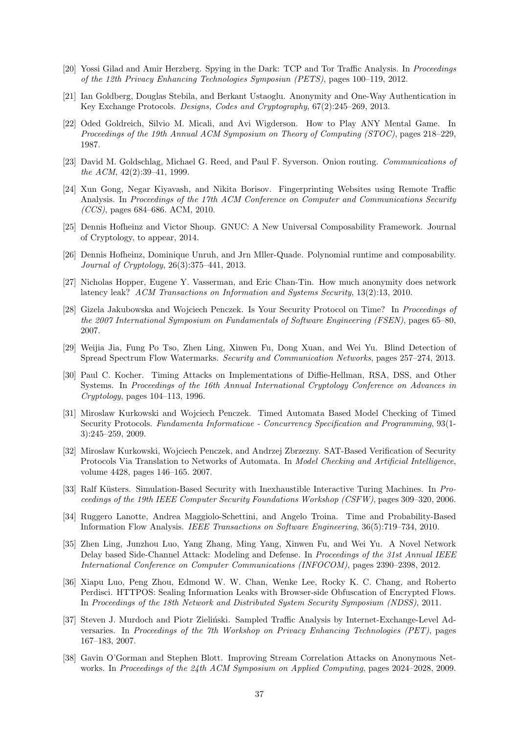[20] Yossi Gilad and Amir Herzberg. Spying in the Dark: TCP and Tor Traffic Analysis. In *Proceedings of the 12th Privacy Enhancing Technologies Symposiun (PETS)*, pages 100–119, 2012.

[21] Ian Goldberg, Douglas Stebila, and Berkant Ustaoglu. Anonymity and One-Way Authentication in Key Exchange Protocols. *Designs, Codes and Cryptography*, 67(2):245–269, 2013.

[22] Oded Goldreich, Silvio M. Micali, and Avi Wigderson. How to Play ANY Mental Game. In *Proceedings of the 19th Annual ACM Symposium on Theory of Computing (STOC)*, pages 218–229, 1987.

[23] David M. Goldschlag, Michael G. Reed, and Paul F. Syverson. Onion routing. *Communications of the ACM*, 42(2):39–41, 1999.

[24] Xun Gong, Negar Kiyavash, and Nikita Borisov. Fingerprinting Websites using Remote Traffic Analysis. In *Proceedings of the 17th ACM Conference on Computer and Communications Security (CCS)*, pages 684–686. ACM, 2010.

[25] Dennis Hofheinz and Victor Shoup. GNUC: A New Universal Composability Framework. Journal of Cryptology, to appear, 2014.

[26] Dennis Hofheinz, Dominique Unruh, and Jrn Mller-Quade. Polynomial runtime and composability. *Journal of Cryptology*, 26(3):375–441, 2013.

[27] Nicholas Hopper, Eugene Y. Vasserman, and Eric Chan-Tin. How much anonymity does network latency leak? *ACM Transactions on Information and Systems Security*, 13(2):13, 2010.

[28] Gizela Jakubowska and Wojciech Penczek. Is Your Security Protocol on Time? In *Proceedings of the 2007 International Symposium on Fundamentals of Software Engineering (FSEN)*, pages 65–80, 2007.

[29] Weijia Jia, Fung Po Tso, Zhen Ling, Xinwen Fu, Dong Xuan, and Wei Yu. Blind Detection of Spread Spectrum Flow Watermarks. *Security and Communication Networks*, pages 257–274, 2013.

[30] Paul C. Kocher. Timing Attacks on Implementations of Diffie-Hellman, RSA, DSS, and Other Systems. In *Proceedings of the 16th Annual International Cryptology Conference on Advances in Cryptology*, pages 104–113, 1996.

[31] Miroslaw Kurkowski and Wojciech Penczek. Timed Automata Based Model Checking of Timed Security Protocols. *Fundamenta Informaticae - Concurrency Specification and Programming*, 93(1-3):245–259, 2009.

[32] Miroslaw Kurkowski, Wojciech Penczek, and Andrzej Zbrzezny. SAT-Based Verification of Security Protocols Via Translation to Networks of Automata. In *Model Checking and Artificial Intelligence*, volume 4428, pages 146–165. 2007.

[33] Ralf Küsters. Simulation-Based Security with Inexhaustible Interactive Turing Machines. In *Proceedings of the 19th IEEE Computer Security Foundations Workshop (CSFW)*, pages 309–320, 2006.

[34] Ruggero Lanotte, Andrea Maggiolo-Schettini, and Angelo Troina. Time and Probability-Based Information Flow Analysis. *IEEE Transactions on Software Engineering*, 36(5):719–734, 2010.

[35] Zhen Ling, Junzhou Luo, Yang Zhang, Ming Yang, Xinwen Fu, and Wei Yu. A Novel Network Delay based Side-Channel Attack: Modeling and Defense. In *Proceedings of the 31st Annual IEEE International Conference on Computer Communications (INFOCOM)*, pages 2390–2398, 2012.

[36] Xiapu Luo, Peng Zhou, Edmond W. W. Chan, Wenke Lee, Rocky K. C. Chang, and Roberto Perdisci. HTTPOS: Sealing Information Leaks with Browser-side Obfuscation of Encrypted Flows. In *Proceedings of the 18th Network and Distributed System Security Symposium (NDSS)*, 2011.

[37] Steven J. Murdoch and Piotr Zieliński. Sampled Traffic Analysis by Internet-Exchange-Level Adversaries. In *Proceedings of the 7th Workshop on Privacy Enhancing Technologies (PET)*, pages 167–183, 2007.

[38] Gavin O'Gorman and Stephen Blott. Improving Stream Correlation Attacks on Anonymous Networks. In *Proceedings of the 24th ACM Symposium on Applied Computing*, pages 2024–2028, 2009.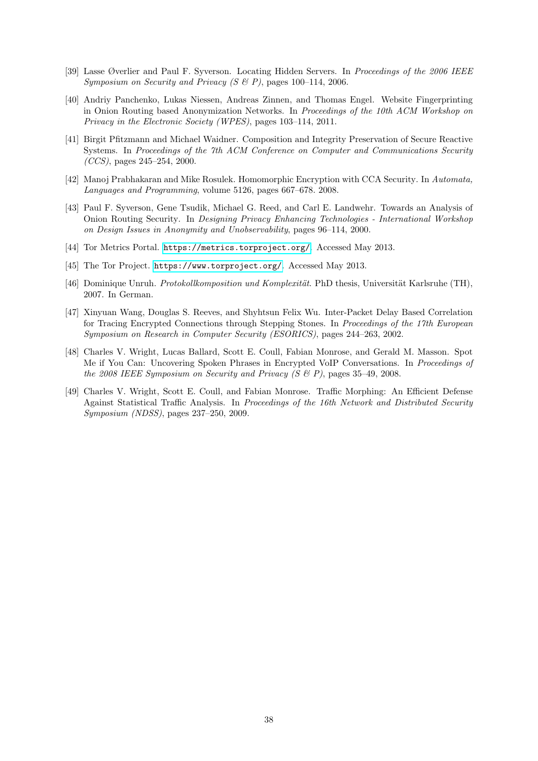[39] Lasse Øverlier and Paul F. Syverson. Locating Hidden Servers. In *Proceedings of the 2006 IEEE Symposium on Security and Privacy (S & P)*, pages 100–114, 2006.

[40] Andriy Panchenko, Lukas Niessen, Andreas Zinnen, and Thomas Engel. Website Fingerprinting in Onion Routing based Anonymization Networks. In *Proceedings of the 10th ACM Workshop on Privacy in the Electronic Society (WPES)*, pages 103–114, 2011.

[41] Birgit Pfitzmann and Michael Waidner. Composition and Integrity Preservation of Secure Reactive Systems. In *Proceedings of the 7th ACM Conference on Computer and Communications Security (CCS)*, pages 245–254, 2000.

[42] Manoj Prabhakaran and Mike Rosulek. Homomorphic Encryption with CCA Security. In *Automata, Languages and Programming*, volume 5126, pages 667–678. 2008.

[43] Paul F. Syverson, Gene Tsudik, Michael G. Reed, and Carl E. Landwehr. Towards an Analysis of Onion Routing Security. In *Designing Privacy Enhancing Technologies - International Workshop on Design Issues in Anonymity and Unobservability*, pages 96–114, 2000.

[44] Tor Metrics Portal. `https://metrics.torproject.org/`. Accessed May 2013.

[45] The Tor Project. `https://www.torproject.org/`. Accessed May 2013.

[46] Dominique Unruh. *Protokollkomposition und Komplexität*. PhD thesis, Universität Karlsruhe (TH), 2007. In German.

[47] Xinyuan Wang, Douglas S. Reeves, and Shyhtsun Felix Wu. Inter-Packet Delay Based Correlation for Tracing Encrypted Connections through Stepping Stones. In *Proceedings of the 17th European Symposium on Research in Computer Security (ESORICS)*, pages 244–263, 2002.

[48] Charles V. Wright, Lucas Ballard, Scott E. Coull, Fabian Monrose, and Gerald M. Masson. Spot Me if You Can: Uncovering Spoken Phrases in Encrypted VoIP Conversations. In *Proceedings of the 2008 IEEE Symposium on Security and Privacy (S & P)*, pages 35–49, 2008.

[49] Charles V. Wright, Scott E. Coull, and Fabian Monrose. Traffic Morphing: An Efficient Defense Against Statistical Traffic Analysis. In *Proceedings of the 16th Network and Distributed Security Symposium (NDSS)*, pages 237–250, 2009.